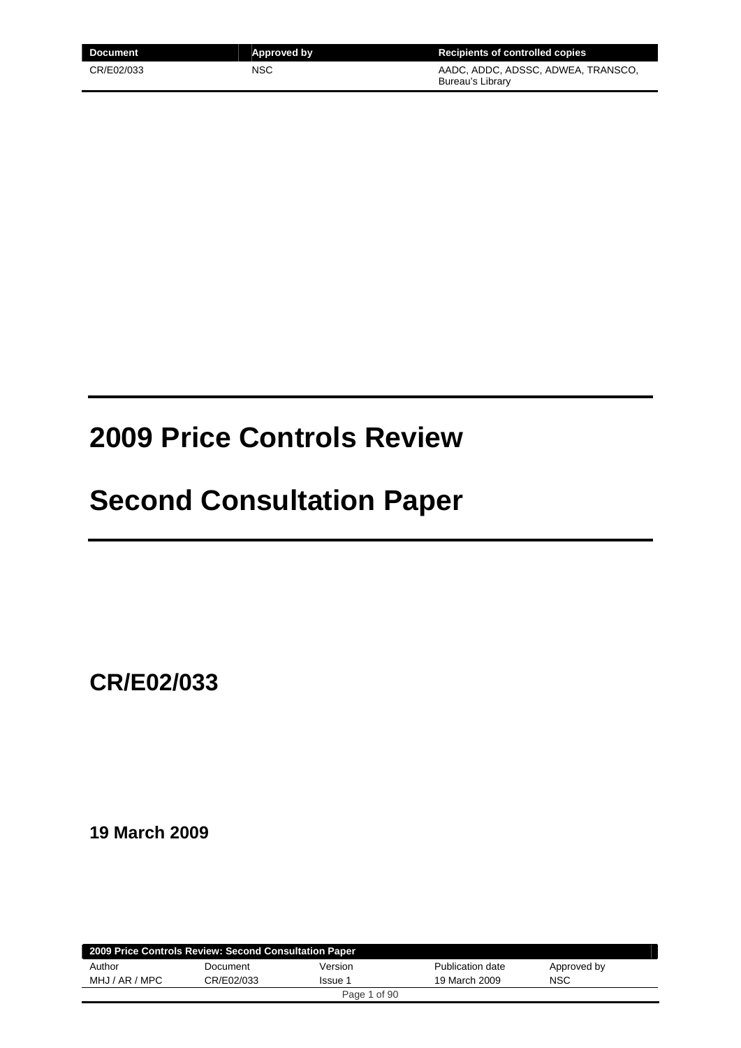| Document | Approved by | Recipients of controlled copies |
| --- | --- | --- |
| CR/E02/033 | NSC | AADC, ADDC, ADSSC, ADWEA, TRANSCO, Bureau's Library |

# 2009 Price Controls Review

# Second Consultation Paper

## CR/E02/033

**19 March 2009**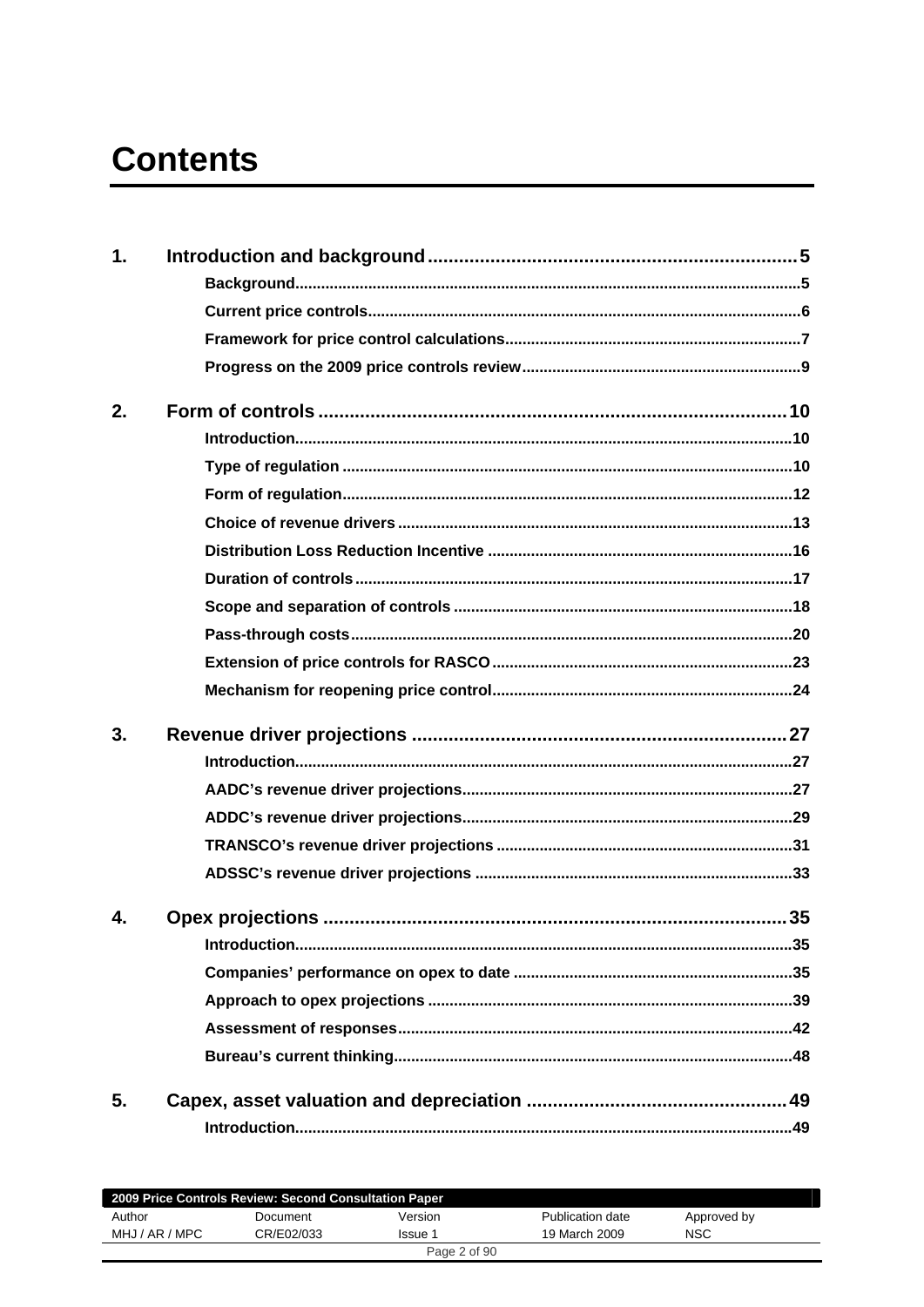# Contents

1. **Introduction and background** — 5
   - Background — 5
   - Current price controls — 6
   - Framework for price control calculations — 7
   - Progress on the 2009 price controls review — 9

2. **Form of controls** — 10
   - Introduction — 10
   - Type of regulation — 10
   - Form of regulation — 12
   - Choice of revenue drivers — 13
   - Distribution Loss Reduction Incentive — 16
   - Duration of controls — 17
   - Scope and separation of controls — 18
   - Pass-through costs — 20
   - Extension of price controls for RASCO — 23
   - Mechanism for reopening price control — 24

3. **Revenue driver projections** — 27
   - Introduction — 27
   - AADC's revenue driver projections — 27
   - ADDC's revenue driver projections — 29
   - TRANSCO's revenue driver projections — 31
   - ADSSC's revenue driver projections — 33

4. **Opex projections** — 35
   - Introduction — 35
   - Companies' performance on opex to date — 35
   - Approach to opex projections — 39
   - Assessment of responses — 42
   - Bureau's current thinking — 48

5. **Capex, asset valuation and depreciation** — 49
   - Introduction — 49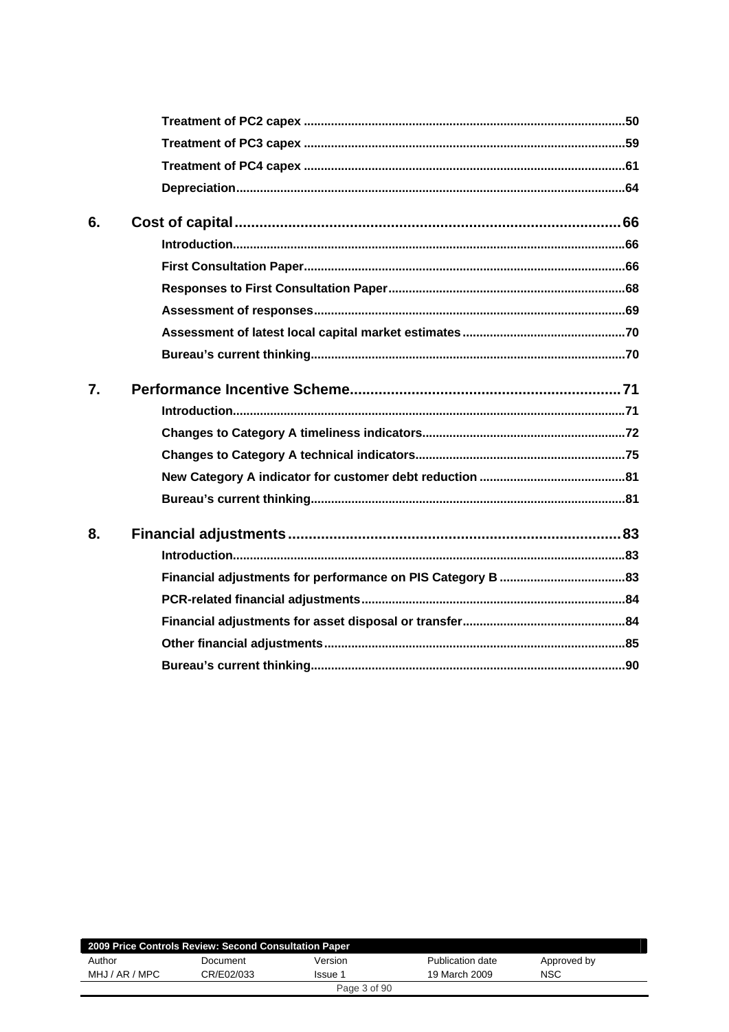Treatment of PC2 capex ..............................................................................................50

Treatment of PC3 capex ..............................................................................................59

Treatment of PC4 capex ..............................................................................................61

Depreciation..................................................................................................................64

**6. Cost of capital.............................................................................................66**

Introduction...................................................................................................................66

First Consultation Paper..............................................................................................66

Responses to First Consultation Paper.....................................................................68

Assessment of responses...........................................................................................69

Assessment of latest local capital market estimates................................................70

Bureau's current thinking............................................................................................70

**7. Performance Incentive Scheme..................................................................71**

Introduction...................................................................................................................71

Changes to Category A timeliness indicators...........................................................72

Changes to Category A technical indicators.............................................................75

New Category A indicator for customer debt reduction ...........................................81

Bureau's current thinking............................................................................................81

**8. Financial adjustments.................................................................................83**

Introduction...................................................................................................................83

Financial adjustments for performance on PIS Category B .....................................83

PCR-related financial adjustments.............................................................................84

Financial adjustments for asset disposal or transfer................................................84

Other financial adjustments........................................................................................85

Bureau's current thinking............................................................................................90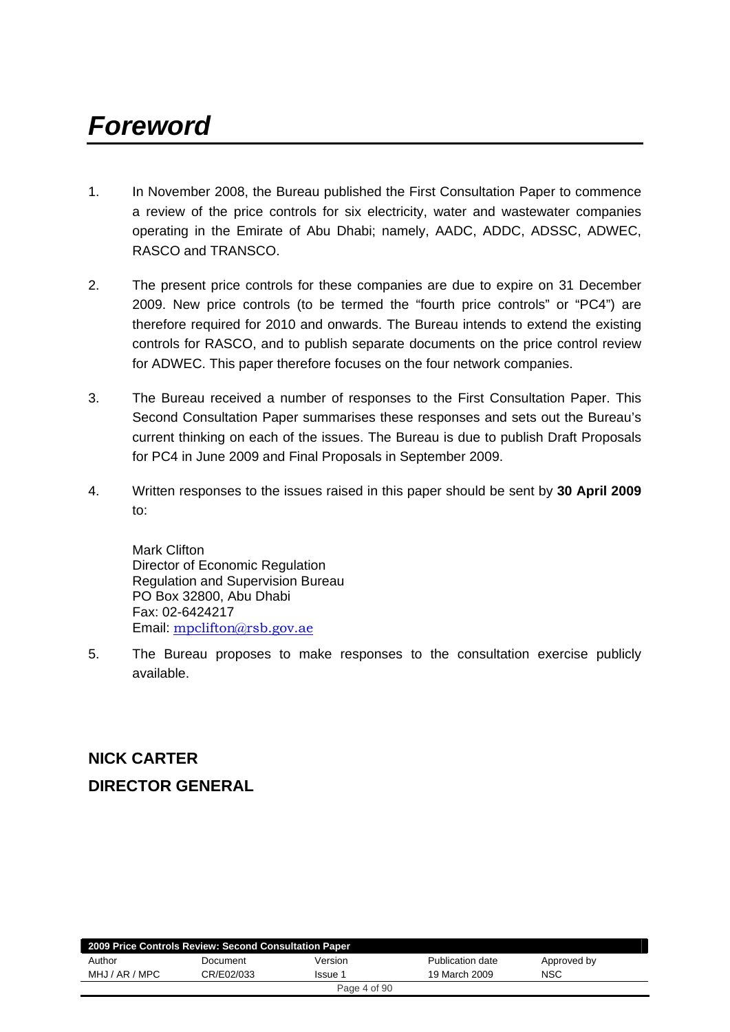# *Foreword*

1. In November 2008, the Bureau published the First Consultation Paper to commence a review of the price controls for six electricity, water and wastewater companies operating in the Emirate of Abu Dhabi; namely, AADC, ADDC, ADSSC, ADWEC, RASCO and TRANSCO.

2. The present price controls for these companies are due to expire on 31 December 2009. New price controls (to be termed the "fourth price controls" or "PC4") are therefore required for 2010 and onwards. The Bureau intends to extend the existing controls for RASCO, and to publish separate documents on the price control review for ADWEC. This paper therefore focuses on the four network companies.

3. The Bureau received a number of responses to the First Consultation Paper. This Second Consultation Paper summarises these responses and sets out the Bureau's current thinking on each of the issues. The Bureau is due to publish Draft Proposals for PC4 in June 2009 and Final Proposals in September 2009.

4. Written responses to the issues raised in this paper should be sent by **30 April 2009** to:

   Mark Clifton
   Director of Economic Regulation
   Regulation and Supervision Bureau
   PO Box 32800, Abu Dhabi
   Fax: 02-6424217
   Email: mpclifton@rsb.gov.ae

5. The Bureau proposes to make responses to the consultation exercise publicly available.

**NICK CARTER**

**DIRECTOR GENERAL**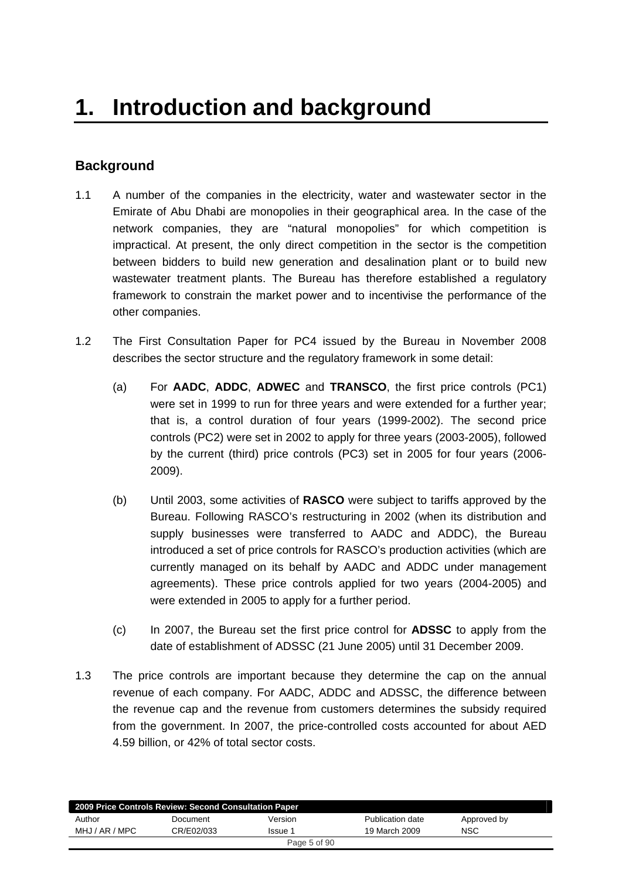# 1. Introduction and background

## Background

1.1 A number of the companies in the electricity, water and wastewater sector in the Emirate of Abu Dhabi are monopolies in their geographical area. In the case of the network companies, they are "natural monopolies" for which competition is impractical. At present, the only direct competition in the sector is the competition between bidders to build new generation and desalination plant or to build new wastewater treatment plants. The Bureau has therefore established a regulatory framework to constrain the market power and to incentivise the performance of the other companies.

1.2 The First Consultation Paper for PC4 issued by the Bureau in November 2008 describes the sector structure and the regulatory framework in some detail:

(a) For **AADC**, **ADDC**, **ADWEC** and **TRANSCO**, the first price controls (PC1) were set in 1999 to run for three years and were extended for a further year; that is, a control duration of four years (1999-2002). The second price controls (PC2) were set in 2002 to apply for three years (2003-2005), followed by the current (third) price controls (PC3) set in 2005 for four years (2006-2009).

(b) Until 2003, some activities of **RASCO** were subject to tariffs approved by the Bureau. Following RASCO's restructuring in 2002 (when its distribution and supply businesses were transferred to AADC and ADDC), the Bureau introduced a set of price controls for RASCO's production activities (which are currently managed on its behalf by AADC and ADDC under management agreements). These price controls applied for two years (2004-2005) and were extended in 2005 to apply for a further period.

(c) In 2007, the Bureau set the first price control for **ADSSC** to apply from the date of establishment of ADSSC (21 June 2005) until 31 December 2009.

1.3 The price controls are important because they determine the cap on the annual revenue of each company. For AADC, ADDC and ADSSC, the difference between the revenue cap and the revenue from customers determines the subsidy required from the government. In 2007, the price-controlled costs accounted for about AED 4.59 billion, or 42% of total sector costs.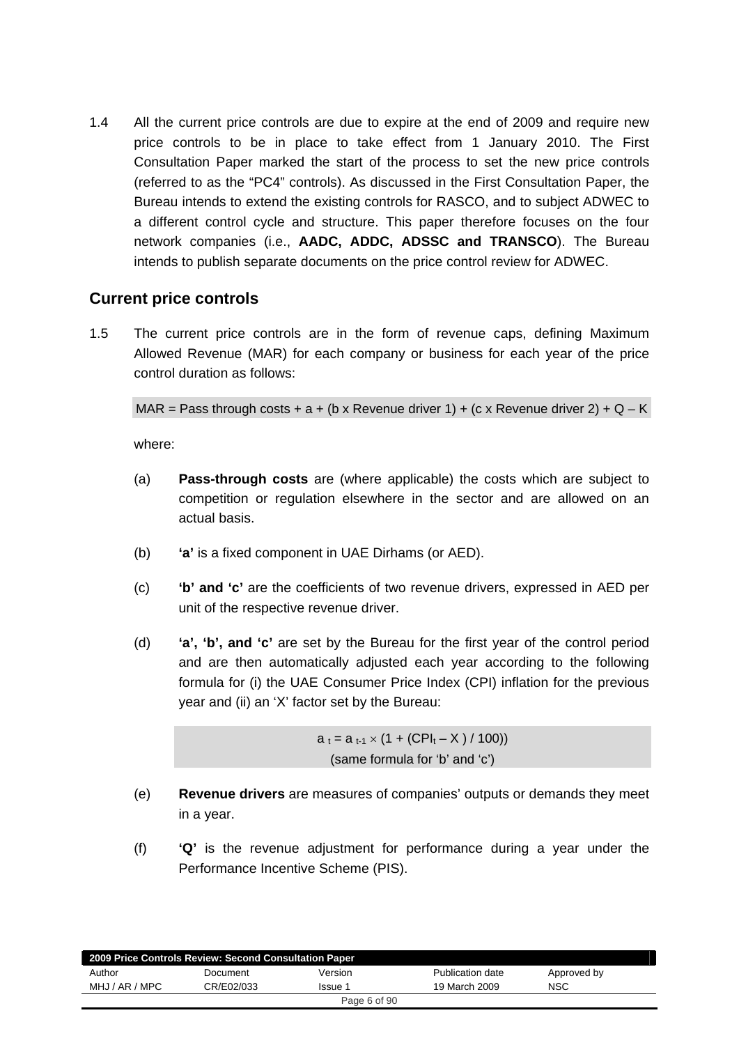1.4 All the current price controls are due to expire at the end of 2009 and require new price controls to be in place to take effect from 1 January 2010. The First Consultation Paper marked the start of the process to set the new price controls (referred to as the "PC4" controls). As discussed in the First Consultation Paper, the Bureau intends to extend the existing controls for RASCO, and to subject ADWEC to a different control cycle and structure. This paper therefore focuses on the four network companies (i.e., **AADC, ADDC, ADSSC and TRANSCO**). The Bureau intends to publish separate documents on the price control review for ADWEC.

## Current price controls

1.5 The current price controls are in the form of revenue caps, defining Maximum Allowed Revenue (MAR) for each company or business for each year of the price control duration as follows:

$$MAR = \text{Pass through costs} + a + (b \times \text{Revenue driver 1}) + (c \times \text{Revenue driver 2}) + Q - K$$

where:

(a) **Pass-through costs** are (where applicable) the costs which are subject to competition or regulation elsewhere in the sector and are allowed on an actual basis.

(b) **'a'** is a fixed component in UAE Dirhams (or AED).

(c) **'b' and 'c'** are the coefficients of two revenue drivers, expressed in AED per unit of the respective revenue driver.

(d) **'a', 'b', and 'c'** are set by the Bureau for the first year of the control period and are then automatically adjusted each year according to the following formula for (i) the UAE Consumer Price Index (CPI) inflation for the previous year and (ii) an 'X' factor set by the Bureau:

$$a_t = a_{t-1} \times (1 + (CPI_t - X) / 100))$$

(same formula for 'b' and 'c')

(e) **Revenue drivers** are measures of companies' outputs or demands they meet in a year.

(f) **'Q'** is the revenue adjustment for performance during a year under the Performance Incentive Scheme (PIS).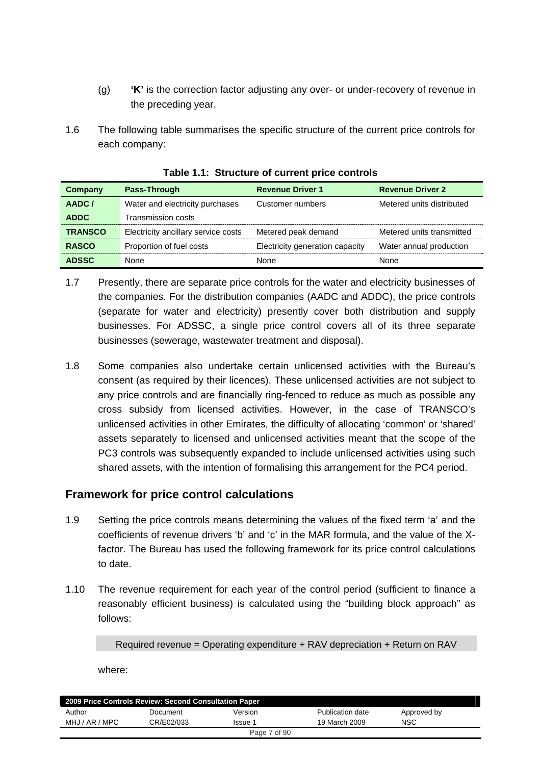(g) **'K'** is the correction factor adjusting any over- or under-recovery of revenue in the preceding year.

1.6 The following table summarises the specific structure of the current price controls for each company:

**Table 1.1: Structure of current price controls**

| Company | Pass-Through | Revenue Driver 1 | Revenue Driver 2 |
|---|---|---|---|
| **AADC / ADDC** | Water and electricity purchases<br>Transmission costs | Customer numbers | Metered units distributed |
| **TRANSCO** | Electricity ancillary service costs | Metered peak demand | Metered units transmitted |
| **RASCO** | Proportion of fuel costs | Electricity generation capacity | Water annual production |
| **ADSSC** | None | None | None |

1.7 Presently, there are separate price controls for the water and electricity businesses of the companies. For the distribution companies (AADC and ADDC), the price controls (separate for water and electricity) presently cover both distribution and supply businesses. For ADSSC, a single price control covers all of its three separate businesses (sewerage, wastewater treatment and disposal).

1.8 Some companies also undertake certain unlicensed activities with the Bureau's consent (as required by their licences). These unlicensed activities are not subject to any price controls and are financially ring-fenced to reduce as much as possible any cross subsidy from licensed activities. However, in the case of TRANSCO's unlicensed activities in other Emirates, the difficulty of allocating 'common' or 'shared' assets separately to licensed and unlicensed activities meant that the scope of the PC3 controls was subsequently expanded to include unlicensed activities using such shared assets, with the intention of formalising this arrangement for the PC4 period.

## Framework for price control calculations

1.9 Setting the price controls means determining the values of the fixed term 'a' and the coefficients of revenue drivers 'b' and 'c' in the MAR formula, and the value of the X-factor. The Bureau has used the following framework for its price control calculations to date.

1.10 The revenue requirement for each year of the control period (sufficient to finance a reasonably efficient business) is calculated using the "building block approach" as follows:

Required revenue = Operating expenditure + RAV depreciation + Return on RAV

where: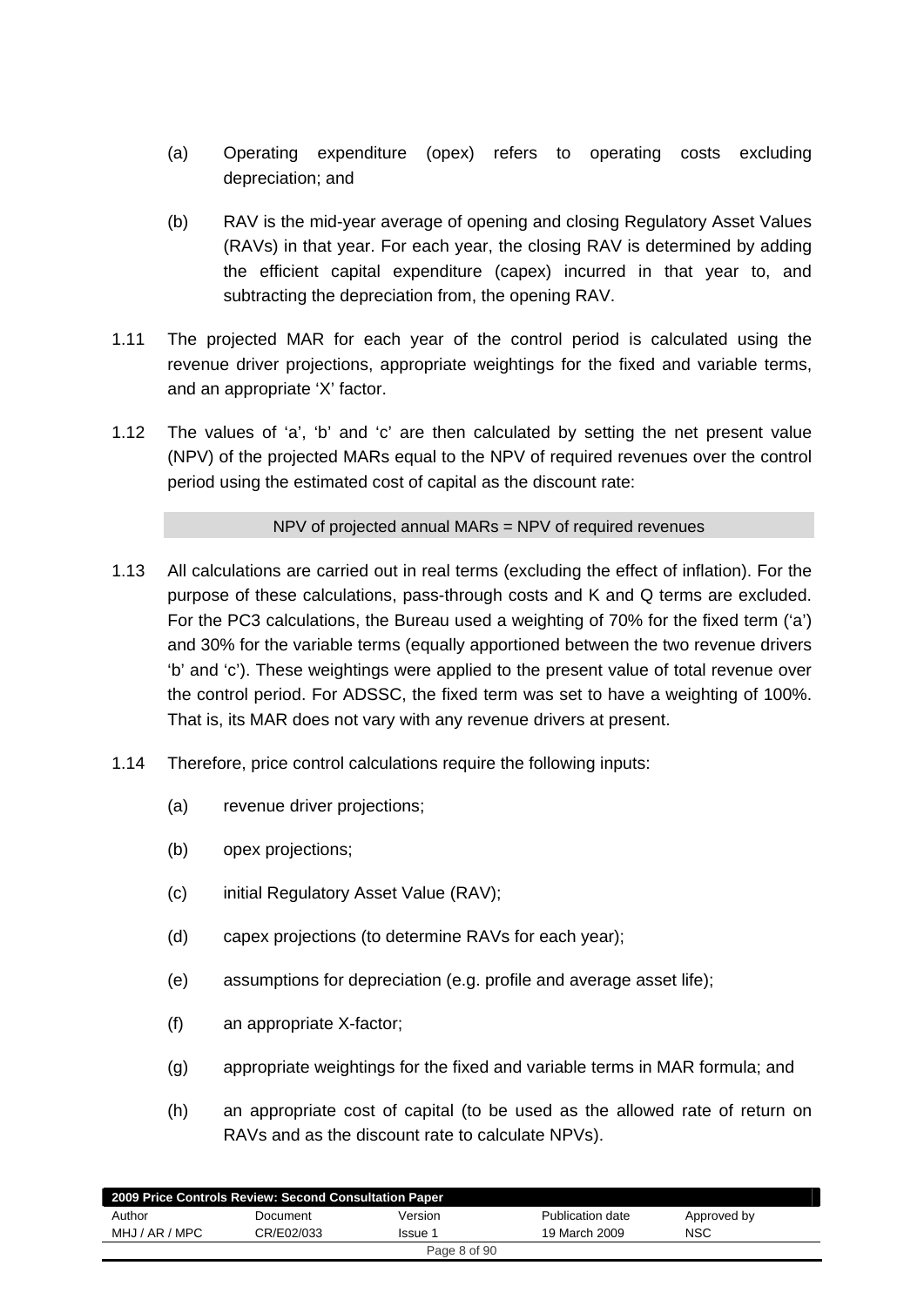(a) Operating expenditure (opex) refers to operating costs excluding depreciation; and

(b) RAV is the mid-year average of opening and closing Regulatory Asset Values (RAVs) in that year. For each year, the closing RAV is determined by adding the efficient capital expenditure (capex) incurred in that year to, and subtracting the depreciation from, the opening RAV.

1.11 The projected MAR for each year of the control period is calculated using the revenue driver projections, appropriate weightings for the fixed and variable terms, and an appropriate 'X' factor.

1.12 The values of 'a', 'b' and 'c' are then calculated by setting the net present value (NPV) of the projected MARs equal to the NPV of required revenues over the control period using the estimated cost of capital as the discount rate:

| NPV of projected annual MARs = NPV of required revenues |
|---|

1.13 All calculations are carried out in real terms (excluding the effect of inflation). For the purpose of these calculations, pass-through costs and K and Q terms are excluded. For the PC3 calculations, the Bureau used a weighting of 70% for the fixed term ('a') and 30% for the variable terms (equally apportioned between the two revenue drivers 'b' and 'c'). These weightings were applied to the present value of total revenue over the control period. For ADSSC, the fixed term was set to have a weighting of 100%. That is, its MAR does not vary with any revenue drivers at present.

1.14 Therefore, price control calculations require the following inputs:

(a) revenue driver projections;

(b) opex projections;

(c) initial Regulatory Asset Value (RAV);

(d) capex projections (to determine RAVs for each year);

(e) assumptions for depreciation (e.g. profile and average asset life);

(f) an appropriate X-factor;

(g) appropriate weightings for the fixed and variable terms in MAR formula; and

(h) an appropriate cost of capital (to be used as the allowed rate of return on RAVs and as the discount rate to calculate NPVs).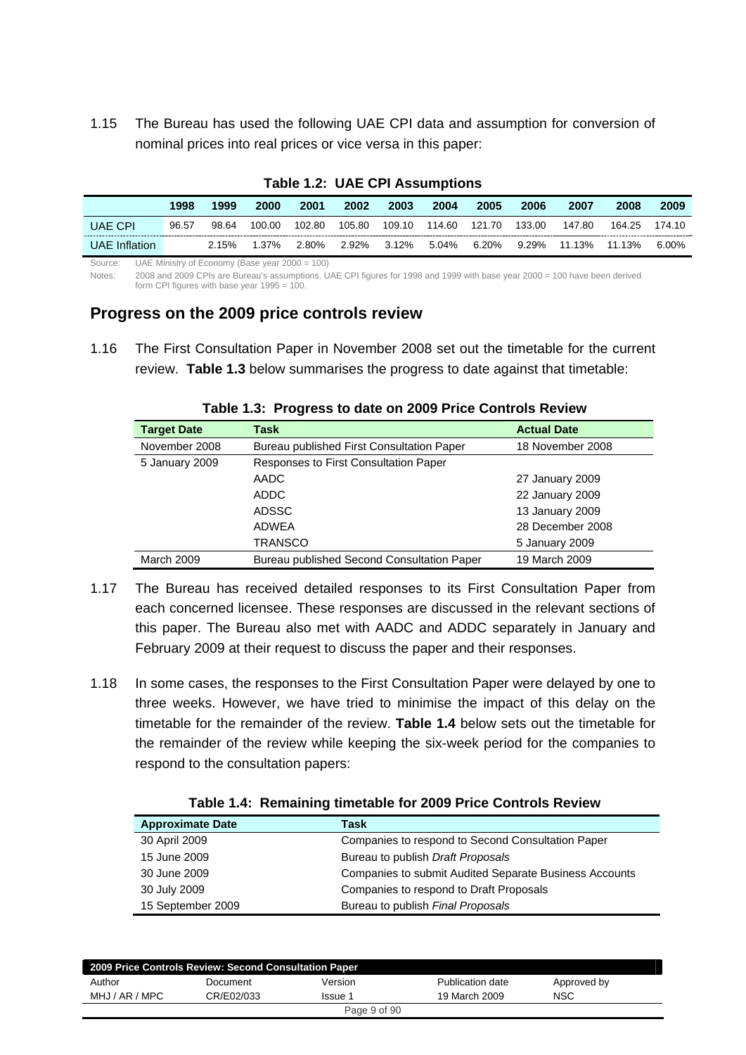1.15 The Bureau has used the following UAE CPI data and assumption for conversion of nominal prices into real prices or vice versa in this paper:

**Table 1.2: UAE CPI Assumptions**

| | 1998 | 1999 | 2000 | 2001 | 2002 | 2003 | 2004 | 2005 | 2006 | 2007 | 2008 | 2009 |
|---|---|---|---|---|---|---|---|---|---|---|---|---|
| UAE CPI | 96.57 | 98.64 | 100.00 | 102.80 | 105.80 | 109.10 | 114.60 | 121.70 | 133.00 | 147.80 | 164.25 | 174.10 |
| UAE Inflation | | 2.15% | 1.37% | 2.80% | 2.92% | 3.12% | 5.04% | 6.20% | 9.29% | 11.13% | 11.13% | 6.00% |

Source: UAE Ministry of Economy (Base year 2000 = 100)

Notes: 2008 and 2009 CPIs are Bureau's assumptions. UAE CPI figures for 1998 and 1999 with base year 2000 = 100 have been derived form CPI figures with base year 1995 = 100.

## Progress on the 2009 price controls review

1.16 The First Consultation Paper in November 2008 set out the timetable for the current review. **Table 1.3** below summarises the progress to date against that timetable:

**Table 1.3: Progress to date on 2009 Price Controls Review**

| Target Date | Task | Actual Date |
|---|---|---|
| November 2008 | Bureau published First Consultation Paper | 18 November 2008 |
| 5 January 2009 | Responses to First Consultation Paper | |
| | AADC | 27 January 2009 |
| | ADDC | 22 January 2009 |
| | ADSSC | 13 January 2009 |
| | ADWEA | 28 December 2008 |
| | TRANSCO | 5 January 2009 |
| March 2009 | Bureau published Second Consultation Paper | 19 March 2009 |

1.17 The Bureau has received detailed responses to its First Consultation Paper from each concerned licensee. These responses are discussed in the relevant sections of this paper. The Bureau also met with AADC and ADDC separately in January and February 2009 at their request to discuss the paper and their responses.

1.18 In some cases, the responses to the First Consultation Paper were delayed by one to three weeks. However, we have tried to minimise the impact of this delay on the timetable for the remainder of the review. **Table 1.4** below sets out the timetable for the remainder of the review while keeping the six-week period for the companies to respond to the consultation papers:

**Table 1.4: Remaining timetable for 2009 Price Controls Review**

| Approximate Date | Task |
|---|---|
| 30 April 2009 | Companies to respond to Second Consultation Paper |
| 15 June 2009 | Bureau to publish *Draft Proposals* |
| 30 June 2009 | Companies to submit Audited Separate Business Accounts |
| 30 July 2009 | Companies to respond to Draft Proposals |
| 15 September 2009 | Bureau to publish *Final Proposals* |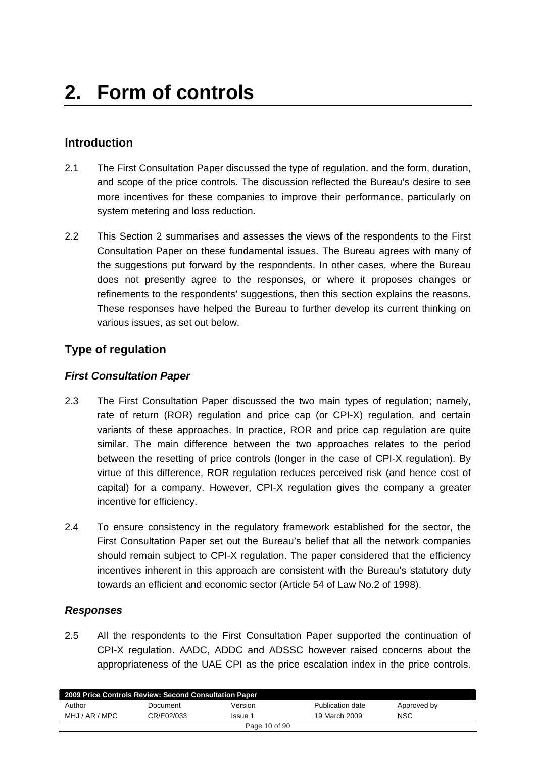# 2. Form of controls

## Introduction

2.1 The First Consultation Paper discussed the type of regulation, and the form, duration, and scope of the price controls. The discussion reflected the Bureau's desire to see more incentives for these companies to improve their performance, particularly on system metering and loss reduction.

2.2 This Section 2 summarises and assesses the views of the respondents to the First Consultation Paper on these fundamental issues. The Bureau agrees with many of the suggestions put forward by the respondents. In other cases, where the Bureau does not presently agree to the responses, or where it proposes changes or refinements to the respondents' suggestions, then this section explains the reasons. These responses have helped the Bureau to further develop its current thinking on various issues, as set out below.

## Type of regulation

### *First Consultation Paper*

2.3 The First Consultation Paper discussed the two main types of regulation; namely, rate of return (ROR) regulation and price cap (or CPI-X) regulation, and certain variants of these approaches. In practice, ROR and price cap regulation are quite similar. The main difference between the two approaches relates to the period between the resetting of price controls (longer in the case of CPI-X regulation). By virtue of this difference, ROR regulation reduces perceived risk (and hence cost of capital) for a company. However, CPI-X regulation gives the company a greater incentive for efficiency.

2.4 To ensure consistency in the regulatory framework established for the sector, the First Consultation Paper set out the Bureau's belief that all the network companies should remain subject to CPI-X regulation. The paper considered that the efficiency incentives inherent in this approach are consistent with the Bureau's statutory duty towards an efficient and economic sector (Article 54 of Law No.2 of 1998).

### *Responses*

2.5 All the respondents to the First Consultation Paper supported the continuation of CPI-X regulation. AADC, ADDC and ADSSC however raised concerns about the appropriateness of the UAE CPI as the price escalation index in the price controls.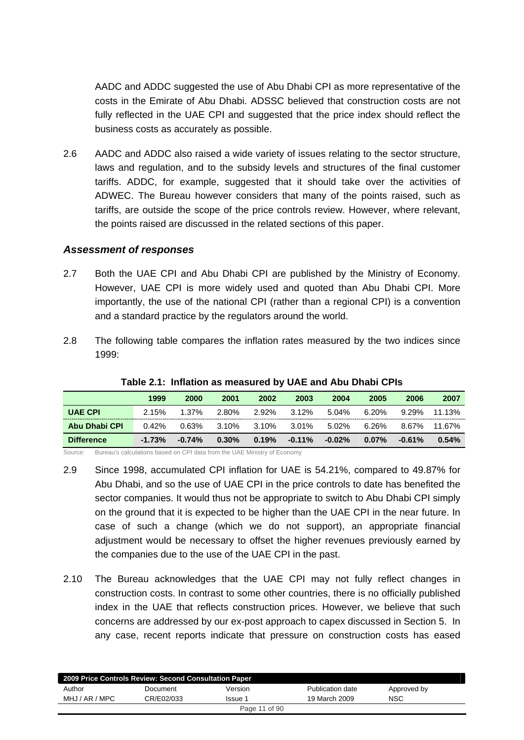AADC and ADDC suggested the use of Abu Dhabi CPI as more representative of the costs in the Emirate of Abu Dhabi. ADSSC believed that construction costs are not fully reflected in the UAE CPI and suggested that the price index should reflect the business costs as accurately as possible.

2.6 AADC and ADDC also raised a wide variety of issues relating to the sector structure, laws and regulation, and to the subsidy levels and structures of the final customer tariffs. ADDC, for example, suggested that it should take over the activities of ADWEC. The Bureau however considers that many of the points raised, such as tariffs, are outside the scope of the price controls review. However, where relevant, the points raised are discussed in the related sections of this paper.

### *Assessment of responses*

2.7 Both the UAE CPI and Abu Dhabi CPI are published by the Ministry of Economy. However, UAE CPI is more widely used and quoted than Abu Dhabi CPI. More importantly, the use of the national CPI (rather than a regional CPI) is a convention and a standard practice by the regulators around the world.

2.8 The following table compares the inflation rates measured by the two indices since 1999:

**Table 2.1: Inflation as measured by UAE and Abu Dhabi CPIs**

| | 1999 | 2000 | 2001 | 2002 | 2003 | 2004 | 2005 | 2006 | 2007 |
|---|---|---|---|---|---|---|---|---|---|
| **UAE CPI** | 2.15% | 1.37% | 2.80% | 2.92% | 3.12% | 5.04% | 6.20% | 9.29% | 11.13% |
| **Abu Dhabi CPI** | 0.42% | 0.63% | 3.10% | 3.10% | 3.01% | 5.02% | 6.26% | 8.67% | 11.67% |
| **Difference** | **-1.73%** | **-0.74%** | **0.30%** | **0.19%** | **-0.11%** | **-0.02%** | **0.07%** | **-0.61%** | **0.54%** |

Source: Bureau's calculations based on CPI data from the UAE Ministry of Economy

2.9 Since 1998, accumulated CPI inflation for UAE is 54.21%, compared to 49.87% for Abu Dhabi, and so the use of UAE CPI in the price controls to date has benefited the sector companies. It would thus not be appropriate to switch to Abu Dhabi CPI simply on the ground that it is expected to be higher than the UAE CPI in the near future. In case of such a change (which we do not support), an appropriate financial adjustment would be necessary to offset the higher revenues previously earned by the companies due to the use of the UAE CPI in the past.

2.10 The Bureau acknowledges that the UAE CPI may not fully reflect changes in construction costs. In contrast to some other countries, there is no officially published index in the UAE that reflects construction prices. However, we believe that such concerns are addressed by our ex-post approach to capex discussed in Section 5. In any case, recent reports indicate that pressure on construction costs has eased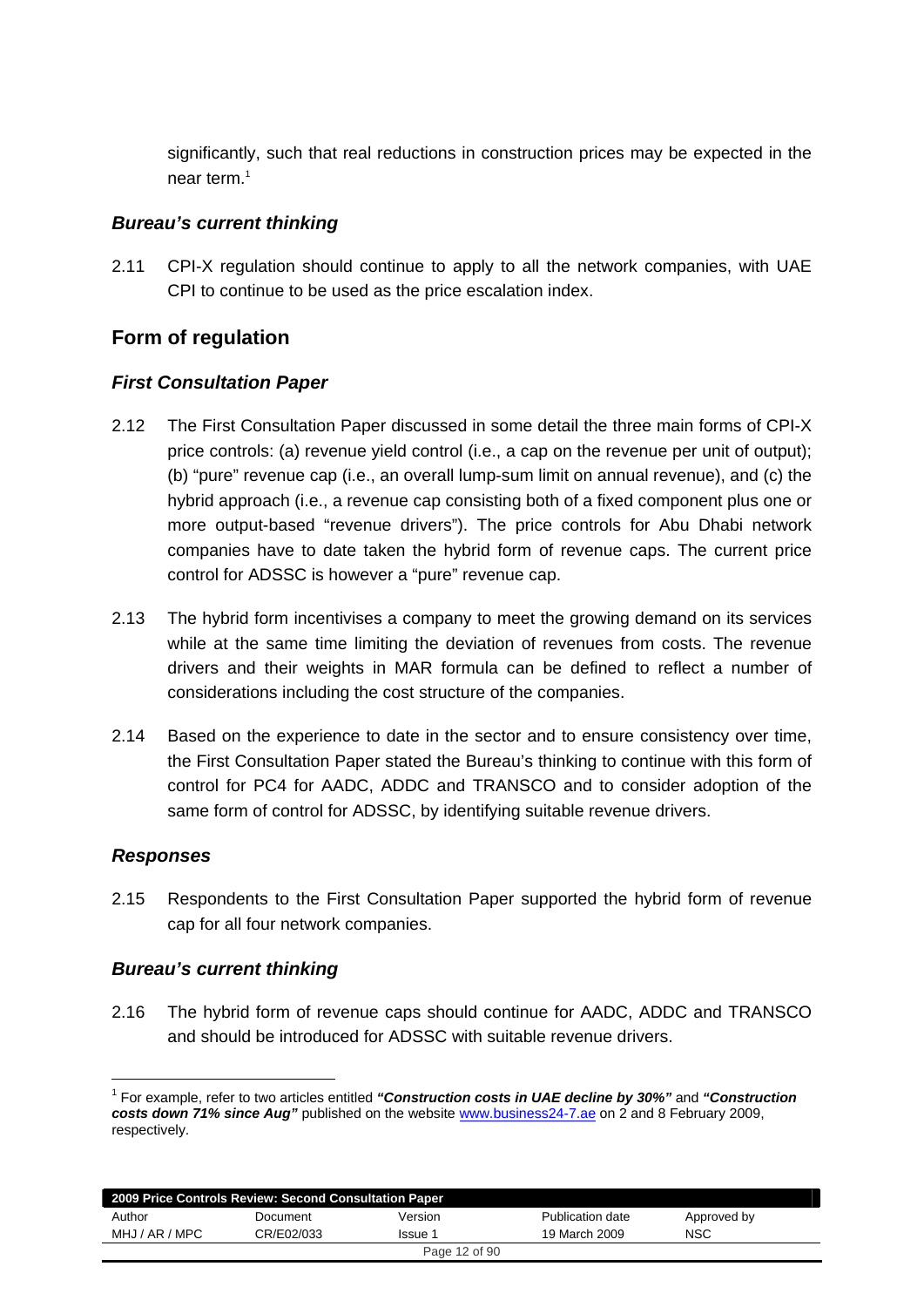significantly, such that real reductions in construction prices may be expected in the near term.[1]

### *Bureau's current thinking*

2.11 CPI-X regulation should continue to apply to all the network companies, with UAE CPI to continue to be used as the price escalation index.

## Form of regulation

### *First Consultation Paper*

2.12 The First Consultation Paper discussed in some detail the three main forms of CPI-X price controls: (a) revenue yield control (i.e., a cap on the revenue per unit of output); (b) "pure" revenue cap (i.e., an overall lump-sum limit on annual revenue), and (c) the hybrid approach (i.e., a revenue cap consisting both of a fixed component plus one or more output-based "revenue drivers"). The price controls for Abu Dhabi network companies have to date taken the hybrid form of revenue caps. The current price control for ADSSC is however a "pure" revenue cap.

2.13 The hybrid form incentivises a company to meet the growing demand on its services while at the same time limiting the deviation of revenues from costs. The revenue drivers and their weights in MAR formula can be defined to reflect a number of considerations including the cost structure of the companies.

2.14 Based on the experience to date in the sector and to ensure consistency over time, the First Consultation Paper stated the Bureau's thinking to continue with this form of control for PC4 for AADC, ADDC and TRANSCO and to consider adoption of the same form of control for ADSSC, by identifying suitable revenue drivers.

### *Responses*

2.15 Respondents to the First Consultation Paper supported the hybrid form of revenue cap for all four network companies.

### *Bureau's current thinking*

2.16 The hybrid form of revenue caps should continue for AADC, ADDC and TRANSCO and should be introduced for ADSSC with suitable revenue drivers.

---

[1] For example, refer to two articles entitled ***"Construction costs in UAE decline by 30%"*** and ***"Construction costs down 71% since Aug"*** published on the website www.business24-7.ae on 2 and 8 February 2009, respectively.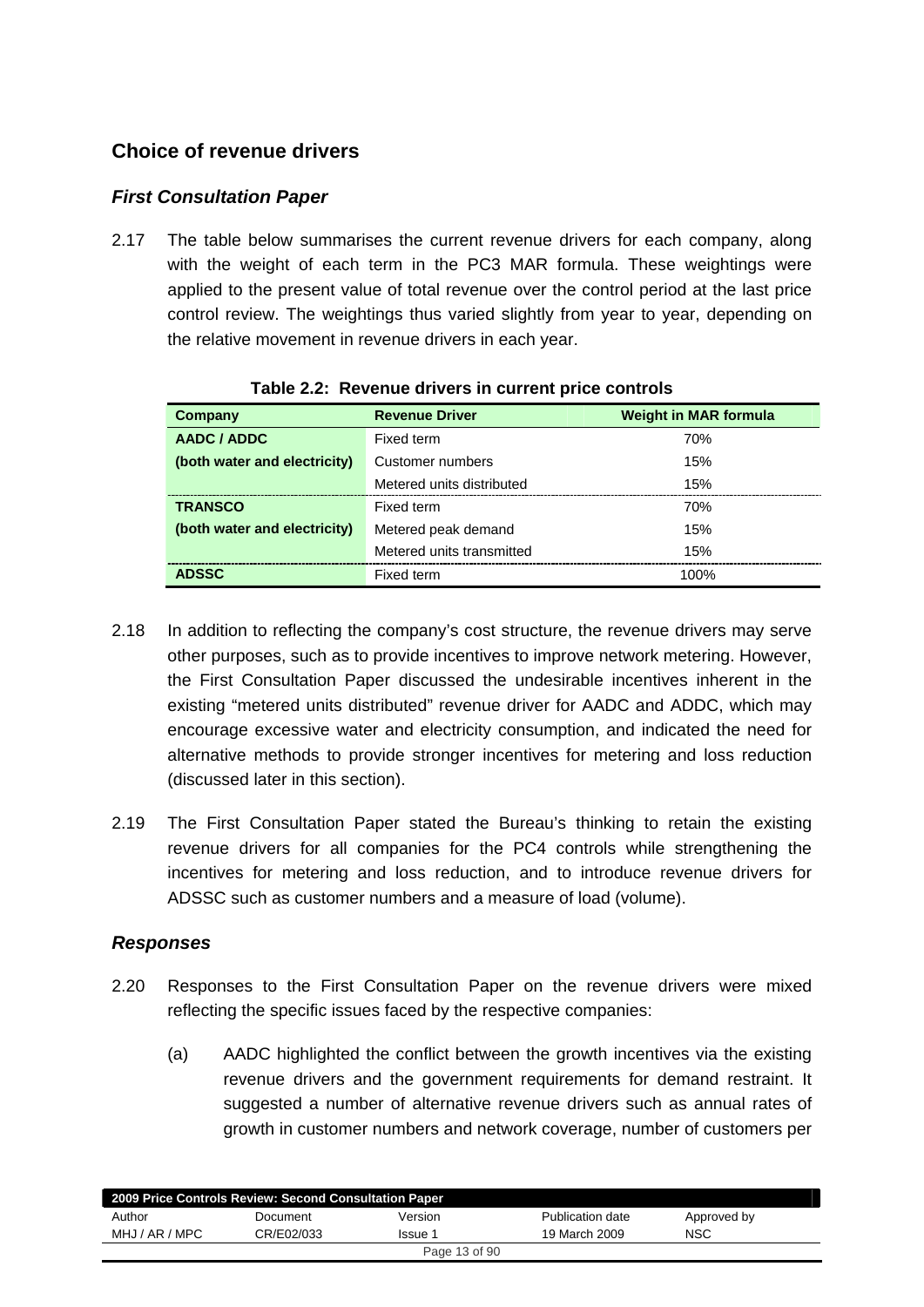## Choice of revenue drivers

### *First Consultation Paper*

2.17 The table below summarises the current revenue drivers for each company, along with the weight of each term in the PC3 MAR formula. These weightings were applied to the present value of total revenue over the control period at the last price control review. The weightings thus varied slightly from year to year, depending on the relative movement in revenue drivers in each year.

**Table 2.2: Revenue drivers in current price controls**

| Company | Revenue Driver | Weight in MAR formula |
|---|---|---|
| **AADC / ADDC** | Fixed term | 70% |
| **(both water and electricity)** | Customer numbers | 15% |
| | Metered units distributed | 15% |
| **TRANSCO** | Fixed term | 70% |
| **(both water and electricity)** | Metered peak demand | 15% |
| | Metered units transmitted | 15% |
| **ADSSC** | Fixed term | 100% |

2.18 In addition to reflecting the company's cost structure, the revenue drivers may serve other purposes, such as to provide incentives to improve network metering. However, the First Consultation Paper discussed the undesirable incentives inherent in the existing "metered units distributed" revenue driver for AADC and ADDC, which may encourage excessive water and electricity consumption, and indicated the need for alternative methods to provide stronger incentives for metering and loss reduction (discussed later in this section).

2.19 The First Consultation Paper stated the Bureau's thinking to retain the existing revenue drivers for all companies for the PC4 controls while strengthening the incentives for metering and loss reduction, and to introduce revenue drivers for ADSSC such as customer numbers and a measure of load (volume).

### *Responses*

2.20 Responses to the First Consultation Paper on the revenue drivers were mixed reflecting the specific issues faced by the respective companies:

(a) AADC highlighted the conflict between the growth incentives via the existing revenue drivers and the government requirements for demand restraint. It suggested a number of alternative revenue drivers such as annual rates of growth in customer numbers and network coverage, number of customers per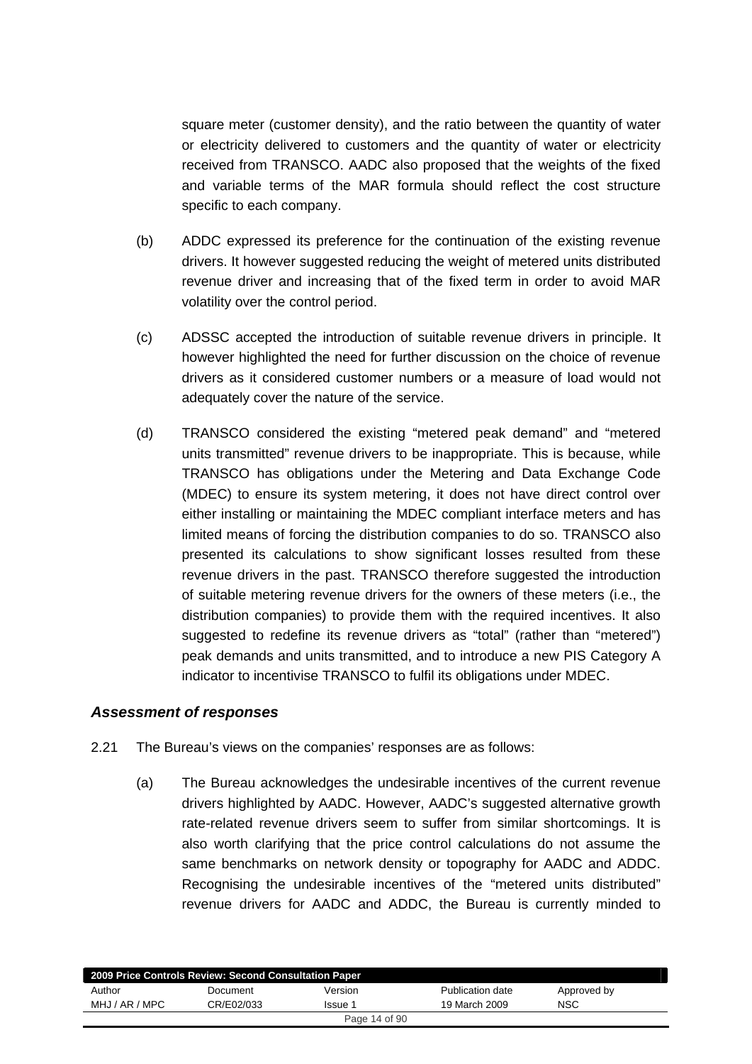square meter (customer density), and the ratio between the quantity of water or electricity delivered to customers and the quantity of water or electricity received from TRANSCO. AADC also proposed that the weights of the fixed and variable terms of the MAR formula should reflect the cost structure specific to each company.

(b) ADDC expressed its preference for the continuation of the existing revenue drivers. It however suggested reducing the weight of metered units distributed revenue driver and increasing that of the fixed term in order to avoid MAR volatility over the control period.

(c) ADSSC accepted the introduction of suitable revenue drivers in principle. It however highlighted the need for further discussion on the choice of revenue drivers as it considered customer numbers or a measure of load would not adequately cover the nature of the service.

(d) TRANSCO considered the existing "metered peak demand" and "metered units transmitted" revenue drivers to be inappropriate. This is because, while TRANSCO has obligations under the Metering and Data Exchange Code (MDEC) to ensure its system metering, it does not have direct control over either installing or maintaining the MDEC compliant interface meters and has limited means of forcing the distribution companies to do so. TRANSCO also presented its calculations to show significant losses resulted from these revenue drivers in the past. TRANSCO therefore suggested the introduction of suitable metering revenue drivers for the owners of these meters (i.e., the distribution companies) to provide them with the required incentives. It also suggested to redefine its revenue drivers as "total" (rather than "metered") peak demands and units transmitted, and to introduce a new PIS Category A indicator to incentivise TRANSCO to fulfil its obligations under MDEC.

### *Assessment of responses*

2.21 The Bureau's views on the companies' responses are as follows:

(a) The Bureau acknowledges the undesirable incentives of the current revenue drivers highlighted by AADC. However, AADC's suggested alternative growth rate-related revenue drivers seem to suffer from similar shortcomings. It is also worth clarifying that the price control calculations do not assume the same benchmarks on network density or topography for AADC and ADDC. Recognising the undesirable incentives of the "metered units distributed" revenue drivers for AADC and ADDC, the Bureau is currently minded to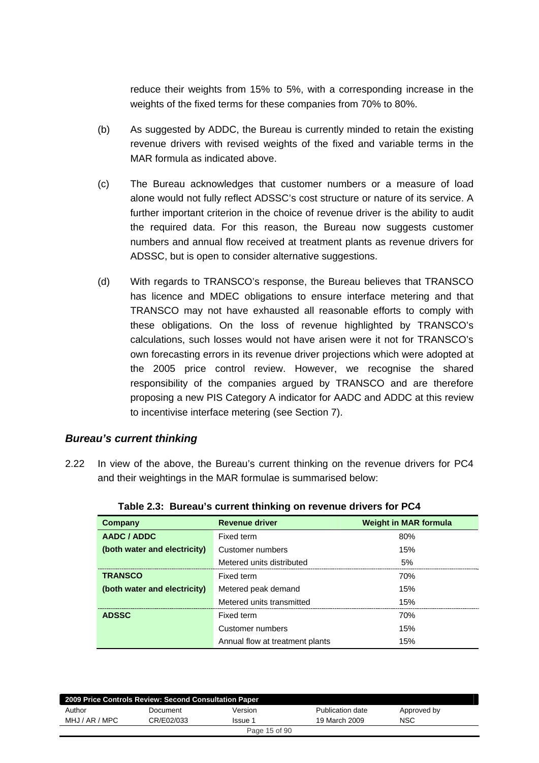reduce their weights from 15% to 5%, with a corresponding increase in the weights of the fixed terms for these companies from 70% to 80%.

(b) As suggested by ADDC, the Bureau is currently minded to retain the existing revenue drivers with revised weights of the fixed and variable terms in the MAR formula as indicated above.

(c) The Bureau acknowledges that customer numbers or a measure of load alone would not fully reflect ADSSC's cost structure or nature of its service. A further important criterion in the choice of revenue driver is the ability to audit the required data. For this reason, the Bureau now suggests customer numbers and annual flow received at treatment plants as revenue drivers for ADSSC, but is open to consider alternative suggestions.

(d) With regards to TRANSCO's response, the Bureau believes that TRANSCO has licence and MDEC obligations to ensure interface metering and that TRANSCO may not have exhausted all reasonable efforts to comply with these obligations. On the loss of revenue highlighted by TRANSCO's calculations, such losses would not have arisen were it not for TRANSCO's own forecasting errors in its revenue driver projections which were adopted at the 2005 price control review. However, we recognise the shared responsibility of the companies argued by TRANSCO and are therefore proposing a new PIS Category A indicator for AADC and ADDC at this review to incentivise interface metering (see Section 7).

### *Bureau's current thinking*

2.22 In view of the above, the Bureau's current thinking on the revenue drivers for PC4 and their weightings in the MAR formulae is summarised below:

**Table 2.3: Bureau's current thinking on revenue drivers for PC4**

| Company | Revenue driver | Weight in MAR formula |
|---|---|---|
| **AADC / ADDC** | Fixed term | 80% |
| **(both water and electricity)** | Customer numbers | 15% |
| | Metered units distributed | 5% |
| **TRANSCO** | Fixed term | 70% |
| **(both water and electricity)** | Metered peak demand | 15% |
| | Metered units transmitted | 15% |
| **ADSSC** | Fixed term | 70% |
| | Customer numbers | 15% |
| | Annual flow at treatment plants | 15% |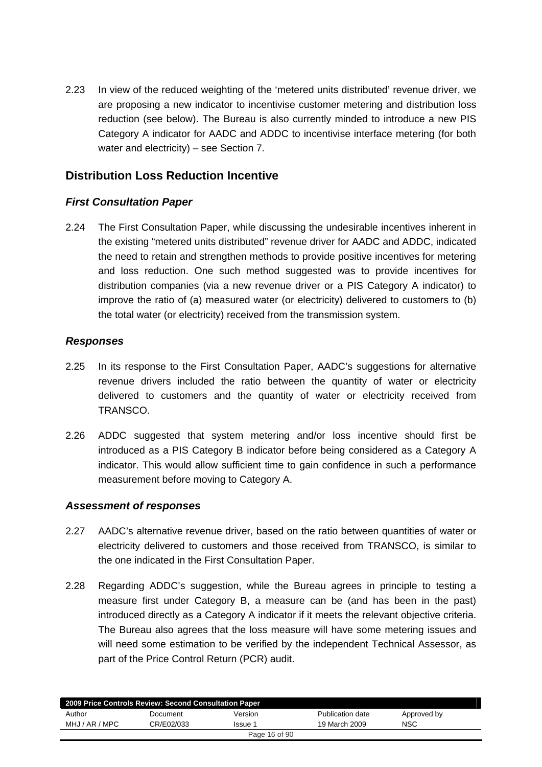2.23 In view of the reduced weighting of the 'metered units distributed' revenue driver, we are proposing a new indicator to incentivise customer metering and distribution loss reduction (see below). The Bureau is also currently minded to introduce a new PIS Category A indicator for AADC and ADDC to incentivise interface metering (for both water and electricity) – see Section 7.

## Distribution Loss Reduction Incentive

### *First Consultation Paper*

2.24 The First Consultation Paper, while discussing the undesirable incentives inherent in the existing "metered units distributed" revenue driver for AADC and ADDC, indicated the need to retain and strengthen methods to provide positive incentives for metering and loss reduction. One such method suggested was to provide incentives for distribution companies (via a new revenue driver or a PIS Category A indicator) to improve the ratio of (a) measured water (or electricity) delivered to customers to (b) the total water (or electricity) received from the transmission system.

### *Responses*

2.25 In its response to the First Consultation Paper, AADC's suggestions for alternative revenue drivers included the ratio between the quantity of water or electricity delivered to customers and the quantity of water or electricity received from TRANSCO.

2.26 ADDC suggested that system metering and/or loss incentive should first be introduced as a PIS Category B indicator before being considered as a Category A indicator. This would allow sufficient time to gain confidence in such a performance measurement before moving to Category A.

### *Assessment of responses*

2.27 AADC's alternative revenue driver, based on the ratio between quantities of water or electricity delivered to customers and those received from TRANSCO, is similar to the one indicated in the First Consultation Paper.

2.28 Regarding ADDC's suggestion, while the Bureau agrees in principle to testing a measure first under Category B, a measure can be (and has been in the past) introduced directly as a Category A indicator if it meets the relevant objective criteria. The Bureau also agrees that the loss measure will have some metering issues and will need some estimation to be verified by the independent Technical Assessor, as part of the Price Control Return (PCR) audit.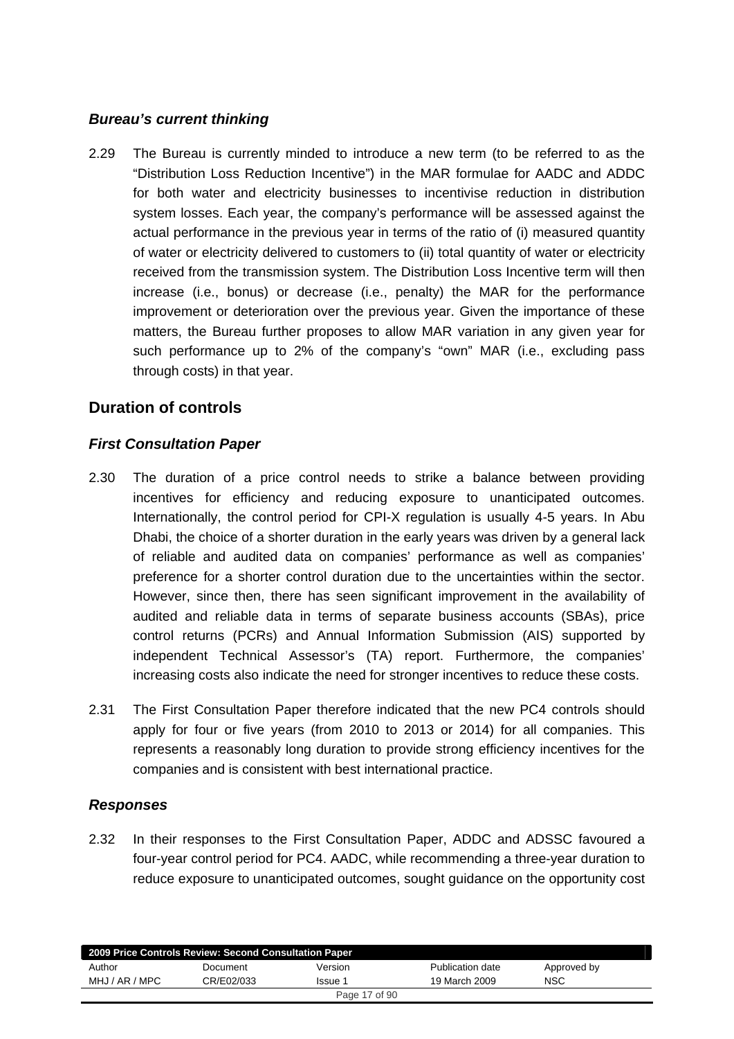### *Bureau's current thinking*

2.29 The Bureau is currently minded to introduce a new term (to be referred to as the "Distribution Loss Reduction Incentive") in the MAR formulae for AADC and ADDC for both water and electricity businesses to incentivise reduction in distribution system losses. Each year, the company's performance will be assessed against the actual performance in the previous year in terms of the ratio of (i) measured quantity of water or electricity delivered to customers to (ii) total quantity of water or electricity received from the transmission system. The Distribution Loss Incentive term will then increase (i.e., bonus) or decrease (i.e., penalty) the MAR for the performance improvement or deterioration over the previous year. Given the importance of these matters, the Bureau further proposes to allow MAR variation in any given year for such performance up to 2% of the company's "own" MAR (i.e., excluding pass through costs) in that year.

## Duration of controls

### *First Consultation Paper*

2.30 The duration of a price control needs to strike a balance between providing incentives for efficiency and reducing exposure to unanticipated outcomes. Internationally, the control period for CPI-X regulation is usually 4-5 years. In Abu Dhabi, the choice of a shorter duration in the early years was driven by a general lack of reliable and audited data on companies' performance as well as companies' preference for a shorter control duration due to the uncertainties within the sector. However, since then, there has seen significant improvement in the availability of audited and reliable data in terms of separate business accounts (SBAs), price control returns (PCRs) and Annual Information Submission (AIS) supported by independent Technical Assessor's (TA) report. Furthermore, the companies' increasing costs also indicate the need for stronger incentives to reduce these costs.

2.31 The First Consultation Paper therefore indicated that the new PC4 controls should apply for four or five years (from 2010 to 2013 or 2014) for all companies. This represents a reasonably long duration to provide strong efficiency incentives for the companies and is consistent with best international practice.

### *Responses*

2.32 In their responses to the First Consultation Paper, ADDC and ADSSC favoured a four-year control period for PC4. AADC, while recommending a three-year duration to reduce exposure to unanticipated outcomes, sought guidance on the opportunity cost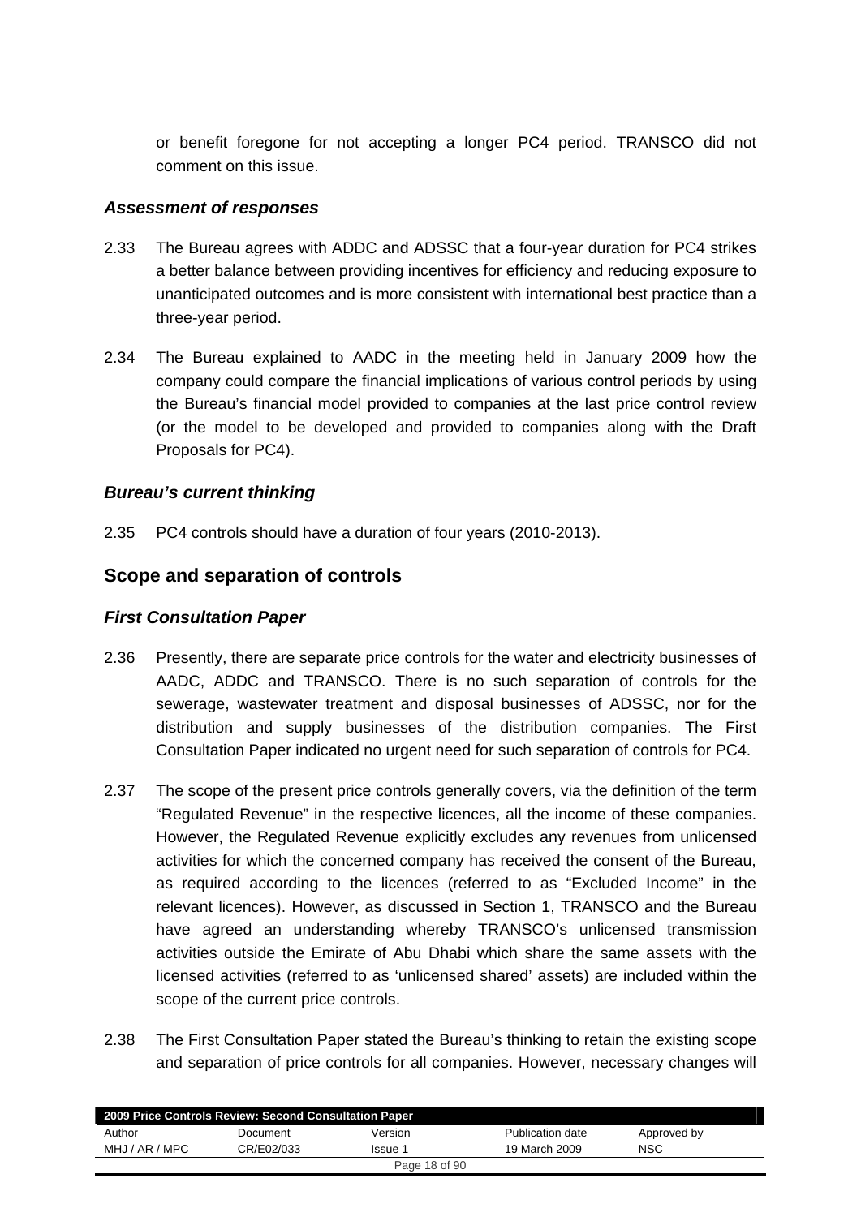or benefit foregone for not accepting a longer PC4 period. TRANSCO did not comment on this issue.

### *Assessment of responses*

2.33 The Bureau agrees with ADDC and ADSSC that a four-year duration for PC4 strikes a better balance between providing incentives for efficiency and reducing exposure to unanticipated outcomes and is more consistent with international best practice than a three-year period.

2.34 The Bureau explained to AADC in the meeting held in January 2009 how the company could compare the financial implications of various control periods by using the Bureau's financial model provided to companies at the last price control review (or the model to be developed and provided to companies along with the Draft Proposals for PC4).

### *Bureau's current thinking*

2.35 PC4 controls should have a duration of four years (2010-2013).

## Scope and separation of controls

### *First Consultation Paper*

2.36 Presently, there are separate price controls for the water and electricity businesses of AADC, ADDC and TRANSCO. There is no such separation of controls for the sewerage, wastewater treatment and disposal businesses of ADSSC, nor for the distribution and supply businesses of the distribution companies. The First Consultation Paper indicated no urgent need for such separation of controls for PC4.

2.37 The scope of the present price controls generally covers, via the definition of the term "Regulated Revenue" in the respective licences, all the income of these companies. However, the Regulated Revenue explicitly excludes any revenues from unlicensed activities for which the concerned company has received the consent of the Bureau, as required according to the licences (referred to as "Excluded Income" in the relevant licences). However, as discussed in Section 1, TRANSCO and the Bureau have agreed an understanding whereby TRANSCO's unlicensed transmission activities outside the Emirate of Abu Dhabi which share the same assets with the licensed activities (referred to as 'unlicensed shared' assets) are included within the scope of the current price controls.

2.38 The First Consultation Paper stated the Bureau's thinking to retain the existing scope and separation of price controls for all companies. However, necessary changes will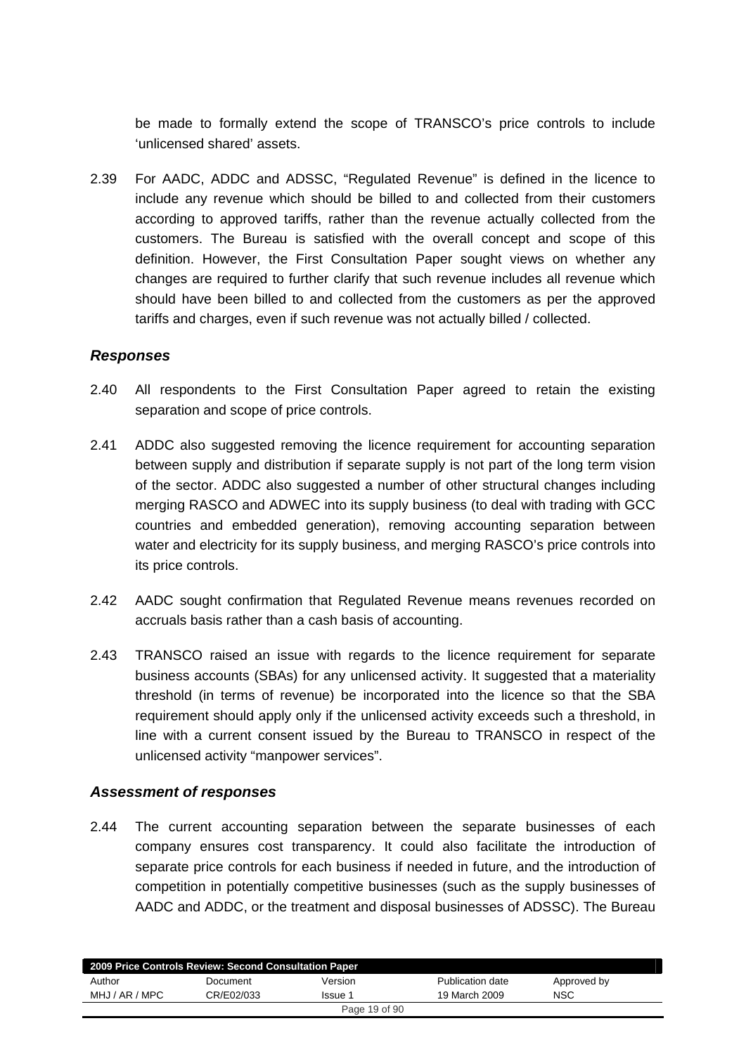be made to formally extend the scope of TRANSCO's price controls to include 'unlicensed shared' assets.

2.39 For AADC, ADDC and ADSSC, "Regulated Revenue" is defined in the licence to include any revenue which should be billed to and collected from their customers according to approved tariffs, rather than the revenue actually collected from the customers. The Bureau is satisfied with the overall concept and scope of this definition. However, the First Consultation Paper sought views on whether any changes are required to further clarify that such revenue includes all revenue which should have been billed to and collected from the customers as per the approved tariffs and charges, even if such revenue was not actually billed / collected.

### *Responses*

2.40 All respondents to the First Consultation Paper agreed to retain the existing separation and scope of price controls.

2.41 ADDC also suggested removing the licence requirement for accounting separation between supply and distribution if separate supply is not part of the long term vision of the sector. ADDC also suggested a number of other structural changes including merging RASCO and ADWEC into its supply business (to deal with trading with GCC countries and embedded generation), removing accounting separation between water and electricity for its supply business, and merging RASCO's price controls into its price controls.

2.42 AADC sought confirmation that Regulated Revenue means revenues recorded on accruals basis rather than a cash basis of accounting.

2.43 TRANSCO raised an issue with regards to the licence requirement for separate business accounts (SBAs) for any unlicensed activity. It suggested that a materiality threshold (in terms of revenue) be incorporated into the licence so that the SBA requirement should apply only if the unlicensed activity exceeds such a threshold, in line with a current consent issued by the Bureau to TRANSCO in respect of the unlicensed activity "manpower services".

### *Assessment of responses*

2.44 The current accounting separation between the separate businesses of each company ensures cost transparency. It could also facilitate the introduction of separate price controls for each business if needed in future, and the introduction of competition in potentially competitive businesses (such as the supply businesses of AADC and ADDC, or the treatment and disposal businesses of ADSSC). The Bureau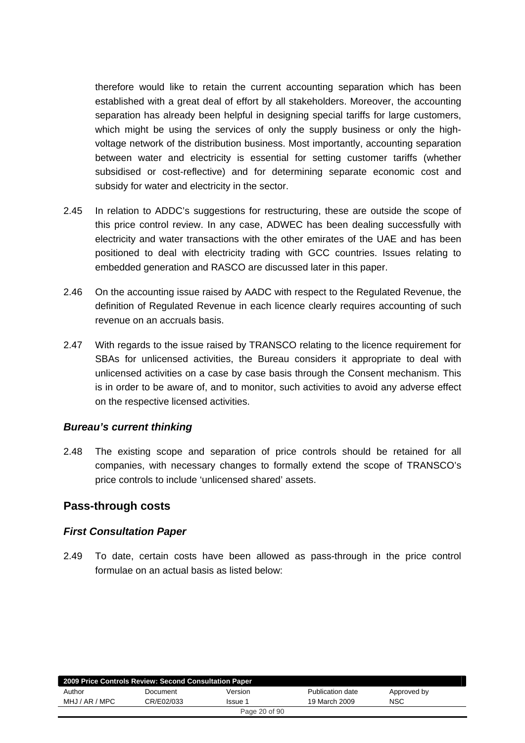therefore would like to retain the current accounting separation which has been established with a great deal of effort by all stakeholders. Moreover, the accounting separation has already been helpful in designing special tariffs for large customers, which might be using the services of only the supply business or only the high-voltage network of the distribution business. Most importantly, accounting separation between water and electricity is essential for setting customer tariffs (whether subsidised or cost-reflective) and for determining separate economic cost and subsidy for water and electricity in the sector.

2.45 In relation to ADDC's suggestions for restructuring, these are outside the scope of this price control review. In any case, ADWEC has been dealing successfully with electricity and water transactions with the other emirates of the UAE and has been positioned to deal with electricity trading with GCC countries. Issues relating to embedded generation and RASCO are discussed later in this paper.

2.46 On the accounting issue raised by AADC with respect to the Regulated Revenue, the definition of Regulated Revenue in each licence clearly requires accounting of such revenue on an accruals basis.

2.47 With regards to the issue raised by TRANSCO relating to the licence requirement for SBAs for unlicensed activities, the Bureau considers it appropriate to deal with unlicensed activities on a case by case basis through the Consent mechanism. This is in order to be aware of, and to monitor, such activities to avoid any adverse effect on the respective licensed activities.

### *Bureau's current thinking*

2.48 The existing scope and separation of price controls should be retained for all companies, with necessary changes to formally extend the scope of TRANSCO's price controls to include 'unlicensed shared' assets.

## Pass-through costs

### *First Consultation Paper*

2.49 To date, certain costs have been allowed as pass-through in the price control formulae on an actual basis as listed below: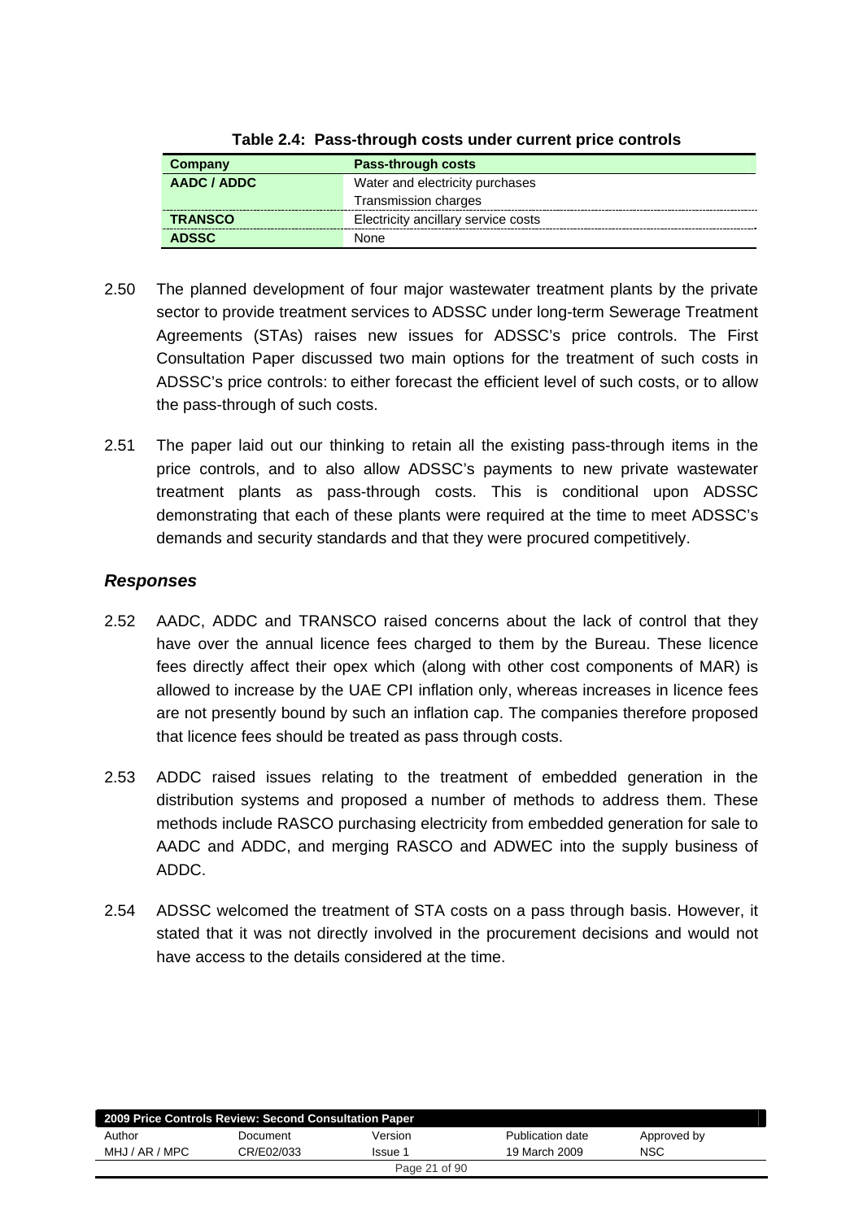**Table 2.4: Pass-through costs under current price controls**

| Company | Pass-through costs |
|---|---|
| AADC / ADDC | Water and electricity purchases<br>Transmission charges |
| TRANSCO | Electricity ancillary service costs |
| ADSSC | None |

2.50 The planned development of four major wastewater treatment plants by the private sector to provide treatment services to ADSSC under long-term Sewerage Treatment Agreements (STAs) raises new issues for ADSSC's price controls. The First Consultation Paper discussed two main options for the treatment of such costs in ADSSC's price controls: to either forecast the efficient level of such costs, or to allow the pass-through of such costs.

2.51 The paper laid out our thinking to retain all the existing pass-through items in the price controls, and to also allow ADSSC's payments to new private wastewater treatment plants as pass-through costs. This is conditional upon ADSSC demonstrating that each of these plants were required at the time to meet ADSSC's demands and security standards and that they were procured competitively.

### *Responses*

2.52 AADC, ADDC and TRANSCO raised concerns about the lack of control that they have over the annual licence fees charged to them by the Bureau. These licence fees directly affect their opex which (along with other cost components of MAR) is allowed to increase by the UAE CPI inflation only, whereas increases in licence fees are not presently bound by such an inflation cap. The companies therefore proposed that licence fees should be treated as pass through costs.

2.53 ADDC raised issues relating to the treatment of embedded generation in the distribution systems and proposed a number of methods to address them. These methods include RASCO purchasing electricity from embedded generation for sale to AADC and ADDC, and merging RASCO and ADWEC into the supply business of ADDC.

2.54 ADSSC welcomed the treatment of STA costs on a pass through basis. However, it stated that it was not directly involved in the procurement decisions and would not have access to the details considered at the time.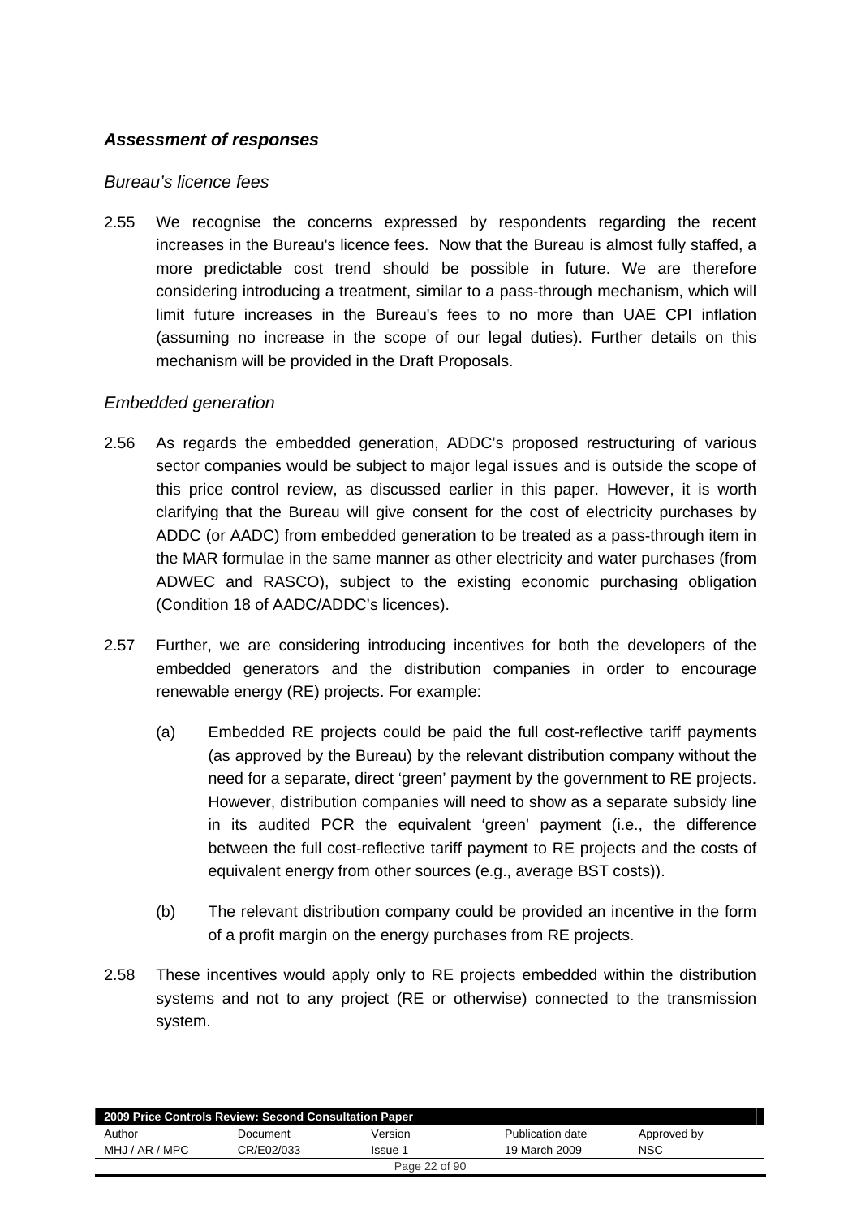### *Assessment of responses*

*Bureau's licence fees*

2.55 We recognise the concerns expressed by respondents regarding the recent increases in the Bureau's licence fees. Now that the Bureau is almost fully staffed, a more predictable cost trend should be possible in future. We are therefore considering introducing a treatment, similar to a pass-through mechanism, which will limit future increases in the Bureau's fees to no more than UAE CPI inflation (assuming no increase in the scope of our legal duties). Further details on this mechanism will be provided in the Draft Proposals.

*Embedded generation*

2.56 As regards the embedded generation, ADDC's proposed restructuring of various sector companies would be subject to major legal issues and is outside the scope of this price control review, as discussed earlier in this paper. However, it is worth clarifying that the Bureau will give consent for the cost of electricity purchases by ADDC (or AADC) from embedded generation to be treated as a pass-through item in the MAR formulae in the same manner as other electricity and water purchases (from ADWEC and RASCO), subject to the existing economic purchasing obligation (Condition 18 of AADC/ADDC's licences).

2.57 Further, we are considering introducing incentives for both the developers of the embedded generators and the distribution companies in order to encourage renewable energy (RE) projects. For example:

(a) Embedded RE projects could be paid the full cost-reflective tariff payments (as approved by the Bureau) by the relevant distribution company without the need for a separate, direct 'green' payment by the government to RE projects. However, distribution companies will need to show as a separate subsidy line in its audited PCR the equivalent 'green' payment (i.e., the difference between the full cost-reflective tariff payment to RE projects and the costs of equivalent energy from other sources (e.g., average BST costs)).

(b) The relevant distribution company could be provided an incentive in the form of a profit margin on the energy purchases from RE projects.

2.58 These incentives would apply only to RE projects embedded within the distribution systems and not to any project (RE or otherwise) connected to the transmission system.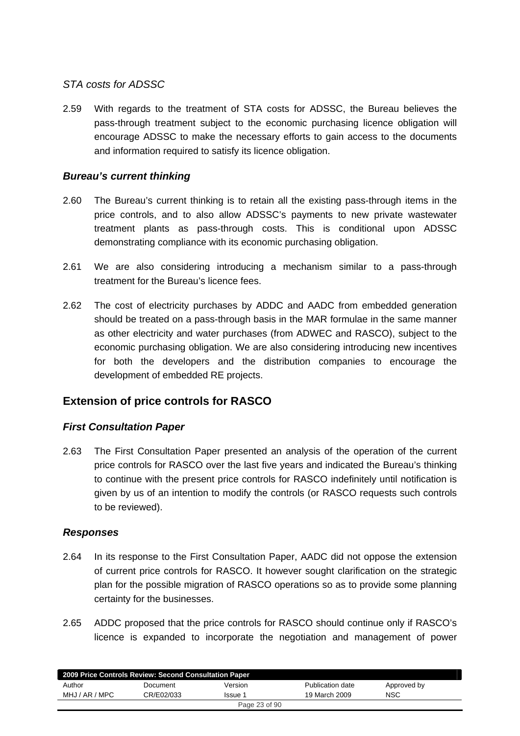*STA costs for ADSSC*

2.59 With regards to the treatment of STA costs for ADSSC, the Bureau believes the pass-through treatment subject to the economic purchasing licence obligation will encourage ADSSC to make the necessary efforts to gain access to the documents and information required to satisfy its licence obligation.

### *Bureau's current thinking*

2.60 The Bureau's current thinking is to retain all the existing pass-through items in the price controls, and to also allow ADSSC's payments to new private wastewater treatment plants as pass-through costs. This is conditional upon ADSSC demonstrating compliance with its economic purchasing obligation.

2.61 We are also considering introducing a mechanism similar to a pass-through treatment for the Bureau's licence fees.

2.62 The cost of electricity purchases by ADDC and AADC from embedded generation should be treated on a pass-through basis in the MAR formulae in the same manner as other electricity and water purchases (from ADWEC and RASCO), subject to the economic purchasing obligation. We are also considering introducing new incentives for both the developers and the distribution companies to encourage the development of embedded RE projects.

## Extension of price controls for RASCO

### *First Consultation Paper*

2.63 The First Consultation Paper presented an analysis of the operation of the current price controls for RASCO over the last five years and indicated the Bureau's thinking to continue with the present price controls for RASCO indefinitely until notification is given by us of an intention to modify the controls (or RASCO requests such controls to be reviewed).

### *Responses*

2.64 In its response to the First Consultation Paper, AADC did not oppose the extension of current price controls for RASCO. It however sought clarification on the strategic plan for the possible migration of RASCO operations so as to provide some planning certainty for the businesses.

2.65 ADDC proposed that the price controls for RASCO should continue only if RASCO's licence is expanded to incorporate the negotiation and management of power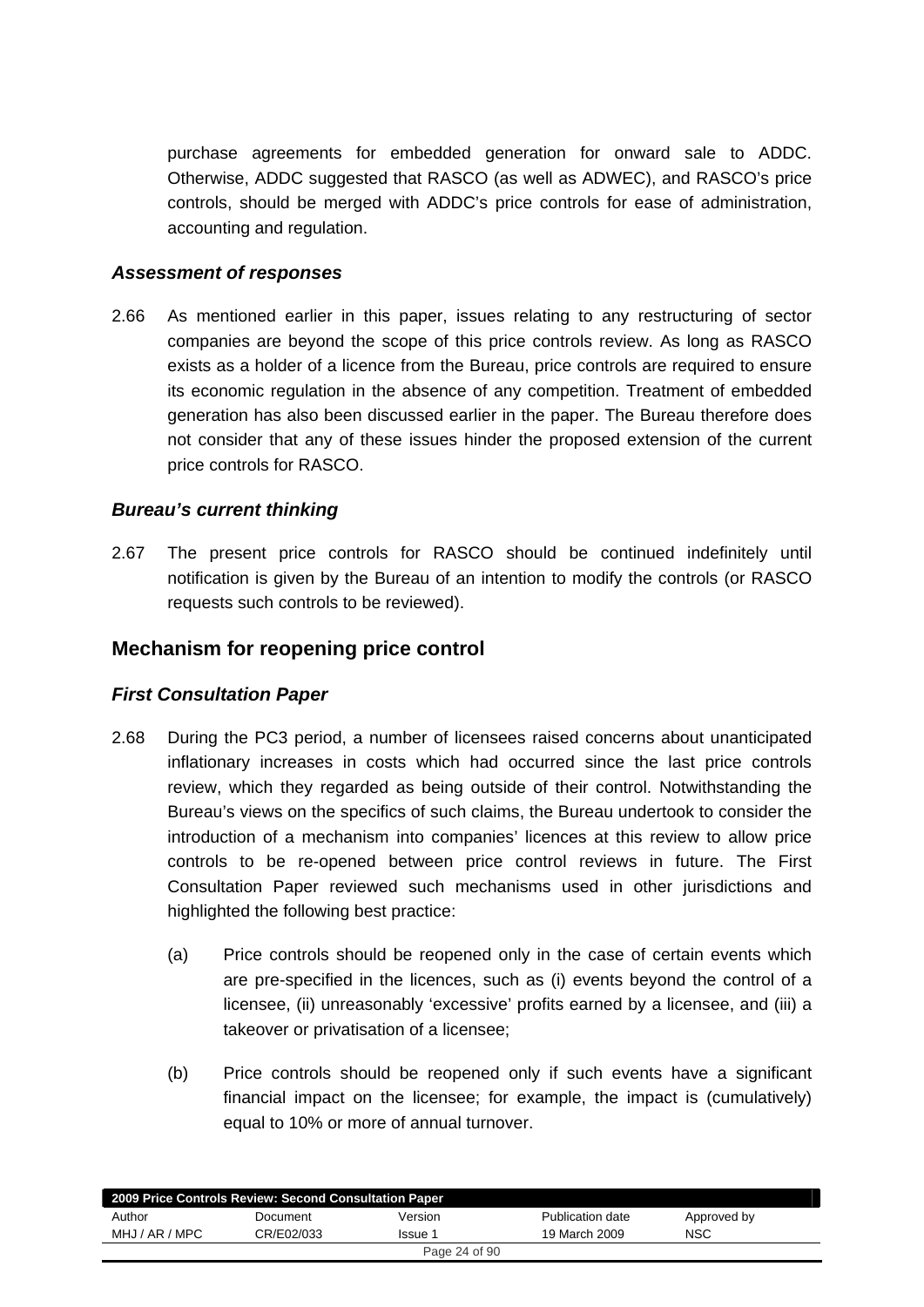purchase agreements for embedded generation for onward sale to ADDC. Otherwise, ADDC suggested that RASCO (as well as ADWEC), and RASCO's price controls, should be merged with ADDC's price controls for ease of administration, accounting and regulation.

### *Assessment of responses*

2.66 As mentioned earlier in this paper, issues relating to any restructuring of sector companies are beyond the scope of this price controls review. As long as RASCO exists as a holder of a licence from the Bureau, price controls are required to ensure its economic regulation in the absence of any competition. Treatment of embedded generation has also been discussed earlier in the paper. The Bureau therefore does not consider that any of these issues hinder the proposed extension of the current price controls for RASCO.

### *Bureau's current thinking*

2.67 The present price controls for RASCO should be continued indefinitely until notification is given by the Bureau of an intention to modify the controls (or RASCO requests such controls to be reviewed).

## Mechanism for reopening price control

### *First Consultation Paper*

2.68 During the PC3 period, a number of licensees raised concerns about unanticipated inflationary increases in costs which had occurred since the last price controls review, which they regarded as being outside of their control. Notwithstanding the Bureau's views on the specifics of such claims, the Bureau undertook to consider the introduction of a mechanism into companies' licences at this review to allow price controls to be re-opened between price control reviews in future. The First Consultation Paper reviewed such mechanisms used in other jurisdictions and highlighted the following best practice:

(a) Price controls should be reopened only in the case of certain events which are pre-specified in the licences, such as (i) events beyond the control of a licensee, (ii) unreasonably 'excessive' profits earned by a licensee, and (iii) a takeover or privatisation of a licensee;

(b) Price controls should be reopened only if such events have a significant financial impact on the licensee; for example, the impact is (cumulatively) equal to 10% or more of annual turnover.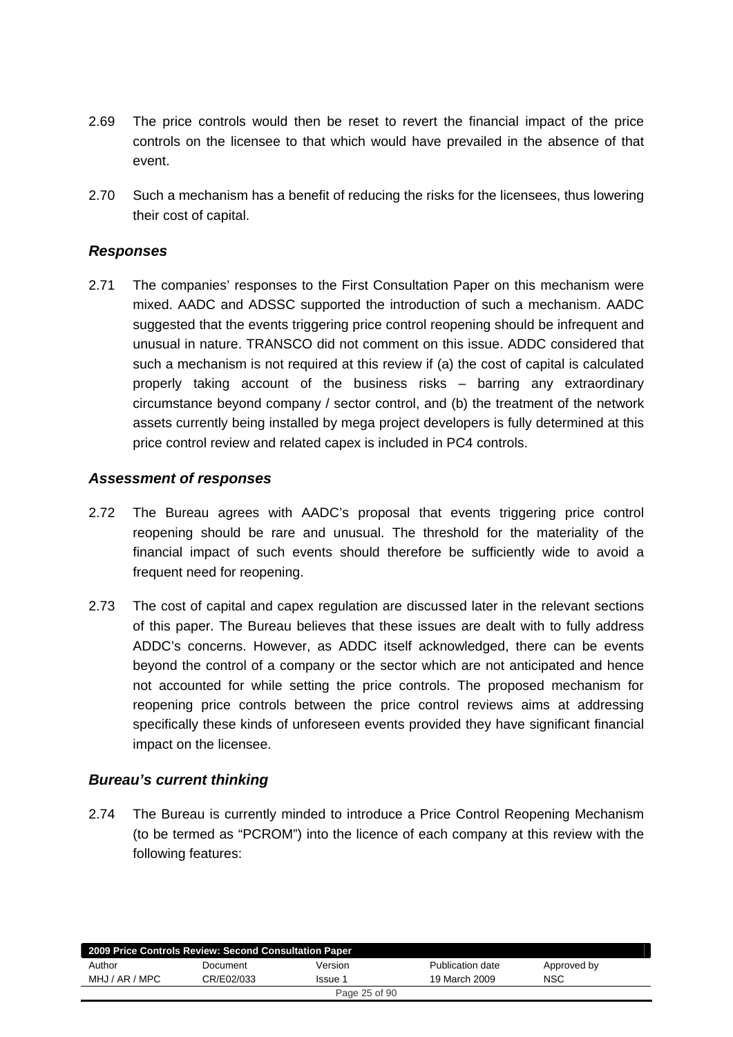2.69 The price controls would then be reset to revert the financial impact of the price controls on the licensee to that which would have prevailed in the absence of that event.

2.70 Such a mechanism has a benefit of reducing the risks for the licensees, thus lowering their cost of capital.

### *Responses*

2.71 The companies' responses to the First Consultation Paper on this mechanism were mixed. AADC and ADSSC supported the introduction of such a mechanism. AADC suggested that the events triggering price control reopening should be infrequent and unusual in nature. TRANSCO did not comment on this issue. ADDC considered that such a mechanism is not required at this review if (a) the cost of capital is calculated properly taking account of the business risks – barring any extraordinary circumstance beyond company / sector control, and (b) the treatment of the network assets currently being installed by mega project developers is fully determined at this price control review and related capex is included in PC4 controls.

### *Assessment of responses*

2.72 The Bureau agrees with AADC's proposal that events triggering price control reopening should be rare and unusual. The threshold for the materiality of the financial impact of such events should therefore be sufficiently wide to avoid a frequent need for reopening.

2.73 The cost of capital and capex regulation are discussed later in the relevant sections of this paper. The Bureau believes that these issues are dealt with to fully address ADDC's concerns. However, as ADDC itself acknowledged, there can be events beyond the control of a company or the sector which are not anticipated and hence not accounted for while setting the price controls. The proposed mechanism for reopening price controls between the price control reviews aims at addressing specifically these kinds of unforeseen events provided they have significant financial impact on the licensee.

### *Bureau's current thinking*

2.74 The Bureau is currently minded to introduce a Price Control Reopening Mechanism (to be termed as "PCROM") into the licence of each company at this review with the following features: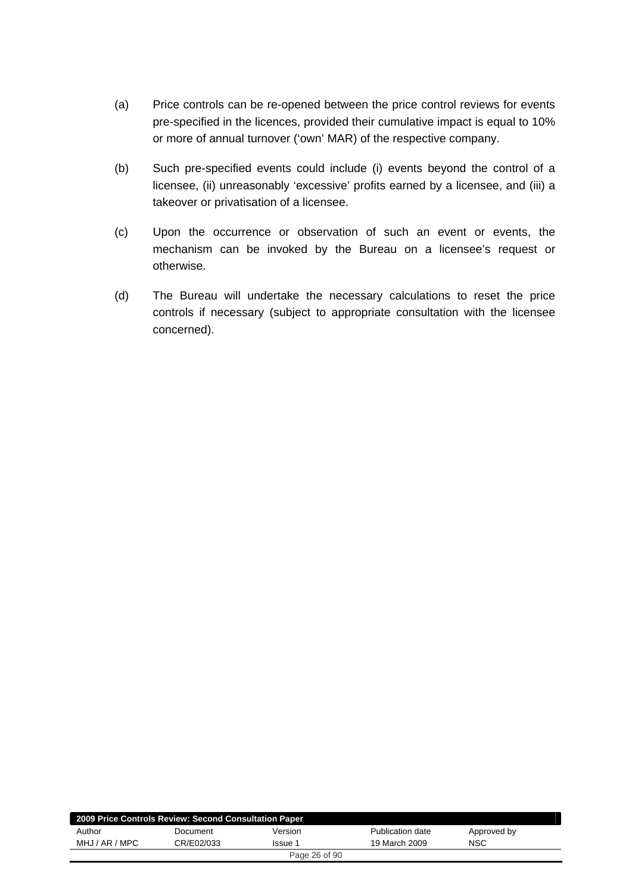(a) Price controls can be re-opened between the price control reviews for events pre-specified in the licences, provided their cumulative impact is equal to 10% or more of annual turnover (‘own’ MAR) of the respective company.

(b) Such pre-specified events could include (i) events beyond the control of a licensee, (ii) unreasonably ‘excessive’ profits earned by a licensee, and (iii) a takeover or privatisation of a licensee.

(c) Upon the occurrence or observation of such an event or events, the mechanism can be invoked by the Bureau on a licensee’s request or otherwise.

(d) The Bureau will undertake the necessary calculations to reset the price controls if necessary (subject to appropriate consultation with the licensee concerned).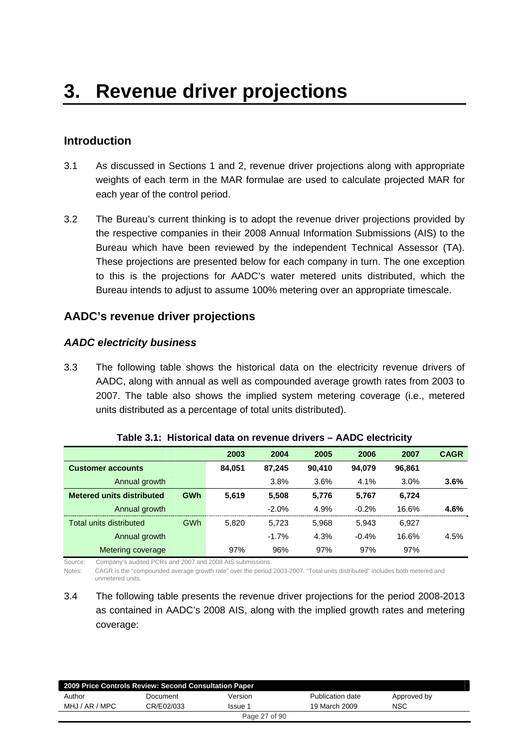// Converted from source to markdown formatting.
# 3. Revenue driver projections

## Introduction

3.1 As discussed in Sections 1 and 2, revenue driver projections along with appropriate weights of each term in the MAR formulae are used to calculate projected MAR for each year of the control period.

3.2 The Bureau's current thinking is to adopt the revenue driver projections provided by the respective companies in their 2008 Annual Information Submissions (AIS) to the Bureau which have been reviewed by the independent Technical Assessor (TA). These projections are presented below for each company in turn. The one exception to this is the projections for AADC's water metered units distributed, which the Bureau intends to adjust to assume 100% metering over an appropriate timescale.

## AADC's revenue driver projections

### *AADC electricity business*

3.3 The following table shows the historical data on the electricity revenue drivers of AADC, along with annual as well as compounded average growth rates from 2003 to 2007. The table also shows the implied system metering coverage (i.e., metered units distributed as a percentage of total units distributed).

**Table 3.1: Historical data on revenue drivers – AADC electricity**

| | | 2003 | 2004 | 2005 | 2006 | 2007 | CAGR |
|---|---|---|---|---|---|---|---|
| **Customer accounts** | | **84,051** | **87,245** | **90,410** | **94,079** | **96,861** | |
| Annual growth | | | 3.8% | 3.6% | 4.1% | 3.0% | **3.6%** |
| **Metered units distributed** | **GWh** | **5,619** | **5,508** | **5,776** | **5,767** | **6,724** | |
| Annual growth | | | -2.0% | 4.9% | -0.2% | 16.6% | **4.6%** |
| Total units distributed | GWh | 5,820 | 5,723 | 5,968 | 5,943 | 6,927 | |
| Annual growth | | | -1.7% | 4.3% | -0.4% | 16.6% | 4.5% |
| Metering coverage | | 97% | 96% | 97% | 97% | 97% | |

Source: Company's audited PCRs and 2007 and 2008 AIS submissions.

Notes: CAGR is the "compounded average growth rate" over the period 2003-2007. "Total units distributed" includes both metered and unmetered units.

3.4 The following table presents the revenue driver projections for the period 2008-2013 as contained in AADC's 2008 AIS, along with the implied growth rates and metering coverage: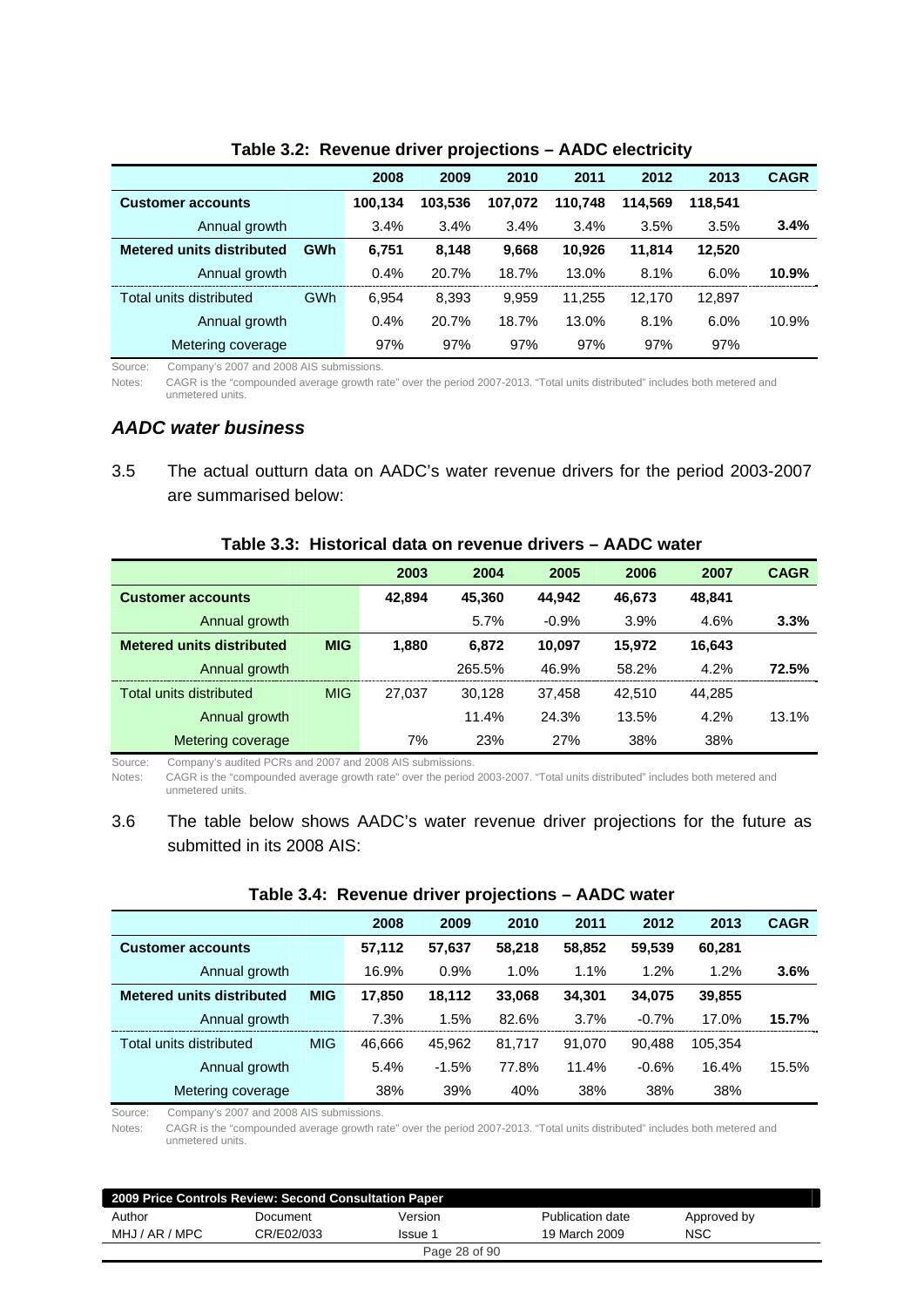**Table 3.2: Revenue driver projections – AADC electricity**

| | | 2008 | 2009 | 2010 | 2011 | 2012 | 2013 | CAGR |
|---|---|---|---|---|---|---|---|---|
| **Customer accounts** | | **100,134** | **103,536** | **107,072** | **110,748** | **114,569** | **118,541** | |
| Annual growth | | 3.4% | 3.4% | 3.4% | 3.4% | 3.5% | 3.5% | **3.4%** |
| **Metered units distributed** | **GWh** | **6,751** | **8,148** | **9,668** | **10,926** | **11,814** | **12,520** | |
| Annual growth | | 0.4% | 20.7% | 18.7% | 13.0% | 8.1% | 6.0% | **10.9%** |
| Total units distributed | GWh | 6,954 | 8,393 | 9,959 | 11,255 | 12,170 | 12,897 | |
| Annual growth | | 0.4% | 20.7% | 18.7% | 13.0% | 8.1% | 6.0% | 10.9% |
| Metering coverage | | 97% | 97% | 97% | 97% | 97% | 97% | |

Source: Company's 2007 and 2008 AIS submissions.

Notes: CAGR is the "compounded average growth rate" over the period 2007-2013. "Total units distributed" includes both metered and unmetered units.

### *AADC water business*

3.5 The actual outturn data on AADC's water revenue drivers for the period 2003-2007 are summarised below:

**Table 3.3: Historical data on revenue drivers – AADC water**

| | | 2003 | 2004 | 2005 | 2006 | 2007 | CAGR |
|---|---|---|---|---|---|---|---|
| **Customer accounts** | | **42,894** | **45,360** | **44,942** | **46,673** | **48,841** | |
| Annual growth | | | 5.7% | -0.9% | 3.9% | 4.6% | **3.3%** |
| **Metered units distributed** | **MIG** | **1,880** | **6,872** | **10,097** | **15,972** | **16,643** | |
| Annual growth | | | 265.5% | 46.9% | 58.2% | 4.2% | **72.5%** |
| Total units distributed | MIG | 27,037 | 30,128 | 37,458 | 42,510 | 44,285 | |
| Annual growth | | | 11.4% | 24.3% | 13.5% | 4.2% | 13.1% |
| Metering coverage | | 7% | 23% | 27% | 38% | 38% | |

Source: Company's audited PCRs and 2007 and 2008 AIS submissions.

Notes: CAGR is the "compounded average growth rate" over the period 2003-2007. "Total units distributed" includes both metered and unmetered units.

3.6 The table below shows AADC's water revenue driver projections for the future as submitted in its 2008 AIS:

**Table 3.4: Revenue driver projections – AADC water**

| | | 2008 | 2009 | 2010 | 2011 | 2012 | 2013 | CAGR |
|---|---|---|---|---|---|---|---|---|
| **Customer accounts** | | **57,112** | **57,637** | **58,218** | **58,852** | **59,539** | **60,281** | |
| Annual growth | | 16.9% | 0.9% | 1.0% | 1.1% | 1.2% | 1.2% | **3.6%** |
| **Metered units distributed** | **MIG** | **17,850** | **18,112** | **33,068** | **34,301** | **34,075** | **39,855** | |
| Annual growth | | 7.3% | 1.5% | 82.6% | 3.7% | -0.7% | 17.0% | **15.7%** |
| Total units distributed | MIG | 46,666 | 45,962 | 81,717 | 91,070 | 90,488 | 105,354 | |
| Annual growth | | 5.4% | -1.5% | 77.8% | 11.4% | -0.6% | 16.4% | 15.5% |
| Metering coverage | | 38% | 39% | 40% | 38% | 38% | 38% | |

Source: Company's 2007 and 2008 AIS submissions.

Notes: CAGR is the "compounded average growth rate" over the period 2007-2013. "Total units distributed" includes both metered and unmetered units.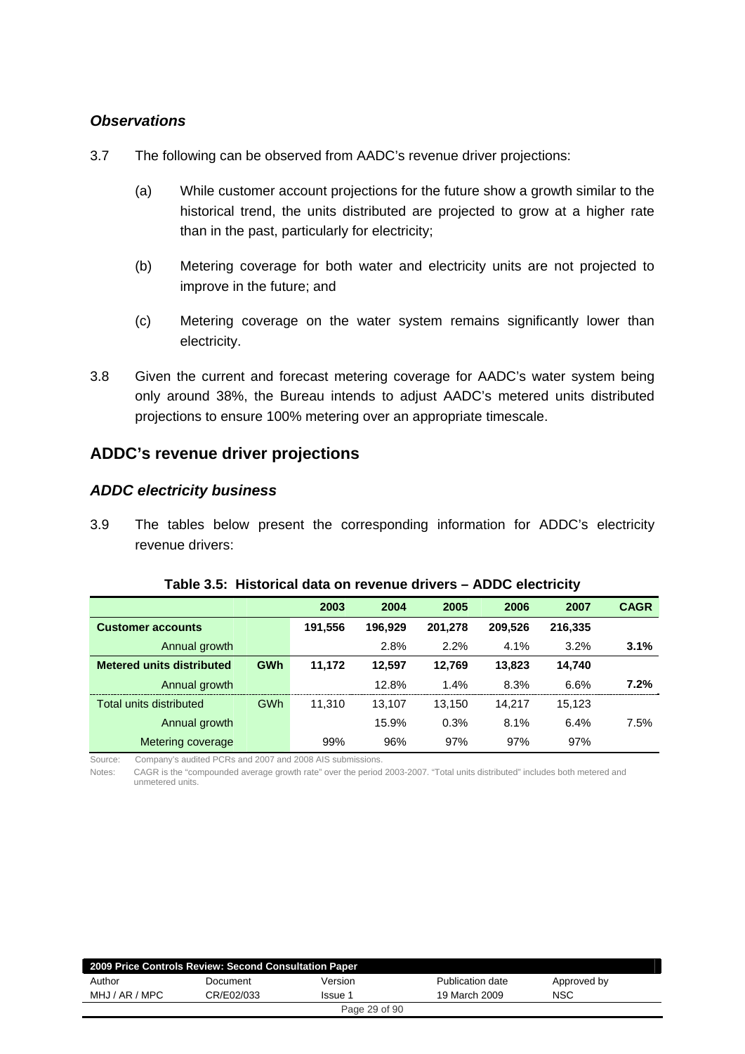### *Observations*

3.7 The following can be observed from AADC's revenue driver projections:

(a) While customer account projections for the future show a growth similar to the historical trend, the units distributed are projected to grow at a higher rate than in the past, particularly for electricity;

(b) Metering coverage for both water and electricity units are not projected to improve in the future; and

(c) Metering coverage on the water system remains significantly lower than electricity.

3.8 Given the current and forecast metering coverage for AADC's water system being only around 38%, the Bureau intends to adjust AADC's metered units distributed projections to ensure 100% metering over an appropriate timescale.

## ADDC's revenue driver projections

### *ADDC electricity business*

3.9 The tables below present the corresponding information for ADDC's electricity revenue drivers:

**Table 3.5: Historical data on revenue drivers – ADDC electricity**

| | | 2003 | 2004 | 2005 | 2006 | 2007 | CAGR |
|---|---|---|---|---|---|---|---|
| **Customer accounts** | | **191,556** | **196,929** | **201,278** | **209,526** | **216,335** | |
| Annual growth | | | 2.8% | 2.2% | 4.1% | 3.2% | **3.1%** |
| **Metered units distributed** | **GWh** | **11,172** | **12,597** | **12,769** | **13,823** | **14,740** | |
| Annual growth | | | 12.8% | 1.4% | 8.3% | 6.6% | **7.2%** |
| Total units distributed | GWh | 11,310 | 13,107 | 13,150 | 14,217 | 15,123 | |
| Annual growth | | | 15.9% | 0.3% | 8.1% | 6.4% | 7.5% |
| Metering coverage | | 99% | 96% | 97% | 97% | 97% | |

Source: Company's audited PCRs and 2007 and 2008 AIS submissions.

Notes: CAGR is the "compounded average growth rate" over the period 2003-2007. "Total units distributed" includes both metered and unmetered units.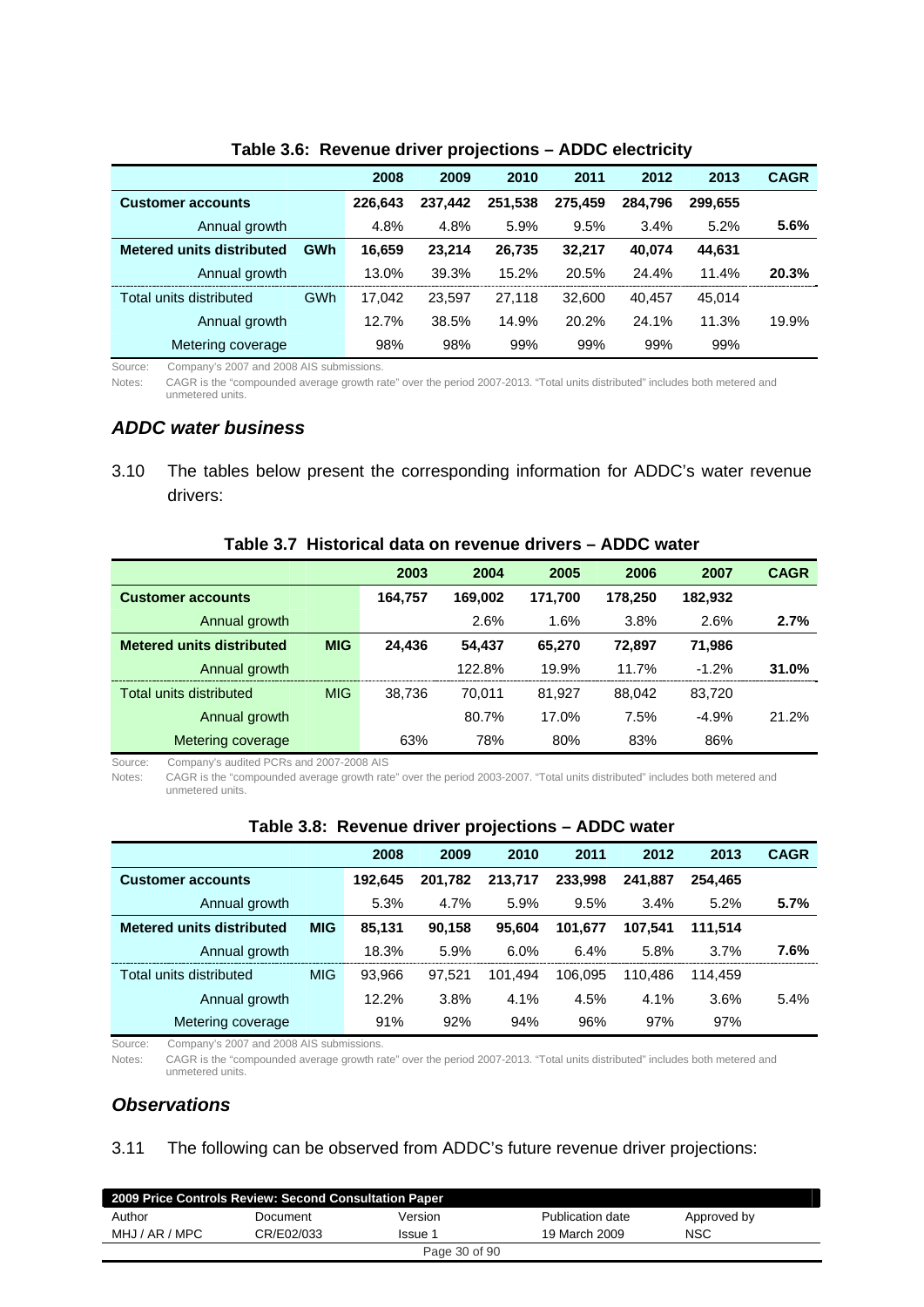**Table 3.6: Revenue driver projections – ADDC electricity**

| | | 2008 | 2009 | 2010 | 2011 | 2012 | 2013 | CAGR |
|---|---|---|---|---|---|---|---|---|
| **Customer accounts** | | **226,643** | **237,442** | **251,538** | **275,459** | **284,796** | **299,655** | |
| Annual growth | | 4.8% | 4.8% | 5.9% | 9.5% | 3.4% | 5.2% | **5.6%** |
| **Metered units distributed** | **GWh** | **16,659** | **23,214** | **26,735** | **32,217** | **40,074** | **44,631** | |
| Annual growth | | 13.0% | 39.3% | 15.2% | 20.5% | 24.4% | 11.4% | **20.3%** |
| Total units distributed | GWh | 17,042 | 23,597 | 27,118 | 32,600 | 40,457 | 45,014 | |
| Annual growth | | 12.7% | 38.5% | 14.9% | 20.2% | 24.1% | 11.3% | 19.9% |
| Metering coverage | | 98% | 98% | 99% | 99% | 99% | 99% | |

Source: Company's 2007 and 2008 AIS submissions.
Notes: CAGR is the "compounded average growth rate" over the period 2007-2013. "Total units distributed" includes both metered and unmetered units.

### *ADDC water business*

3.10 The tables below present the corresponding information for ADDC's water revenue drivers:

**Table 3.7 Historical data on revenue drivers – ADDC water**

| | | 2003 | 2004 | 2005 | 2006 | 2007 | CAGR |
|---|---|---|---|---|---|---|---|
| **Customer accounts** | | **164,757** | **169,002** | **171,700** | **178,250** | **182,932** | |
| Annual growth | | | 2.6% | 1.6% | 3.8% | 2.6% | **2.7%** |
| **Metered units distributed** | **MIG** | **24,436** | **54,437** | **65,270** | **72,897** | **71,986** | |
| Annual growth | | | 122.8% | 19.9% | 11.7% | -1.2% | **31.0%** |
| Total units distributed | MIG | 38,736 | 70,011 | 81,927 | 88,042 | 83,720 | |
| Annual growth | | | 80.7% | 17.0% | 7.5% | -4.9% | 21.2% |
| Metering coverage | | 63% | 78% | 80% | 83% | 86% | |

Source: Company's audited PCRs and 2007-2008 AIS
Notes: CAGR is the "compounded average growth rate" over the period 2003-2007. "Total units distributed" includes both metered and unmetered units.

**Table 3.8: Revenue driver projections – ADDC water**

| | | 2008 | 2009 | 2010 | 2011 | 2012 | 2013 | CAGR |
|---|---|---|---|---|---|---|---|---|
| **Customer accounts** | | **192,645** | **201,782** | **213,717** | **233,998** | **241,887** | **254,465** | |
| Annual growth | | 5.3% | 4.7% | 5.9% | 9.5% | 3.4% | 5.2% | **5.7%** |
| **Metered units distributed** | **MIG** | **85,131** | **90,158** | **95,604** | **101,677** | **107,541** | **111,514** | |
| Annual growth | | 18.3% | 5.9% | 6.0% | 6.4% | 5.8% | 3.7% | **7.6%** |
| Total units distributed | MIG | 93,966 | 97,521 | 101,494 | 106,095 | 110,486 | 114,459 | |
| Annual growth | | 12.2% | 3.8% | 4.1% | 4.5% | 4.1% | 3.6% | 5.4% |
| Metering coverage | | 91% | 92% | 94% | 96% | 97% | 97% | |

Source: Company's 2007 and 2008 AIS submissions.
Notes: CAGR is the "compounded average growth rate" over the period 2007-2013. "Total units distributed" includes both metered and unmetered units.

### *Observations*

3.11 The following can be observed from ADDC's future revenue driver projections: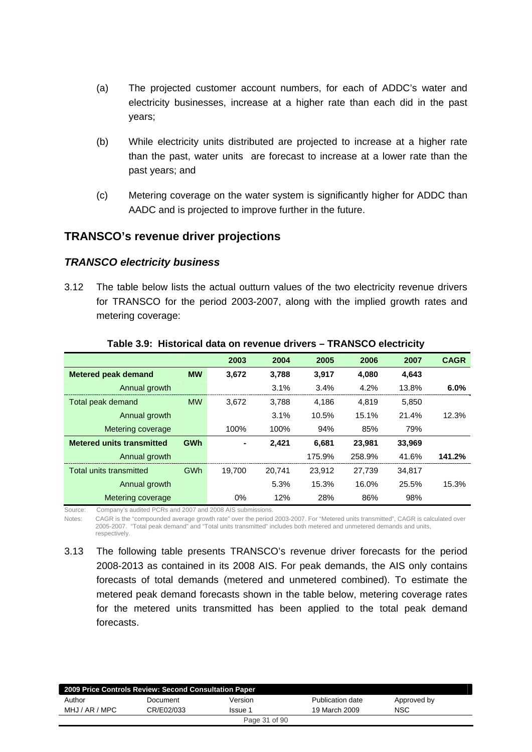(a) The projected customer account numbers, for each of ADDC's water and electricity businesses, increase at a higher rate than each did in the past years;

(b) While electricity units distributed are projected to increase at a higher rate than the past, water units are forecast to increase at a lower rate than the past years; and

(c) Metering coverage on the water system is significantly higher for ADDC than AADC and is projected to improve further in the future.

## TRANSCO's revenue driver projections

### *TRANSCO electricity business*

3.12 The table below lists the actual outturn values of the two electricity revenue drivers for TRANSCO for the period 2003-2007, along with the implied growth rates and metering coverage:

**Table 3.9: Historical data on revenue drivers – TRANSCO electricity**

| | | 2003 | 2004 | 2005 | 2006 | 2007 | CAGR |
|---|---|---|---|---|---|---|---|
| **Metered peak demand** | **MW** | **3,672** | **3,788** | **3,917** | **4,080** | **4,643** | |
| Annual growth | | | 3.1% | 3.4% | 4.2% | 13.8% | **6.0%** |
| Total peak demand | MW | 3,672 | 3,788 | 4,186 | 4,819 | 5,850 | |
| Annual growth | | | 3.1% | 10.5% | 15.1% | 21.4% | 12.3% |
| Metering coverage | | 100% | 100% | 94% | 85% | 79% | |
| **Metered units transmitted** | **GWh** | **-** | **2,421** | **6,681** | **23,981** | **33,969** | |
| Annual growth | | | | 175.9% | 258.9% | 41.6% | **141.2%** |
| Total units transmitted | GWh | 19,700 | 20,741 | 23,912 | 27,739 | 34,817 | |
| Annual growth | | | 5.3% | 15.3% | 16.0% | 25.5% | 15.3% |
| Metering coverage | | 0% | 12% | 28% | 86% | 98% | |

Source: Company's audited PCRs and 2007 and 2008 AIS submissions.

Notes: CAGR is the "compounded average growth rate" over the period 2003-2007. For "Metered units transmitted", CAGR is calculated over 2005-2007. "Total peak demand" and "Total units transmitted" includes both metered and unmetered demands and units, respectively.

3.13 The following table presents TRANSCO's revenue driver forecasts for the period 2008-2013 as contained in its 2008 AIS. For peak demands, the AIS only contains forecasts of total demands (metered and unmetered combined). To estimate the metered peak demand forecasts shown in the table below, metering coverage rates for the metered units transmitted has been applied to the total peak demand forecasts.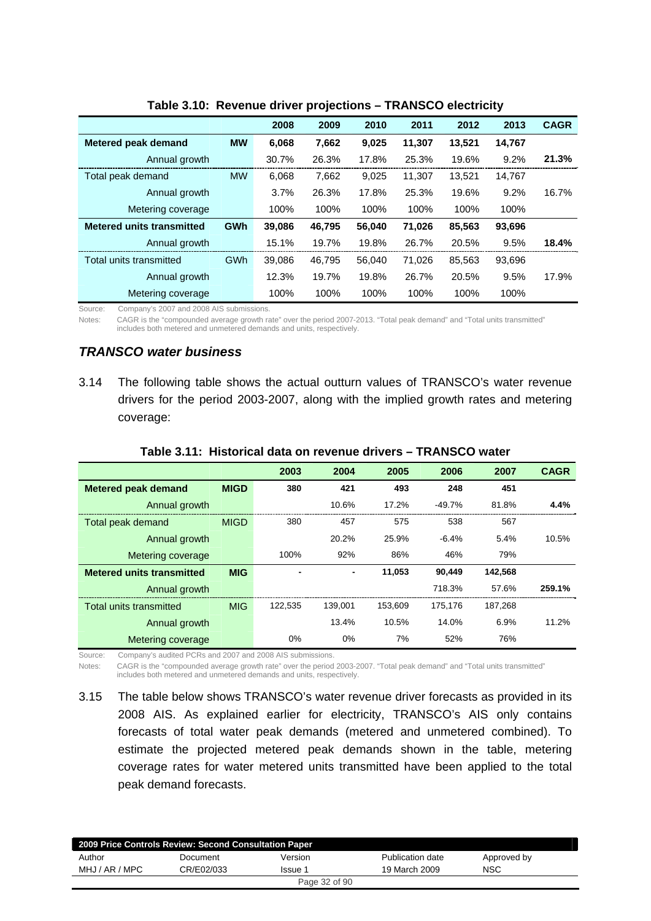**Table 3.10: Revenue driver projections – TRANSCO electricity**

| | | 2008 | 2009 | 2010 | 2011 | 2012 | 2013 | CAGR |
|---|---|---|---|---|---|---|---|---|
| **Metered peak demand** | **MW** | **6,068** | **7,662** | **9,025** | **11,307** | **13,521** | **14,767** | |
| Annual growth | | 30.7% | 26.3% | 17.8% | 25.3% | 19.6% | 9.2% | **21.3%** |
| Total peak demand | MW | 6,068 | 7,662 | 9,025 | 11,307 | 13,521 | 14,767 | |
| Annual growth | | 3.7% | 26.3% | 17.8% | 25.3% | 19.6% | 9.2% | 16.7% |
| Metering coverage | | 100% | 100% | 100% | 100% | 100% | 100% | |
| **Metered units transmitted** | **GWh** | **39,086** | **46,795** | **56,040** | **71,026** | **85,563** | **93,696** | |
| Annual growth | | 15.1% | 19.7% | 19.8% | 26.7% | 20.5% | 9.5% | **18.4%** |
| Total units transmitted | GWh | 39,086 | 46,795 | 56,040 | 71,026 | 85,563 | 93,696 | |
| Annual growth | | 12.3% | 19.7% | 19.8% | 26.7% | 20.5% | 9.5% | 17.9% |
| Metering coverage | | 100% | 100% | 100% | 100% | 100% | 100% | |

Source: Company's 2007 and 2008 AIS submissions.

Notes: CAGR is the "compounded average growth rate" over the period 2007-2013. "Total peak demand" and "Total units transmitted" includes both metered and unmetered demands and units, respectively.

### *TRANSCO water business*

3.14 The following table shows the actual outturn values of TRANSCO's water revenue drivers for the period 2003-2007, along with the implied growth rates and metering coverage:

**Table 3.11: Historical data on revenue drivers – TRANSCO water**

| | | 2003 | 2004 | 2005 | 2006 | 2007 | CAGR |
|---|---|---|---|---|---|---|---|
| **Metered peak demand** | **MIGD** | **380** | **421** | **493** | **248** | **451** | |
| Annual growth | | | 10.6% | 17.2% | -49.7% | 81.8% | **4.4%** |
| Total peak demand | MIGD | 380 | 457 | 575 | 538 | 567 | |
| Annual growth | | | 20.2% | 25.9% | -6.4% | 5.4% | 10.5% |
| Metering coverage | | 100% | 92% | 86% | 46% | 79% | |
| **Metered units transmitted** | **MIG** | **-** | **-** | **11,053** | **90,449** | **142,568** | |
| Annual growth | | | | | 718.3% | 57.6% | **259.1%** |
| Total units transmitted | MIG | 122,535 | 139,001 | 153,609 | 175,176 | 187,268 | |
| Annual growth | | | 13.4% | 10.5% | 14.0% | 6.9% | 11.2% |
| Metering coverage | | 0% | 0% | 7% | 52% | 76% | |

Source: Company's audited PCRs and 2007 and 2008 AIS submissions.

Notes: CAGR is the "compounded average growth rate" over the period 2003-2007. "Total peak demand" and "Total units transmitted" includes both metered and unmetered demands and units, respectively.

3.15 The table below shows TRANSCO's water revenue driver forecasts as provided in its 2008 AIS. As explained earlier for electricity, TRANSCO's AIS only contains forecasts of total water peak demands (metered and unmetered combined). To estimate the projected metered peak demands shown in the table, metering coverage rates for water metered units transmitted have been applied to the total peak demand forecasts.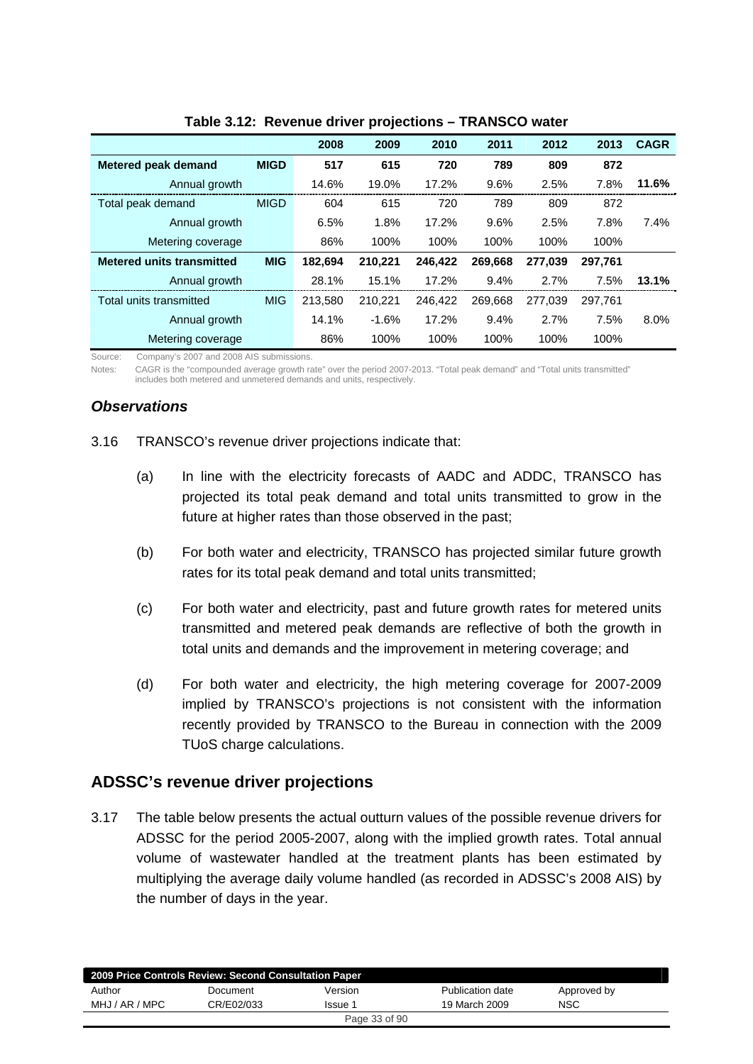**Table 3.12: Revenue driver projections – TRANSCO water**

| | | 2008 | 2009 | 2010 | 2011 | 2012 | 2013 | CAGR |
|---|---|---|---|---|---|---|---|---|
| **Metered peak demand** | **MIGD** | **517** | **615** | **720** | **789** | **809** | **872** | |
| Annual growth | | 14.6% | 19.0% | 17.2% | 9.6% | 2.5% | 7.8% | **11.6%** |
| Total peak demand | MIGD | 604 | 615 | 720 | 789 | 809 | 872 | |
| Annual growth | | 6.5% | 1.8% | 17.2% | 9.6% | 2.5% | 7.8% | 7.4% |
| Metering coverage | | 86% | 100% | 100% | 100% | 100% | 100% | |
| **Metered units transmitted** | **MIG** | **182,694** | **210,221** | **246,422** | **269,668** | **277,039** | **297,761** | |
| Annual growth | | 28.1% | 15.1% | 17.2% | 9.4% | 2.7% | 7.5% | **13.1%** |
| Total units transmitted | MIG | 213,580 | 210,221 | 246,422 | 269,668 | 277,039 | 297,761 | |
| Annual growth | | 14.1% | -1.6% | 17.2% | 9.4% | 2.7% | 7.5% | 8.0% |
| Metering coverage | | 86% | 100% | 100% | 100% | 100% | 100% | |

Source: Company's 2007 and 2008 AIS submissions.

Notes: CAGR is the "compounded average growth rate" over the period 2007-2013. "Total peak demand" and "Total units transmitted" includes both metered and unmetered demands and units, respectively.

### *Observations*

3.16 TRANSCO's revenue driver projections indicate that:

(a) In line with the electricity forecasts of AADC and ADDC, TRANSCO has projected its total peak demand and total units transmitted to grow in the future at higher rates than those observed in the past;

(b) For both water and electricity, TRANSCO has projected similar future growth rates for its total peak demand and total units transmitted;

(c) For both water and electricity, past and future growth rates for metered units transmitted and metered peak demands are reflective of both the growth in total units and demands and the improvement in metering coverage; and

(d) For both water and electricity, the high metering coverage for 2007-2009 implied by TRANSCO's projections is not consistent with the information recently provided by TRANSCO to the Bureau in connection with the 2009 TUoS charge calculations.

## ADSSC's revenue driver projections

3.17 The table below presents the actual outturn values of the possible revenue drivers for ADSSC for the period 2005-2007, along with the implied growth rates. Total annual volume of wastewater handled at the treatment plants has been estimated by multiplying the average daily volume handled (as recorded in ADSSC's 2008 AIS) by the number of days in the year.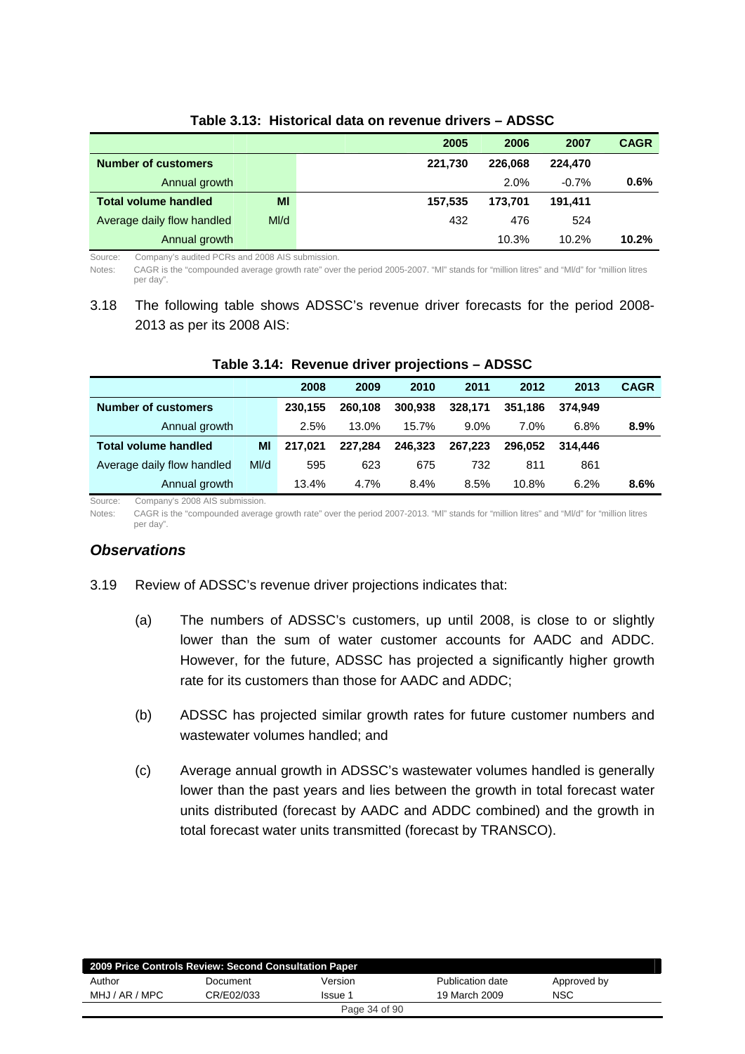**Table 3.13: Historical data on revenue drivers – ADSSC**

| | | 2005 | 2006 | 2007 | CAGR |
|---|---|---|---|---|---|
| **Number of customers** | | 221,730 | 226,068 | 224,470 | |
| Annual growth | | | 2.0% | -0.7% | **0.6%** |
| **Total volume handled** | **Ml** | 157,535 | 173,701 | 191,411 | |
| Average daily flow handled | Ml/d | 432 | 476 | 524 | |
| Annual growth | | | 10.3% | 10.2% | **10.2%** |

Source: Company's audited PCRs and 2008 AIS submission.

Notes: CAGR is the "compounded average growth rate" over the period 2005-2007. "Ml" stands for "million litres" and "Ml/d" for "million litres per day".

3.18 The following table shows ADSSC's revenue driver forecasts for the period 2008-2013 as per its 2008 AIS:

**Table 3.14: Revenue driver projections – ADSSC**

| | | 2008 | 2009 | 2010 | 2011 | 2012 | 2013 | CAGR |
|---|---|---|---|---|---|---|---|---|
| **Number of customers** | | 230,155 | 260,108 | 300,938 | 328,171 | 351,186 | 374,949 | |
| Annual growth | | 2.5% | 13.0% | 15.7% | 9.0% | 7.0% | 6.8% | **8.9%** |
| **Total volume handled** | **Ml** | 217,021 | 227,284 | 246,323 | 267,223 | 296,052 | 314,446 | |
| Average daily flow handled | Ml/d | 595 | 623 | 675 | 732 | 811 | 861 | |
| Annual growth | | 13.4% | 4.7% | 8.4% | 8.5% | 10.8% | 6.2% | **8.6%** |

Source: Company's 2008 AIS submission.

Notes: CAGR is the "compounded average growth rate" over the period 2007-2013. "Ml" stands for "million litres" and "Ml/d" for "million litres per day".

### *Observations*

3.19 Review of ADSSC's revenue driver projections indicates that:

(a) The numbers of ADSSC's customers, up until 2008, is close to or slightly lower than the sum of water customer accounts for AADC and ADDC. However, for the future, ADSSC has projected a significantly higher growth rate for its customers than those for AADC and ADDC;

(b) ADSSC has projected similar growth rates for future customer numbers and wastewater volumes handled; and

(c) Average annual growth in ADSSC's wastewater volumes handled is generally lower than the past years and lies between the growth in total forecast water units distributed (forecast by AADC and ADDC combined) and the growth in total forecast water units transmitted (forecast by TRANSCO).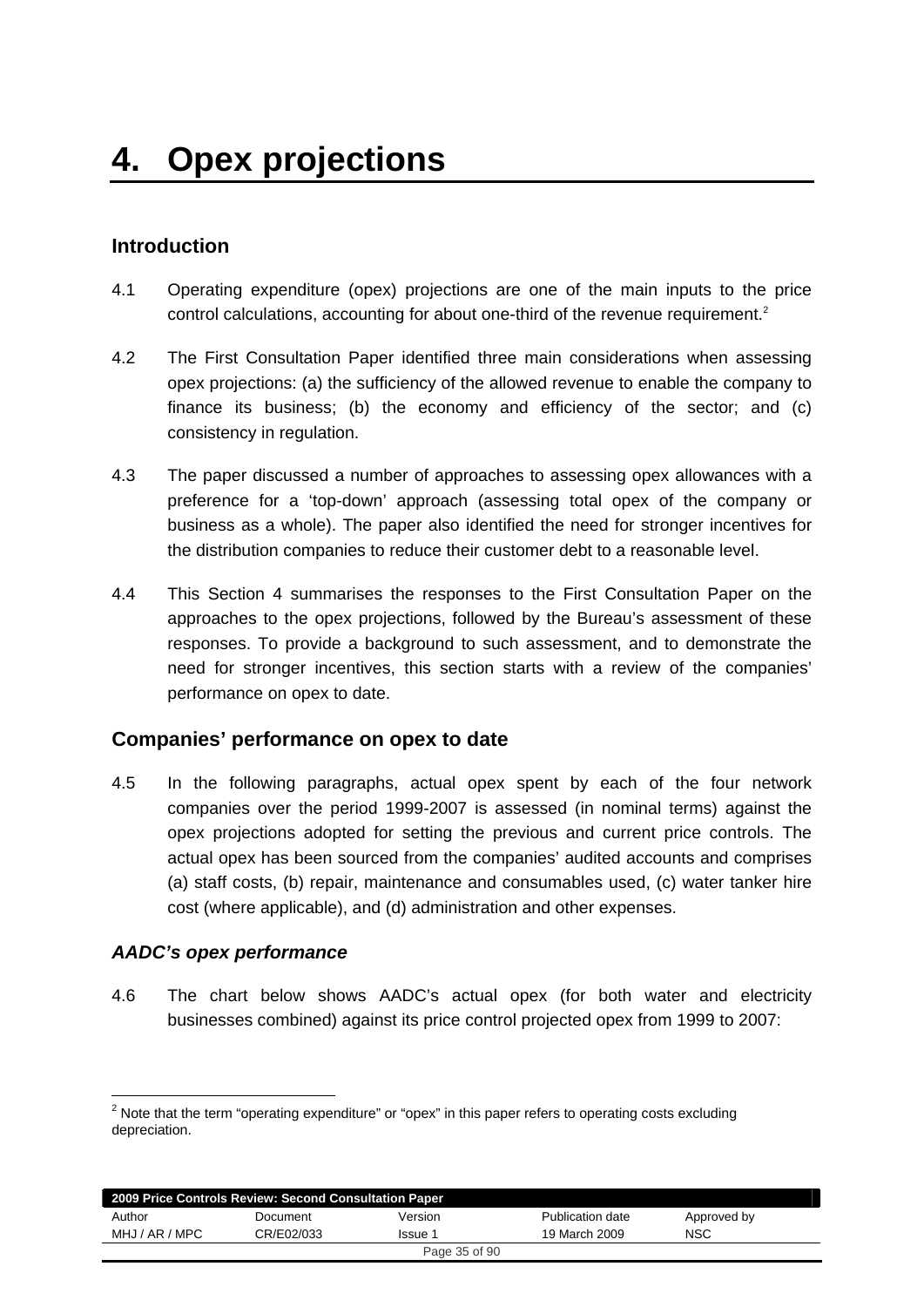# 4. Opex projections

## Introduction

4.1 Operating expenditure (opex) projections are one of the main inputs to the price control calculations, accounting for about one-third of the revenue requirement.[2]

4.2 The First Consultation Paper identified three main considerations when assessing opex projections: (a) the sufficiency of the allowed revenue to enable the company to finance its business; (b) the economy and efficiency of the sector; and (c) consistency in regulation.

4.3 The paper discussed a number of approaches to assessing opex allowances with a preference for a 'top-down' approach (assessing total opex of the company or business as a whole). The paper also identified the need for stronger incentives for the distribution companies to reduce their customer debt to a reasonable level.

4.4 This Section 4 summarises the responses to the First Consultation Paper on the approaches to the opex projections, followed by the Bureau's assessment of these responses. To provide a background to such assessment, and to demonstrate the need for stronger incentives, this section starts with a review of the companies' performance on opex to date.

## Companies' performance on opex to date

4.5 In the following paragraphs, actual opex spent by each of the four network companies over the period 1999-2007 is assessed (in nominal terms) against the opex projections adopted for setting the previous and current price controls. The actual opex has been sourced from the companies' audited accounts and comprises (a) staff costs, (b) repair, maintenance and consumables used, (c) water tanker hire cost (where applicable), and (d) administration and other expenses.

### *AADC's opex performance*

4.6 The chart below shows AADC's actual opex (for both water and electricity businesses combined) against its price control projected opex from 1999 to 2007:

[2] Note that the term "operating expenditure" or "opex" in this paper refers to operating costs excluding depreciation.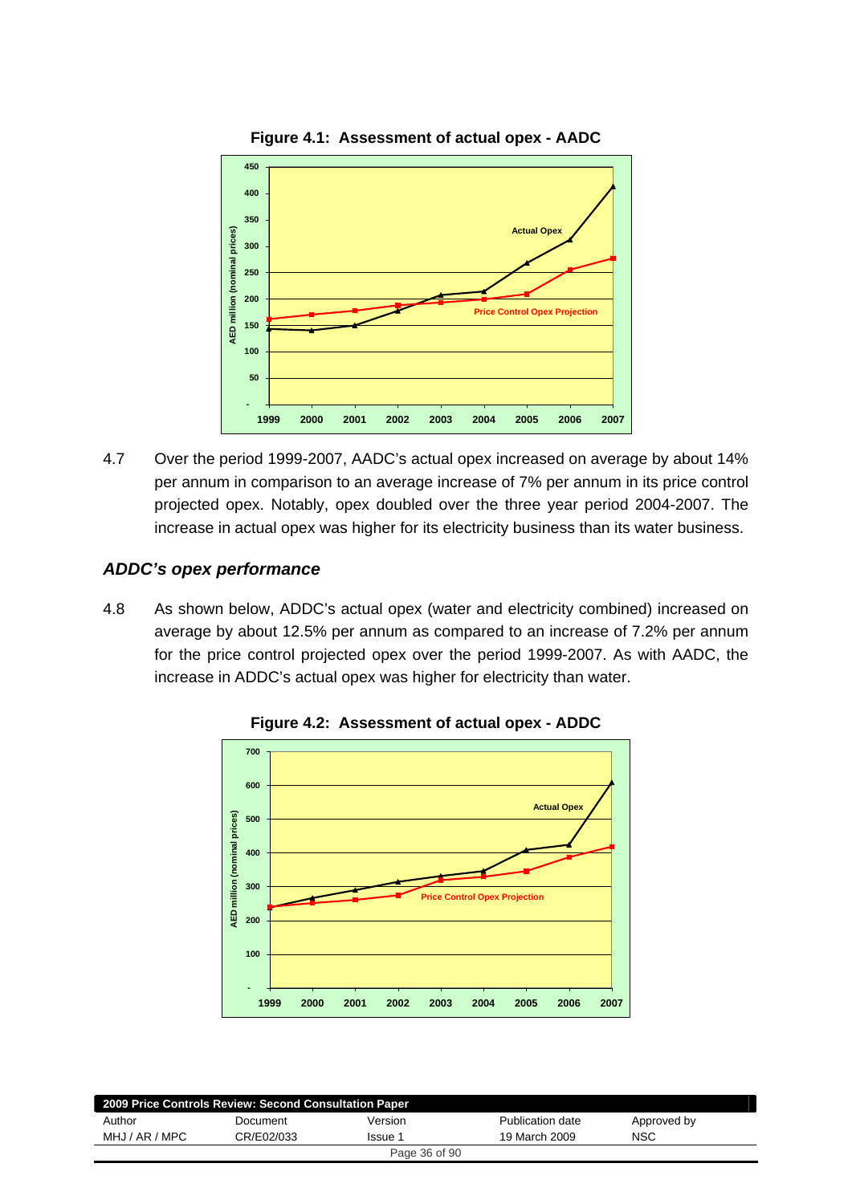**Figure 4.1: Assessment of actual opex - AADC**

4.7 Over the period 1999-2007, AADC's actual opex increased on average by about 14% per annum in comparison to an average increase of 7% per annum in its price control projected opex. Notably, opex doubled over the three year period 2004-2007. The increase in actual opex was higher for its electricity business than its water business.

### *ADDC's opex performance*

4.8 As shown below, ADDC's actual opex (water and electricity combined) increased on average by about 12.5% per annum as compared to an increase of 7.2% per annum for the price control projected opex over the period 1999-2007. As with AADC, the increase in ADDC's actual opex was higher for electricity than water.

**Figure 4.2: Assessment of actual opex - ADDC**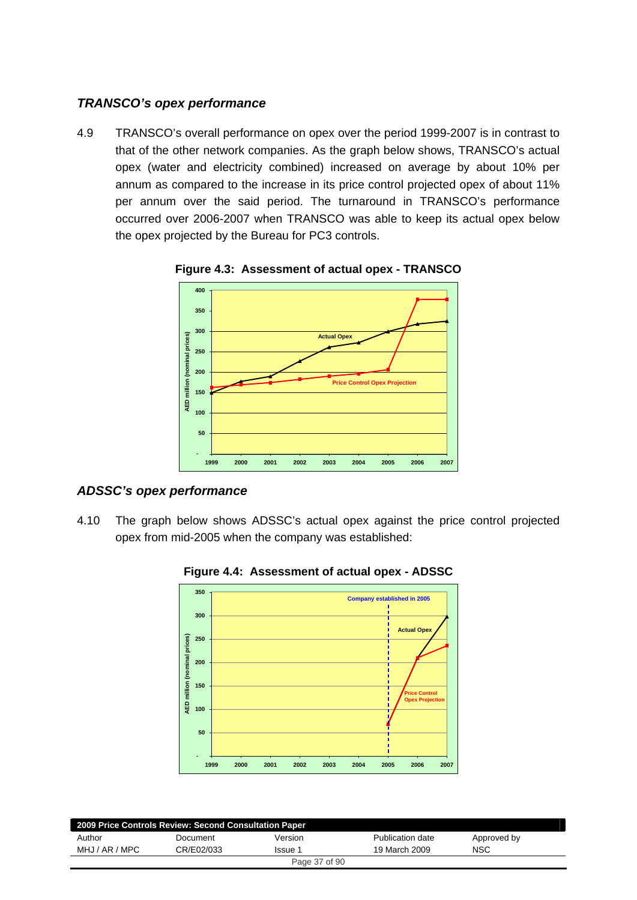### *TRANSCO's opex performance*

4.9 TRANSCO's overall performance on opex over the period 1999-2007 is in contrast to that of the other network companies. As the graph below shows, TRANSCO's actual opex (water and electricity combined) increased on average by about 10% per annum as compared to the increase in its price control projected opex of about 11% per annum over the said period. The turnaround in TRANSCO's performance occurred over 2006-2007 when TRANSCO was able to keep its actual opex below the opex projected by the Bureau for PC3 controls.

**Figure 4.3: Assessment of actual opex - TRANSCO**

### *ADSSC's opex performance*

4.10 The graph below shows ADSSC's actual opex against the price control projected opex from mid-2005 when the company was established:

**Figure 4.4: Assessment of actual opex - ADSSC**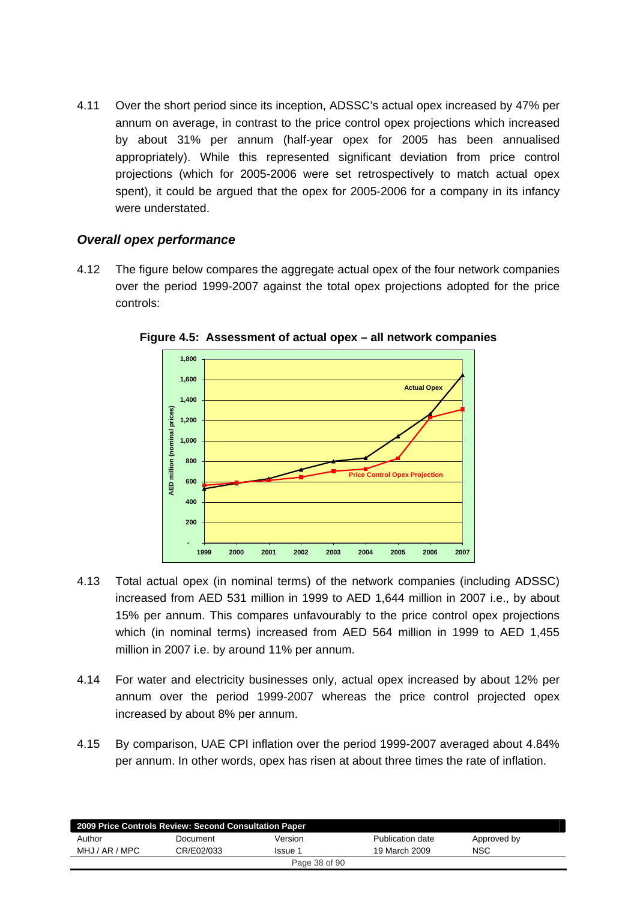4.11 Over the short period since its inception, ADSSC's actual opex increased by 47% per annum on average, in contrast to the price control opex projections which increased by about 31% per annum (half-year opex for 2005 has been annualised appropriately). While this represented significant deviation from price control projections (which for 2005-2006 were set retrospectively to match actual opex spent), it could be argued that the opex for 2005-2006 for a company in its infancy were understated.

### *Overall opex performance*

4.12 The figure below compares the aggregate actual opex of the four network companies over the period 1999-2007 against the total opex projections adopted for the price controls:

**Figure 4.5: Assessment of actual opex – all network companies**

4.13 Total actual opex (in nominal terms) of the network companies (including ADSSC) increased from AED 531 million in 1999 to AED 1,644 million in 2007 i.e., by about 15% per annum. This compares unfavourably to the price control opex projections which (in nominal terms) increased from AED 564 million in 1999 to AED 1,455 million in 2007 i.e. by around 11% per annum.

4.14 For water and electricity businesses only, actual opex increased by about 12% per annum over the period 1999-2007 whereas the price control projected opex increased by about 8% per annum.

4.15 By comparison, UAE CPI inflation over the period 1999-2007 averaged about 4.84% per annum. In other words, opex has risen at about three times the rate of inflation.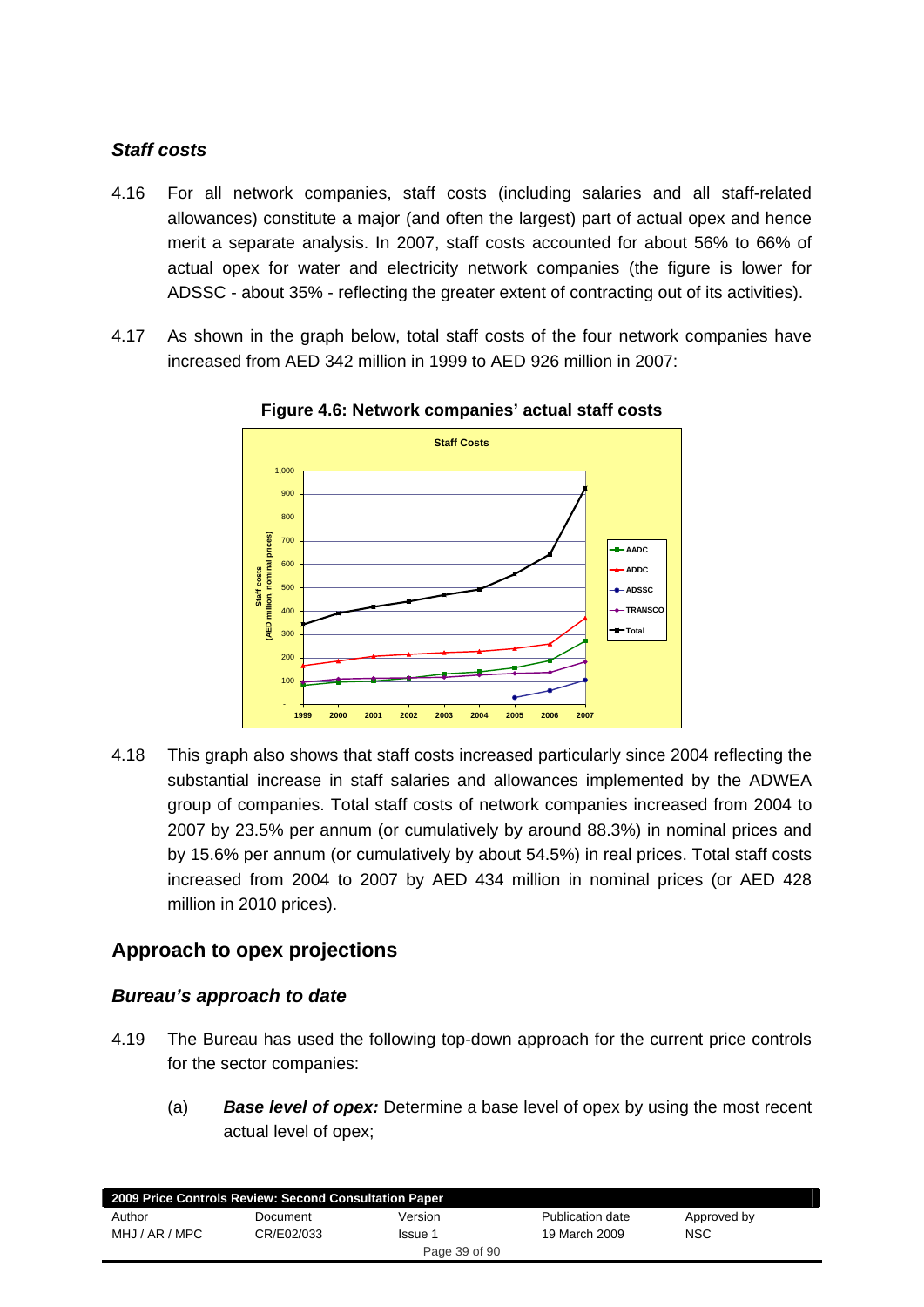### *Staff costs*

4.16 For all network companies, staff costs (including salaries and all staff-related allowances) constitute a major (and often the largest) part of actual opex and hence merit a separate analysis. In 2007, staff costs accounted for about 56% to 66% of actual opex for water and electricity network companies (the figure is lower for ADSSC - about 35% - reflecting the greater extent of contracting out of its activities).

4.17 As shown in the graph below, total staff costs of the four network companies have increased from AED 342 million in 1999 to AED 926 million in 2007:

**Figure 4.6: Network companies' actual staff costs**

4.18 This graph also shows that staff costs increased particularly since 2004 reflecting the substantial increase in staff salaries and allowances implemented by the ADWEA group of companies. Total staff costs of network companies increased from 2004 to 2007 by 23.5% per annum (or cumulatively by around 88.3%) in nominal prices and by 15.6% per annum (or cumulatively by about 54.5%) in real prices. Total staff costs increased from 2004 to 2007 by AED 434 million in nominal prices (or AED 428 million in 2010 prices).

## Approach to opex projections

### *Bureau's approach to date*

4.19 The Bureau has used the following top-down approach for the current price controls for the sector companies:

(a) ***Base level of opex:*** Determine a base level of opex by using the most recent actual level of opex;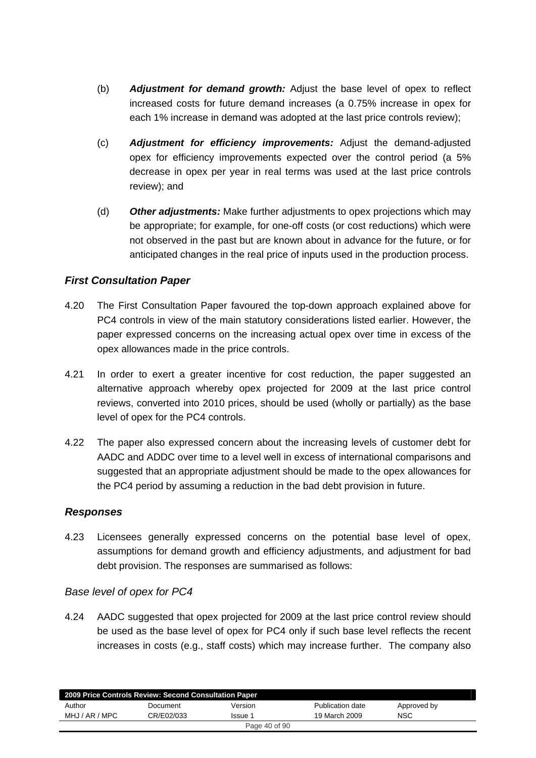(b) ***Adjustment for demand growth:*** Adjust the base level of opex to reflect increased costs for future demand increases (a 0.75% increase in opex for each 1% increase in demand was adopted at the last price controls review);

(c) ***Adjustment for efficiency improvements:*** Adjust the demand-adjusted opex for efficiency improvements expected over the control period (a 5% decrease in opex per year in real terms was used at the last price controls review); and

(d) ***Other adjustments:*** Make further adjustments to opex projections which may be appropriate; for example, for one-off costs (or cost reductions) which were not observed in the past but are known about in advance for the future, or for anticipated changes in the real price of inputs used in the production process.

### *First Consultation Paper*

4.20 The First Consultation Paper favoured the top-down approach explained above for PC4 controls in view of the main statutory considerations listed earlier. However, the paper expressed concerns on the increasing actual opex over time in excess of the opex allowances made in the price controls.

4.21 In order to exert a greater incentive for cost reduction, the paper suggested an alternative approach whereby opex projected for 2009 at the last price control reviews, converted into 2010 prices, should be used (wholly or partially) as the base level of opex for the PC4 controls.

4.22 The paper also expressed concern about the increasing levels of customer debt for AADC and ADDC over time to a level well in excess of international comparisons and suggested that an appropriate adjustment should be made to the opex allowances for the PC4 period by assuming a reduction in the bad debt provision in future.

### *Responses*

4.23 Licensees generally expressed concerns on the potential base level of opex, assumptions for demand growth and efficiency adjustments, and adjustment for bad debt provision. The responses are summarised as follows:

#### *Base level of opex for PC4*

4.24 AADC suggested that opex projected for 2009 at the last price control review should be used as the base level of opex for PC4 only if such base level reflects the recent increases in costs (e.g., staff costs) which may increase further. The company also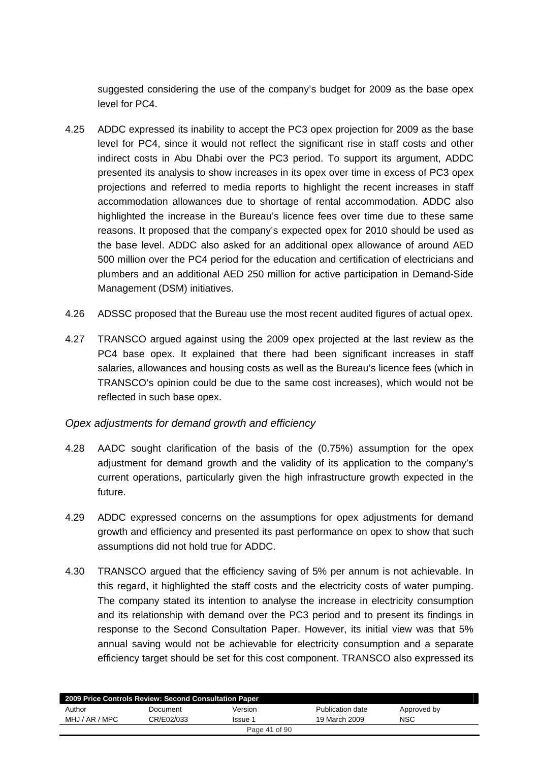suggested considering the use of the company's budget for 2009 as the base opex level for PC4.

4.25 ADDC expressed its inability to accept the PC3 opex projection for 2009 as the base level for PC4, since it would not reflect the significant rise in staff costs and other indirect costs in Abu Dhabi over the PC3 period. To support its argument, ADDC presented its analysis to show increases in its opex over time in excess of PC3 opex projections and referred to media reports to highlight the recent increases in staff accommodation allowances due to shortage of rental accommodation. ADDC also highlighted the increase in the Bureau's licence fees over time due to these same reasons. It proposed that the company's expected opex for 2010 should be used as the base level. ADDC also asked for an additional opex allowance of around AED 500 million over the PC4 period for the education and certification of electricians and plumbers and an additional AED 250 million for active participation in Demand-Side Management (DSM) initiatives.

4.26 ADSSC proposed that the Bureau use the most recent audited figures of actual opex.

4.27 TRANSCO argued against using the 2009 opex projected at the last review as the PC4 base opex. It explained that there had been significant increases in staff salaries, allowances and housing costs as well as the Bureau's licence fees (which in TRANSCO's opinion could be due to the same cost increases), which would not be reflected in such base opex.

*Opex adjustments for demand growth and efficiency*

4.28 AADC sought clarification of the basis of the (0.75%) assumption for the opex adjustment for demand growth and the validity of its application to the company's current operations, particularly given the high infrastructure growth expected in the future.

4.29 ADDC expressed concerns on the assumptions for opex adjustments for demand growth and efficiency and presented its past performance on opex to show that such assumptions did not hold true for ADDC.

4.30 TRANSCO argued that the efficiency saving of 5% per annum is not achievable. In this regard, it highlighted the staff costs and the electricity costs of water pumping. The company stated its intention to analyse the increase in electricity consumption and its relationship with demand over the PC3 period and to present its findings in response to the Second Consultation Paper. However, its initial view was that 5% annual saving would not be achievable for electricity consumption and a separate efficiency target should be set for this cost component. TRANSCO also expressed its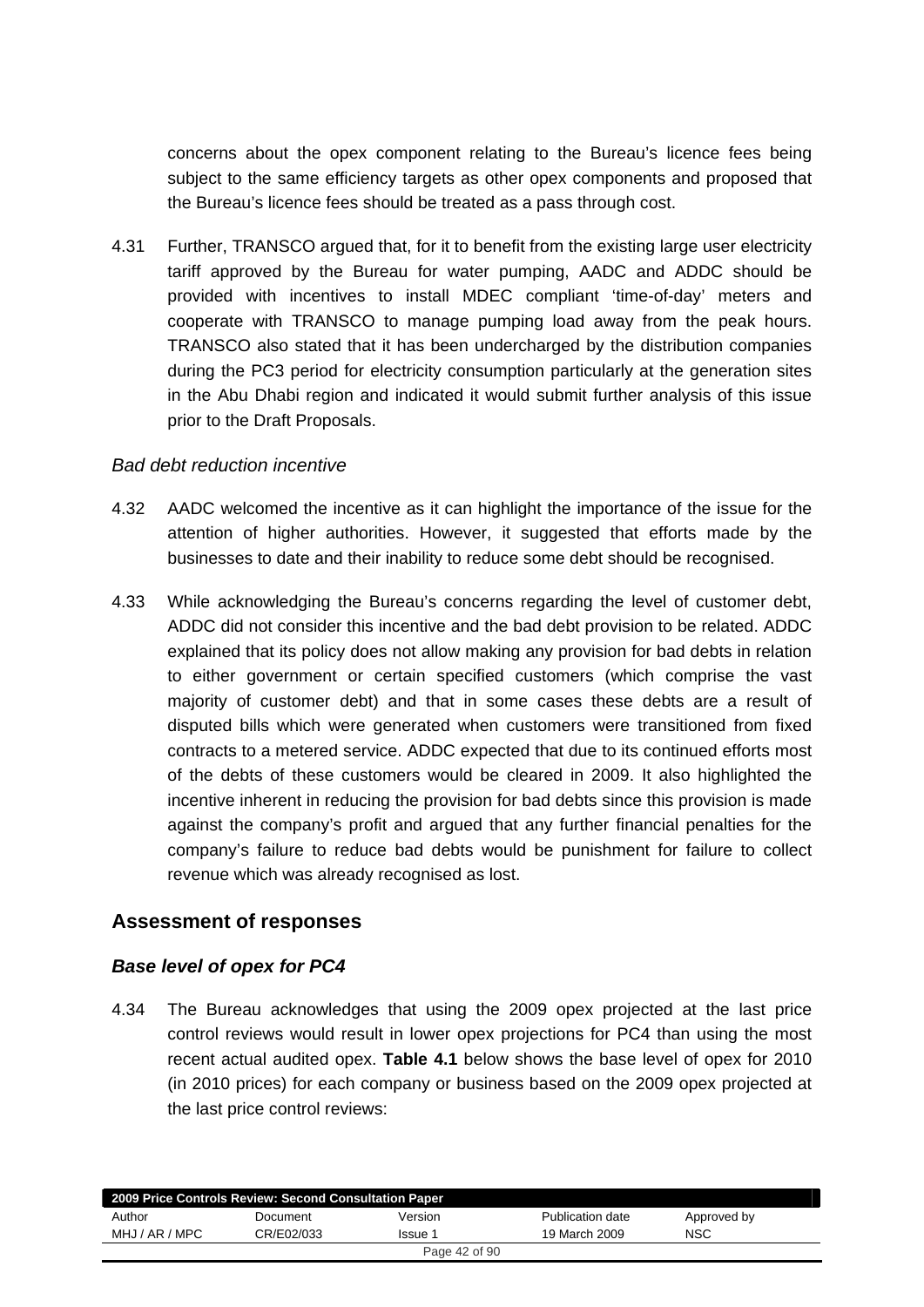concerns about the opex component relating to the Bureau's licence fees being subject to the same efficiency targets as other opex components and proposed that the Bureau's licence fees should be treated as a pass through cost.

4.31 Further, TRANSCO argued that, for it to benefit from the existing large user electricity tariff approved by the Bureau for water pumping, AADC and ADDC should be provided with incentives to install MDEC compliant 'time-of-day' meters and cooperate with TRANSCO to manage pumping load away from the peak hours. TRANSCO also stated that it has been undercharged by the distribution companies during the PC3 period for electricity consumption particularly at the generation sites in the Abu Dhabi region and indicated it would submit further analysis of this issue prior to the Draft Proposals.

*Bad debt reduction incentive*

4.32 AADC welcomed the incentive as it can highlight the importance of the issue for the attention of higher authorities. However, it suggested that efforts made by the businesses to date and their inability to reduce some debt should be recognised.

4.33 While acknowledging the Bureau's concerns regarding the level of customer debt, ADDC did not consider this incentive and the bad debt provision to be related. ADDC explained that its policy does not allow making any provision for bad debts in relation to either government or certain specified customers (which comprise the vast majority of customer debt) and that in some cases these debts are a result of disputed bills which were generated when customers were transitioned from fixed contracts to a metered service. ADDC expected that due to its continued efforts most of the debts of these customers would be cleared in 2009. It also highlighted the incentive inherent in reducing the provision for bad debts since this provision is made against the company's profit and argued that any further financial penalties for the company's failure to reduce bad debts would be punishment for failure to collect revenue which was already recognised as lost.

## Assessment of responses

### *Base level of opex for PC4*

4.34 The Bureau acknowledges that using the 2009 opex projected at the last price control reviews would result in lower opex projections for PC4 than using the most recent actual audited opex. **Table 4.1** below shows the base level of opex for 2010 (in 2010 prices) for each company or business based on the 2009 opex projected at the last price control reviews: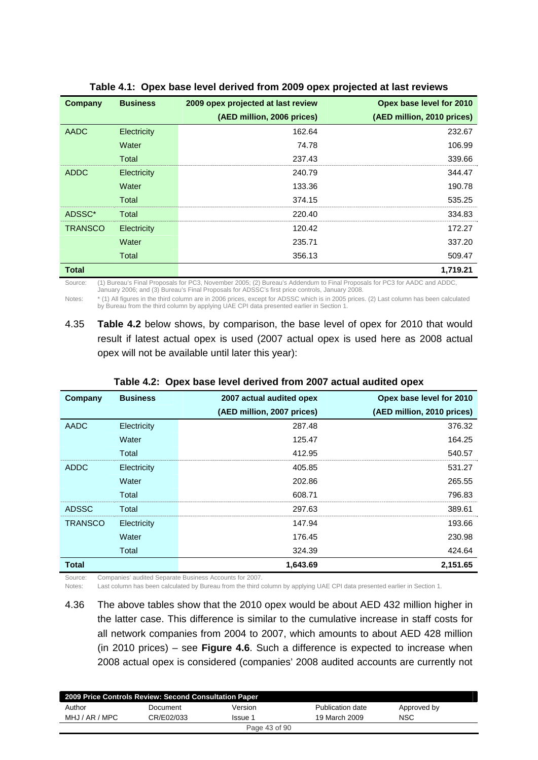**Table 4.1: Opex base level derived from 2009 opex projected at last reviews**

| Company | Business | 2009 opex projected at last review (AED million, 2006 prices) | Opex base level for 2010 (AED million, 2010 prices) |
|---|---|---|---|
| AADC | Electricity | 162.64 | 232.67 |
| | Water | 74.78 | 106.99 |
| | Total | 237.43 | 339.66 |
| ADDC | Electricity | 240.79 | 344.47 |
| | Water | 133.36 | 190.78 |
| | Total | 374.15 | 535.25 |
| ADSSC* | Total | 220.40 | 334.83 |
| TRANSCO | Electricity | 120.42 | 172.27 |
| | Water | 235.71 | 337.20 |
| | Total | 356.13 | 509.47 |
| **Total** | | | **1,719.21** |

Source: (1) Bureau's Final Proposals for PC3, November 2005; (2) Bureau's Addendum to Final Proposals for PC3 for AADC and ADDC, January 2006; and (3) Bureau's Final Proposals for ADSSC's first price controls, January 2008.

Notes: * (1) All figures in the third column are in 2006 prices, except for ADSSC which is in 2005 prices. (2) Last column has been calculated by Bureau from the third column by applying UAE CPI data presented earlier in Section 1.

4.35 **Table 4.2** below shows, by comparison, the base level of opex for 2010 that would result if latest actual opex is used (2007 actual opex is used here as 2008 actual opex will not be available until later this year):

**Table 4.2: Opex base level derived from 2007 actual audited opex**

| Company | Business | 2007 actual audited opex (AED million, 2007 prices) | Opex base level for 2010 (AED million, 2010 prices) |
|---|---|---|---|
| AADC | Electricity | 287.48 | 376.32 |
| | Water | 125.47 | 164.25 |
| | Total | 412.95 | 540.57 |
| ADDC | Electricity | 405.85 | 531.27 |
| | Water | 202.86 | 265.55 |
| | Total | 608.71 | 796.83 |
| ADSSC | Total | 297.63 | 389.61 |
| TRANSCO | Electricity | 147.94 | 193.66 |
| | Water | 176.45 | 230.98 |
| | Total | 324.39 | 424.64 |
| **Total** | | **1,643.69** | **2,151.65** |

Source: Companies' audited Separate Business Accounts for 2007.

Notes: Last column has been calculated by Bureau from the third column by applying UAE CPI data presented earlier in Section 1.

4.36 The above tables show that the 2010 opex would be about AED 432 million higher in the latter case. This difference is similar to the cumulative increase in staff costs for all network companies from 2004 to 2007, which amounts to about AED 428 million (in 2010 prices) – see **Figure 4.6**. Such a difference is expected to increase when 2008 actual opex is considered (companies' 2008 audited accounts are currently not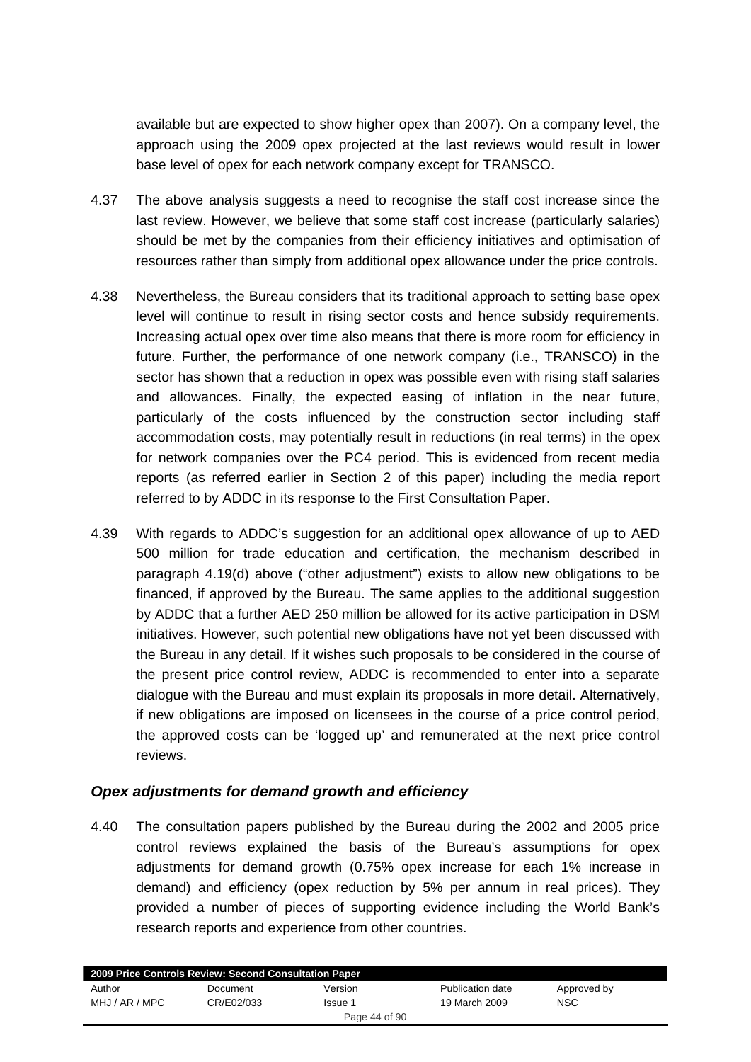available but are expected to show higher opex than 2007). On a company level, the approach using the 2009 opex projected at the last reviews would result in lower base level of opex for each network company except for TRANSCO.

4.37 The above analysis suggests a need to recognise the staff cost increase since the last review. However, we believe that some staff cost increase (particularly salaries) should be met by the companies from their efficiency initiatives and optimisation of resources rather than simply from additional opex allowance under the price controls.

4.38 Nevertheless, the Bureau considers that its traditional approach to setting base opex level will continue to result in rising sector costs and hence subsidy requirements. Increasing actual opex over time also means that there is more room for efficiency in future. Further, the performance of one network company (i.e., TRANSCO) in the sector has shown that a reduction in opex was possible even with rising staff salaries and allowances. Finally, the expected easing of inflation in the near future, particularly of the costs influenced by the construction sector including staff accommodation costs, may potentially result in reductions (in real terms) in the opex for network companies over the PC4 period. This is evidenced from recent media reports (as referred earlier in Section 2 of this paper) including the media report referred to by ADDC in its response to the First Consultation Paper.

4.39 With regards to ADDC's suggestion for an additional opex allowance of up to AED 500 million for trade education and certification, the mechanism described in paragraph 4.19(d) above ("other adjustment") exists to allow new obligations to be financed, if approved by the Bureau. The same applies to the additional suggestion by ADDC that a further AED 250 million be allowed for its active participation in DSM initiatives. However, such potential new obligations have not yet been discussed with the Bureau in any detail. If it wishes such proposals to be considered in the course of the present price control review, ADDC is recommended to enter into a separate dialogue with the Bureau and must explain its proposals in more detail. Alternatively, if new obligations are imposed on licensees in the course of a price control period, the approved costs can be 'logged up' and remunerated at the next price control reviews.

### *Opex adjustments for demand growth and efficiency*

4.40 The consultation papers published by the Bureau during the 2002 and 2005 price control reviews explained the basis of the Bureau's assumptions for opex adjustments for demand growth (0.75% opex increase for each 1% increase in demand) and efficiency (opex reduction by 5% per annum in real prices). They provided a number of pieces of supporting evidence including the World Bank's research reports and experience from other countries.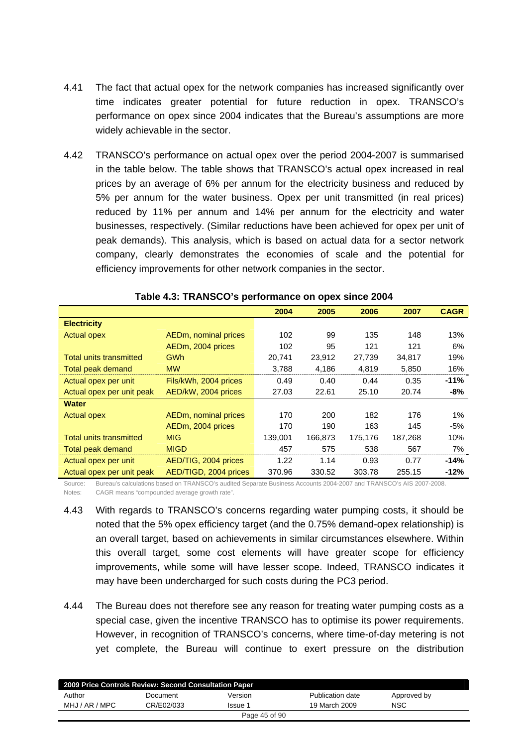4.41 The fact that actual opex for the network companies has increased significantly over time indicates greater potential for future reduction in opex. TRANSCO's performance on opex since 2004 indicates that the Bureau's assumptions are more widely achievable in the sector.

4.42 TRANSCO's performance on actual opex over the period 2004-2007 is summarised in the table below. The table shows that TRANSCO's actual opex increased in real prices by an average of 6% per annum for the electricity business and reduced by 5% per annum for the water business. Opex per unit transmitted (in real prices) reduced by 11% per annum and 14% per annum for the electricity and water businesses, respectively. (Similar reductions have been achieved for opex per unit of peak demands). This analysis, which is based on actual data for a sector network company, clearly demonstrates the economies of scale and the potential for efficiency improvements for other network companies in the sector.

**Table 4.3: TRANSCO's performance on opex since 2004**

| | | 2004 | 2005 | 2006 | 2007 | CAGR |
|---|---|---|---|---|---|---|
| **Electricity** | | | | | | |
| Actual opex | AEDm, nominal prices | 102 | 99 | 135 | 148 | 13% |
| | AEDm, 2004 prices | 102 | 95 | 121 | 121 | 6% |
| Total units transmitted | GWh | 20,741 | 23,912 | 27,739 | 34,817 | 19% |
| Total peak demand | MW | 3,788 | 4,186 | 4,819 | 5,850 | 16% |
| Actual opex per unit | Fils/kWh, 2004 prices | 0.49 | 0.40 | 0.44 | 0.35 | **-11%** |
| Actual opex per unit peak | AED/kW, 2004 prices | 27.03 | 22.61 | 25.10 | 20.74 | **-8%** |
| **Water** | | | | | | |
| Actual opex | AEDm, nominal prices | 170 | 200 | 182 | 176 | 1% |
| | AEDm, 2004 prices | 170 | 190 | 163 | 145 | -5% |
| Total units transmitted | MIG | 139,001 | 166,873 | 175,176 | 187,268 | 10% |
| Total peak demand | MIGD | 457 | 575 | 538 | 567 | 7% |
| Actual opex per unit | AED/TIG, 2004 prices | 1.22 | 1.14 | 0.93 | 0.77 | **-14%** |
| Actual opex per unit peak | AED/TIGD, 2004 prices | 370.96 | 330.52 | 303.78 | 255.15 | **-12%** |

Source: Bureau's calculations based on TRANSCO's audited Separate Business Accounts 2004-2007 and TRANSCO's AIS 2007-2008.
Notes: CAGR means "compounded average growth rate".

4.43 With regards to TRANSCO's concerns regarding water pumping costs, it should be noted that the 5% opex efficiency target (and the 0.75% demand-opex relationship) is an overall target, based on achievements in similar circumstances elsewhere. Within this overall target, some cost elements will have greater scope for efficiency improvements, while some will have lesser scope. Indeed, TRANSCO indicates it may have been undercharged for such costs during the PC3 period.

4.44 The Bureau does not therefore see any reason for treating water pumping costs as a special case, given the incentive TRANSCO has to optimise its power requirements. However, in recognition of TRANSCO's concerns, where time-of-day metering is not yet complete, the Bureau will continue to exert pressure on the distribution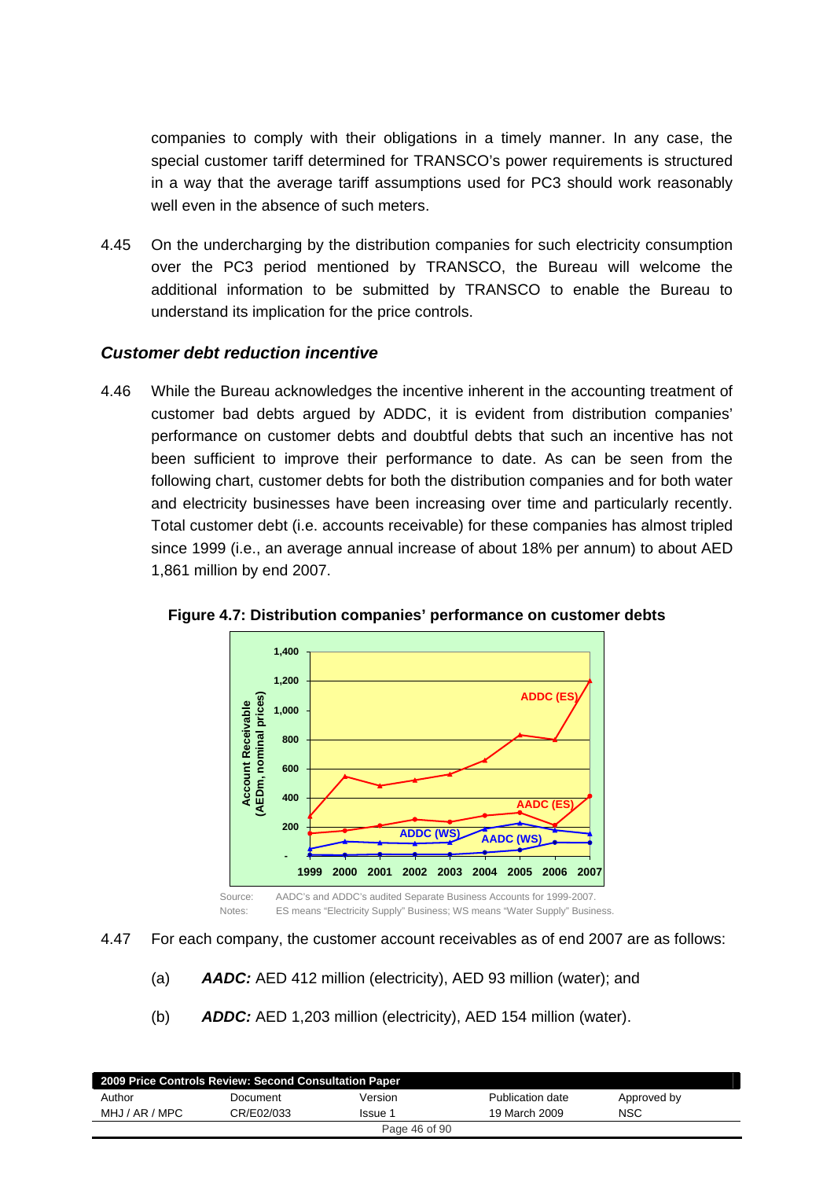companies to comply with their obligations in a timely manner. In any case, the special customer tariff determined for TRANSCO's power requirements is structured in a way that the average tariff assumptions used for PC3 should work reasonably well even in the absence of such meters.

4.45 On the undercharging by the distribution companies for such electricity consumption over the PC3 period mentioned by TRANSCO, the Bureau will welcome the additional information to be submitted by TRANSCO to enable the Bureau to understand its implication for the price controls.

### *Customer debt reduction incentive*

4.46 While the Bureau acknowledges the incentive inherent in the accounting treatment of customer bad debts argued by ADDC, it is evident from distribution companies' performance on customer debts and doubtful debts that such an incentive has not been sufficient to improve their performance to date. As can be seen from the following chart, customer debts for both the distribution companies and for both water and electricity businesses have been increasing over time and particularly recently. Total customer debt (i.e. accounts receivable) for these companies has almost tripled since 1999 (i.e., an average annual increase of about 18% per annum) to about AED 1,861 million by end 2007.

**Figure 4.7: Distribution companies' performance on customer debts**

Source: AADC's and ADDC's audited Separate Business Accounts for 1999-2007.

Notes: ES means "Electricity Supply" Business; WS means "Water Supply" Business.

4.47 For each company, the customer account receivables as of end 2007 are as follows:

(a) ***AADC:*** AED 412 million (electricity), AED 93 million (water); and

(b) ***ADDC:*** AED 1,203 million (electricity), AED 154 million (water).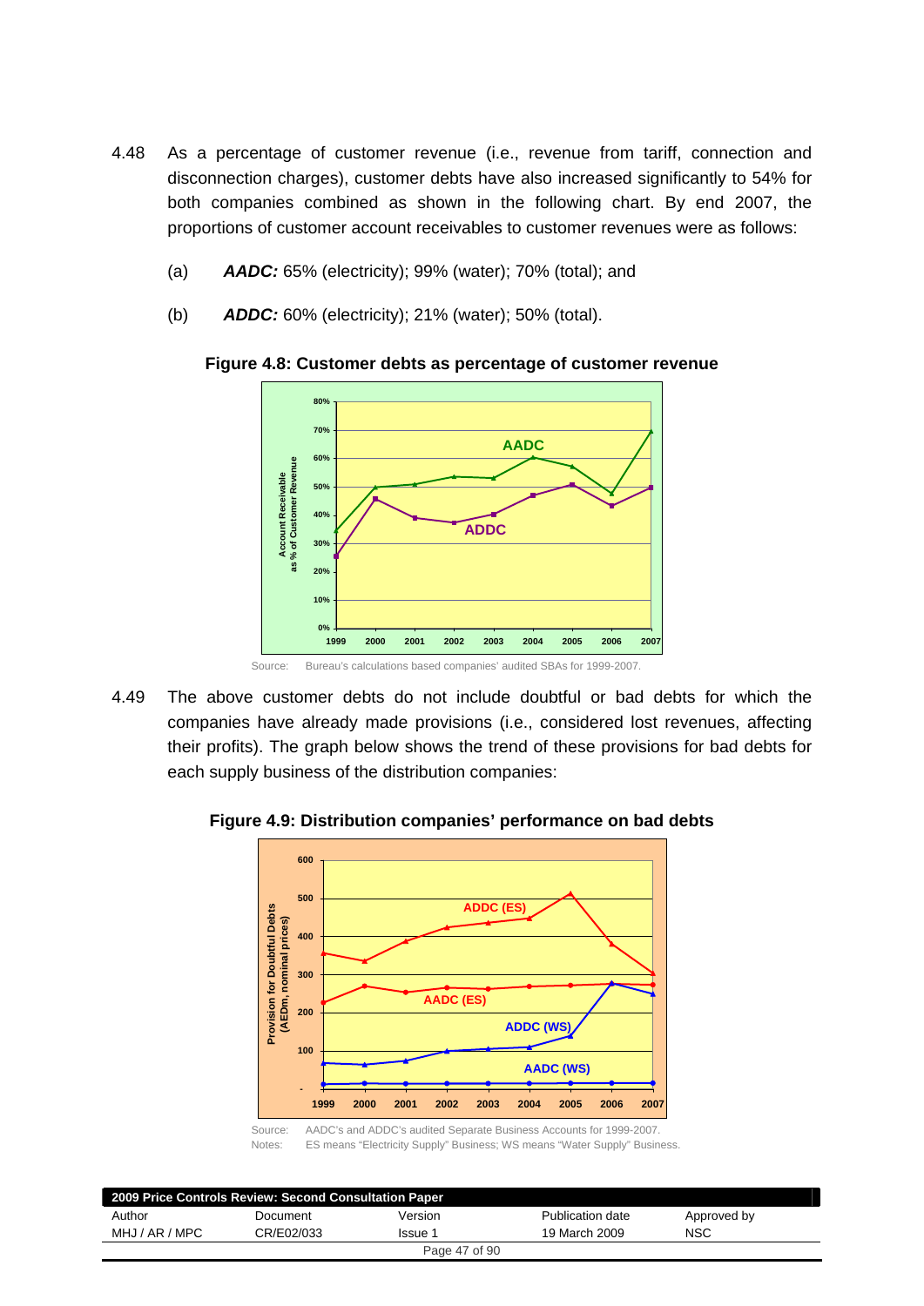4.48 As a percentage of customer revenue (i.e., revenue from tariff, connection and disconnection charges), customer debts have also increased significantly to 54% for both companies combined as shown in the following chart. By end 2007, the proportions of customer account receivables to customer revenues were as follows:

(a) ***AADC:*** 65% (electricity); 99% (water); 70% (total); and

(b) ***ADDC:*** 60% (electricity); 21% (water); 50% (total).

**Figure 4.8: Customer debts as percentage of customer revenue**

Source: Bureau's calculations based companies' audited SBAs for 1999-2007.

4.49 The above customer debts do not include doubtful or bad debts for which the companies have already made provisions (i.e., considered lost revenues, affecting their profits). The graph below shows the trend of these provisions for bad debts for each supply business of the distribution companies:

**Figure 4.9: Distribution companies' performance on bad debts**

Source: AADC's and ADDC's audited Separate Business Accounts for 1999-2007.

Notes: ES means "Electricity Supply" Business; WS means "Water Supply" Business.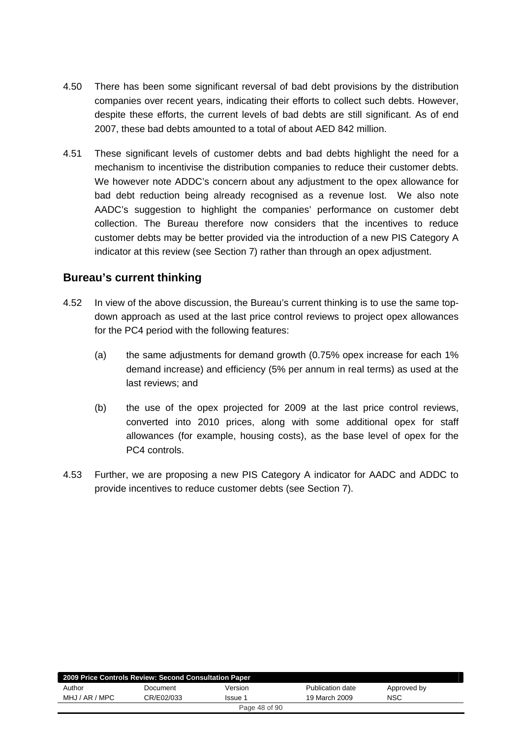4.50 There has been some significant reversal of bad debt provisions by the distribution companies over recent years, indicating their efforts to collect such debts. However, despite these efforts, the current levels of bad debts are still significant. As of end 2007, these bad debts amounted to a total of about AED 842 million.

4.51 These significant levels of customer debts and bad debts highlight the need for a mechanism to incentivise the distribution companies to reduce their customer debts. We however note ADDC's concern about any adjustment to the opex allowance for bad debt reduction being already recognised as a revenue lost. We also note AADC's suggestion to highlight the companies' performance on customer debt collection. The Bureau therefore now considers that the incentives to reduce customer debts may be better provided via the introduction of a new PIS Category A indicator at this review (see Section 7) rather than through an opex adjustment.

## Bureau's current thinking

4.52 In view of the above discussion, the Bureau's current thinking is to use the same top-down approach as used at the last price control reviews to project opex allowances for the PC4 period with the following features:

(a) the same adjustments for demand growth (0.75% opex increase for each 1% demand increase) and efficiency (5% per annum in real terms) as used at the last reviews; and

(b) the use of the opex projected for 2009 at the last price control reviews, converted into 2010 prices, along with some additional opex for staff allowances (for example, housing costs), as the base level of opex for the PC4 controls.

4.53 Further, we are proposing a new PIS Category A indicator for AADC and ADDC to provide incentives to reduce customer debts (see Section 7).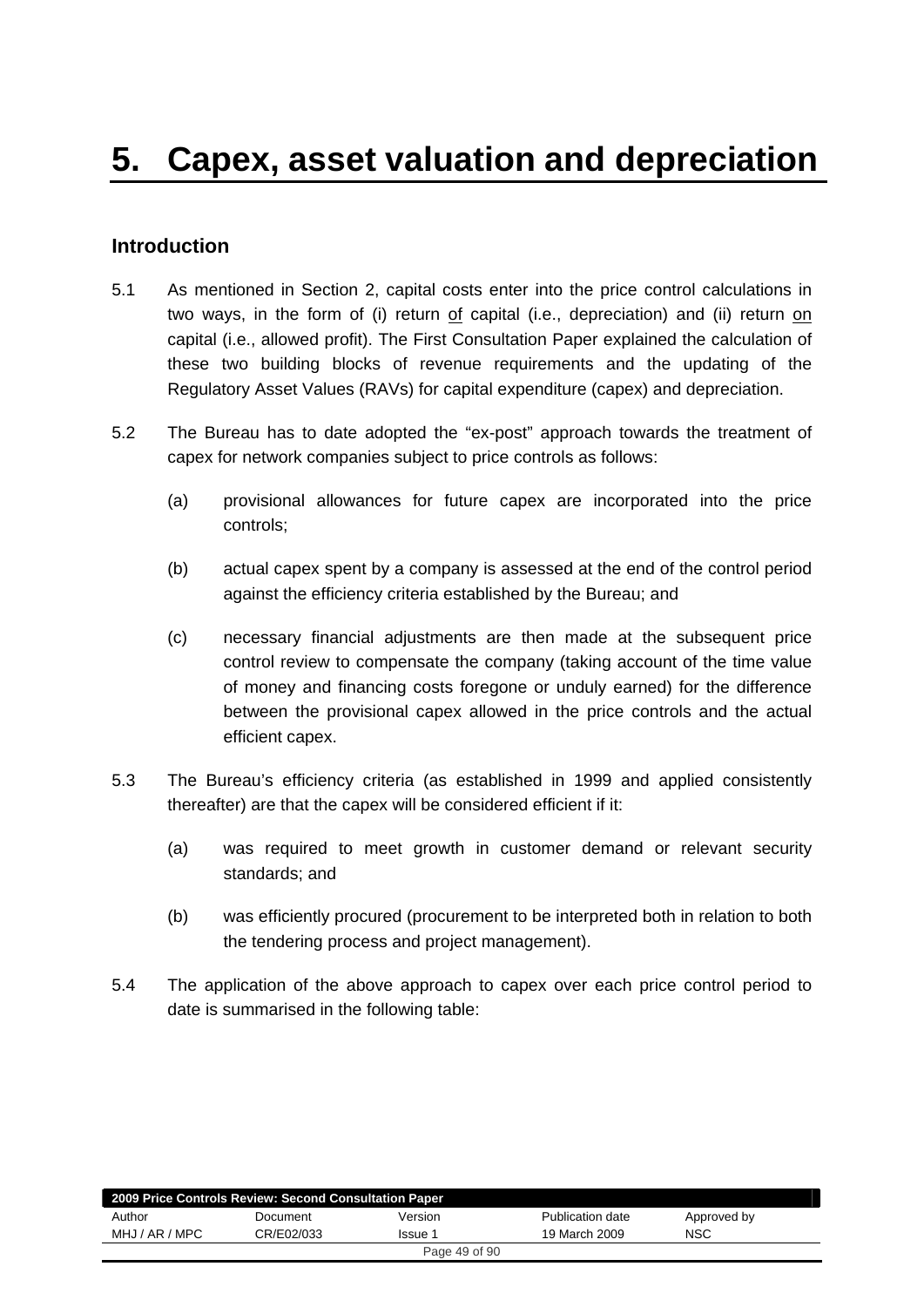# 5. Capex, asset valuation and depreciation

## Introduction

5.1 As mentioned in Section 2, capital costs enter into the price control calculations in two ways, in the form of (i) return <u>of</u> capital (i.e., depreciation) and (ii) return <u>on</u> capital (i.e., allowed profit). The First Consultation Paper explained the calculation of these two building blocks of revenue requirements and the updating of the Regulatory Asset Values (RAVs) for capital expenditure (capex) and depreciation.

5.2 The Bureau has to date adopted the "ex-post" approach towards the treatment of capex for network companies subject to price controls as follows:

(a) provisional allowances for future capex are incorporated into the price controls;

(b) actual capex spent by a company is assessed at the end of the control period against the efficiency criteria established by the Bureau; and

(c) necessary financial adjustments are then made at the subsequent price control review to compensate the company (taking account of the time value of money and financing costs foregone or unduly earned) for the difference between the provisional capex allowed in the price controls and the actual efficient capex.

5.3 The Bureau's efficiency criteria (as established in 1999 and applied consistently thereafter) are that the capex will be considered efficient if it:

(a) was required to meet growth in customer demand or relevant security standards; and

(b) was efficiently procured (procurement to be interpreted both in relation to both the tendering process and project management).

5.4 The application of the above approach to capex over each price control period to date is summarised in the following table: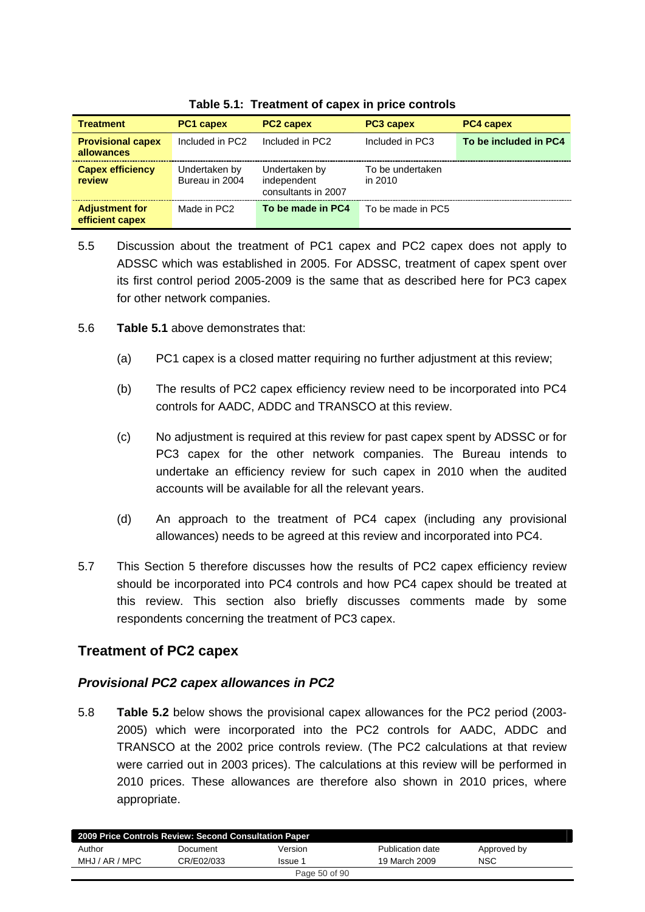**Table 5.1: Treatment of capex in price controls**

| Treatment | PC1 capex | PC2 capex | PC3 capex | PC4 capex |
|---|---|---|---|---|
| **Provisional capex allowances** | Included in PC2 | Included in PC2 | Included in PC3 | **To be included in PC4** |
| **Capex efficiency review** | Undertaken by Bureau in 2004 | Undertaken by independent consultants in 2007 | To be undertaken in 2010 | |
| **Adjustment for efficient capex** | Made in PC2 | **To be made in PC4** | To be made in PC5 | |

5.5 Discussion about the treatment of PC1 capex and PC2 capex does not apply to ADSSC which was established in 2005. For ADSSC, treatment of capex spent over its first control period 2005-2009 is the same that as described here for PC3 capex for other network companies.

5.6 **Table 5.1** above demonstrates that:

(a) PC1 capex is a closed matter requiring no further adjustment at this review;

(b) The results of PC2 capex efficiency review need to be incorporated into PC4 controls for AADC, ADDC and TRANSCO at this review.

(c) No adjustment is required at this review for past capex spent by ADSSC or for PC3 capex for the other network companies. The Bureau intends to undertake an efficiency review for such capex in 2010 when the audited accounts will be available for all the relevant years.

(d) An approach to the treatment of PC4 capex (including any provisional allowances) needs to be agreed at this review and incorporated into PC4.

5.7 This Section 5 therefore discusses how the results of PC2 capex efficiency review should be incorporated into PC4 controls and how PC4 capex should be treated at this review. This section also briefly discusses comments made by some respondents concerning the treatment of PC3 capex.

## Treatment of PC2 capex

### *Provisional PC2 capex allowances in PC2*

5.8 **Table 5.2** below shows the provisional capex allowances for the PC2 period (2003-2005) which were incorporated into the PC2 controls for AADC, ADDC and TRANSCO at the 2002 price controls review. (The PC2 calculations at that review were carried out in 2003 prices). The calculations at this review will be performed in 2010 prices. These allowances are therefore also shown in 2010 prices, where appropriate.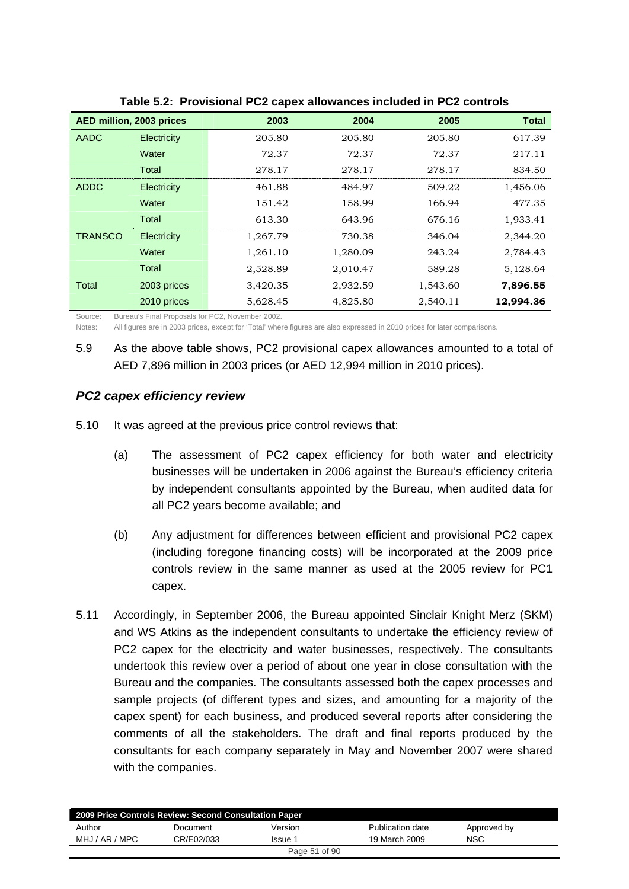**Table 5.2: Provisional PC2 capex allowances included in PC2 controls**

| AED million, 2003 prices | | 2003 | 2004 | 2005 | Total |
|---|---|---|---|---|---|
| AADC | Electricity | 205.80 | 205.80 | 205.80 | 617.39 |
| | Water | 72.37 | 72.37 | 72.37 | 217.11 |
| | Total | 278.17 | 278.17 | 278.17 | 834.50 |
| ADDC | Electricity | 461.88 | 484.97 | 509.22 | 1,456.06 |
| | Water | 151.42 | 158.99 | 166.94 | 477.35 |
| | Total | 613.30 | 643.96 | 676.16 | 1,933.41 |
| TRANSCO | Electricity | 1,267.79 | 730.38 | 346.04 | 2,344.20 |
| | Water | 1,261.10 | 1,280.09 | 243.24 | 2,784.43 |
| | Total | 2,528.89 | 2,010.47 | 589.28 | 5,128.64 |
| Total | 2003 prices | 3,420.35 | 2,932.59 | 1,543.60 | **7,896.55** |
| | 2010 prices | 5,628.45 | 4,825.80 | 2,540.11 | **12,994.36** |

Source: Bureau's Final Proposals for PC2, November 2002.
Notes: All figures are in 2003 prices, except for 'Total' where figures are also expressed in 2010 prices for later comparisons.

5.9 As the above table shows, PC2 provisional capex allowances amounted to a total of AED 7,896 million in 2003 prices (or AED 12,994 million in 2010 prices).

### *PC2 capex efficiency review*

5.10 It was agreed at the previous price control reviews that:

(a) The assessment of PC2 capex efficiency for both water and electricity businesses will be undertaken in 2006 against the Bureau's efficiency criteria by independent consultants appointed by the Bureau, when audited data for all PC2 years become available; and

(b) Any adjustment for differences between efficient and provisional PC2 capex (including foregone financing costs) will be incorporated at the 2009 price controls review in the same manner as used at the 2005 review for PC1 capex.

5.11 Accordingly, in September 2006, the Bureau appointed Sinclair Knight Merz (SKM) and WS Atkins as the independent consultants to undertake the efficiency review of PC2 capex for the electricity and water businesses, respectively. The consultants undertook this review over a period of about one year in close consultation with the Bureau and the companies. The consultants assessed both the capex processes and sample projects (of different types and sizes, and amounting for a majority of the capex spent) for each business, and produced several reports after considering the comments of all the stakeholders. The draft and final reports produced by the consultants for each company separately in May and November 2007 were shared with the companies.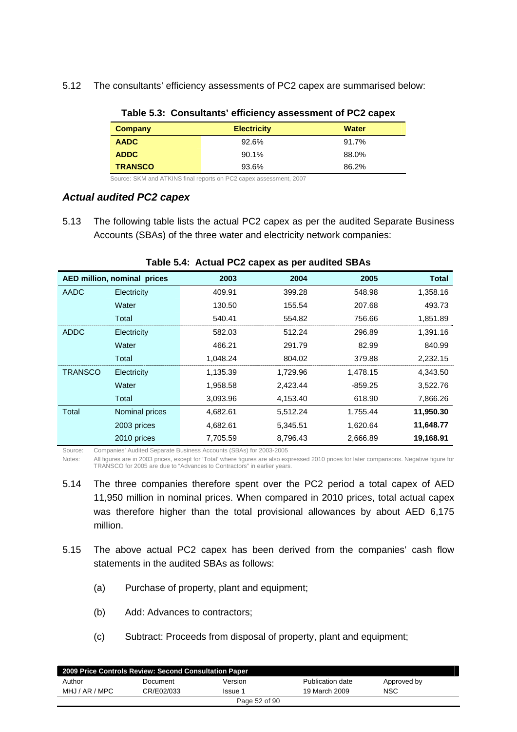5.12 The consultants' efficiency assessments of PC2 capex are summarised below:

**Table 5.3: Consultants' efficiency assessment of PC2 capex**

| Company | Electricity | Water |
|---|---|---|
| **AADC** | 92.6% | 91.7% |
| **ADDC** | 90.1% | 88.0% |
| **TRANSCO** | 93.6% | 86.2% |

Source: SKM and ATKINS final reports on PC2 capex assessment, 2007

### *Actual audited PC2 capex*

5.13 The following table lists the actual PC2 capex as per the audited Separate Business Accounts (SBAs) of the three water and electricity network companies:

**Table 5.4: Actual PC2 capex as per audited SBAs**

| AED million, nominal prices | | 2003 | 2004 | 2005 | Total |
|---|---|---|---|---|---|
| AADC | Electricity | 409.91 | 399.28 | 548.98 | 1,358.16 |
| | Water | 130.50 | 155.54 | 207.68 | 493.73 |
| | Total | 540.41 | 554.82 | 756.66 | 1,851.89 |
| ADDC | Electricity | 582.03 | 512.24 | 296.89 | 1,391.16 |
| | Water | 466.21 | 291.79 | 82.99 | 840.99 |
| | Total | 1,048.24 | 804.02 | 379.88 | 2,232.15 |
| TRANSCO | Electricity | 1,135.39 | 1,729.96 | 1,478.15 | 4,343.50 |
| | Water | 1,958.58 | 2,423.44 | -859.25 | 3,522.76 |
| | Total | 3,093.96 | 4,153.40 | 618.90 | 7,866.26 |
| Total | Nominal prices | 4,682.61 | 5,512.24 | 1,755.44 | **11,950.30** |
| | 2003 prices | 4,682.61 | 5,345.51 | 1,620.64 | **11,648.77** |
| | 2010 prices | 7,705.59 | 8,796.43 | 2,666.89 | **19,168.91** |

Source: Companies' Audited Separate Business Accounts (SBAs) for 2003-2005

Notes: All figures are in 2003 prices, except for 'Total' where figures are also expressed 2010 prices for later comparisons. Negative figure for TRANSCO for 2005 are due to "Advances to Contractors" in earlier years.

5.14 The three companies therefore spent over the PC2 period a total capex of AED 11,950 million in nominal prices. When compared in 2010 prices, total actual capex was therefore higher than the total provisional allowances by about AED 6,175 million.

5.15 The above actual PC2 capex has been derived from the companies' cash flow statements in the audited SBAs as follows:

(a) Purchase of property, plant and equipment;

(b) Add: Advances to contractors;

(c) Subtract: Proceeds from disposal of property, plant and equipment;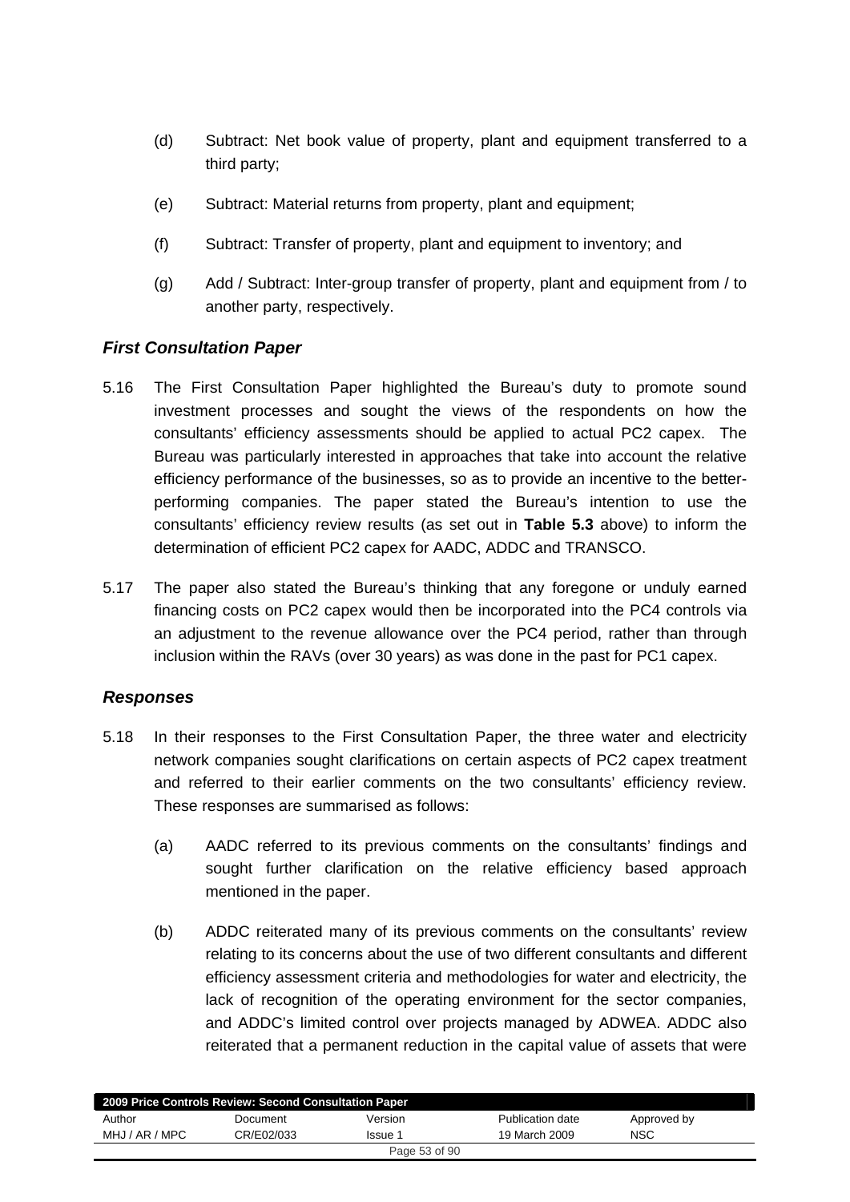(d) Subtract: Net book value of property, plant and equipment transferred to a third party;

(e) Subtract: Material returns from property, plant and equipment;

(f) Subtract: Transfer of property, plant and equipment to inventory; and

(g) Add / Subtract: Inter-group transfer of property, plant and equipment from / to another party, respectively.

### *First Consultation Paper*

5.16 The First Consultation Paper highlighted the Bureau's duty to promote sound investment processes and sought the views of the respondents on how the consultants' efficiency assessments should be applied to actual PC2 capex. The Bureau was particularly interested in approaches that take into account the relative efficiency performance of the businesses, so as to provide an incentive to the better-performing companies. The paper stated the Bureau's intention to use the consultants' efficiency review results (as set out in **Table 5.3** above) to inform the determination of efficient PC2 capex for AADC, ADDC and TRANSCO.

5.17 The paper also stated the Bureau's thinking that any foregone or unduly earned financing costs on PC2 capex would then be incorporated into the PC4 controls via an adjustment to the revenue allowance over the PC4 period, rather than through inclusion within the RAVs (over 30 years) as was done in the past for PC1 capex.

### *Responses*

5.18 In their responses to the First Consultation Paper, the three water and electricity network companies sought clarifications on certain aspects of PC2 capex treatment and referred to their earlier comments on the two consultants' efficiency review. These responses are summarised as follows:

(a) AADC referred to its previous comments on the consultants' findings and sought further clarification on the relative efficiency based approach mentioned in the paper.

(b) ADDC reiterated many of its previous comments on the consultants' review relating to its concerns about the use of two different consultants and different efficiency assessment criteria and methodologies for water and electricity, the lack of recognition of the operating environment for the sector companies, and ADDC's limited control over projects managed by ADWEA. ADDC also reiterated that a permanent reduction in the capital value of assets that were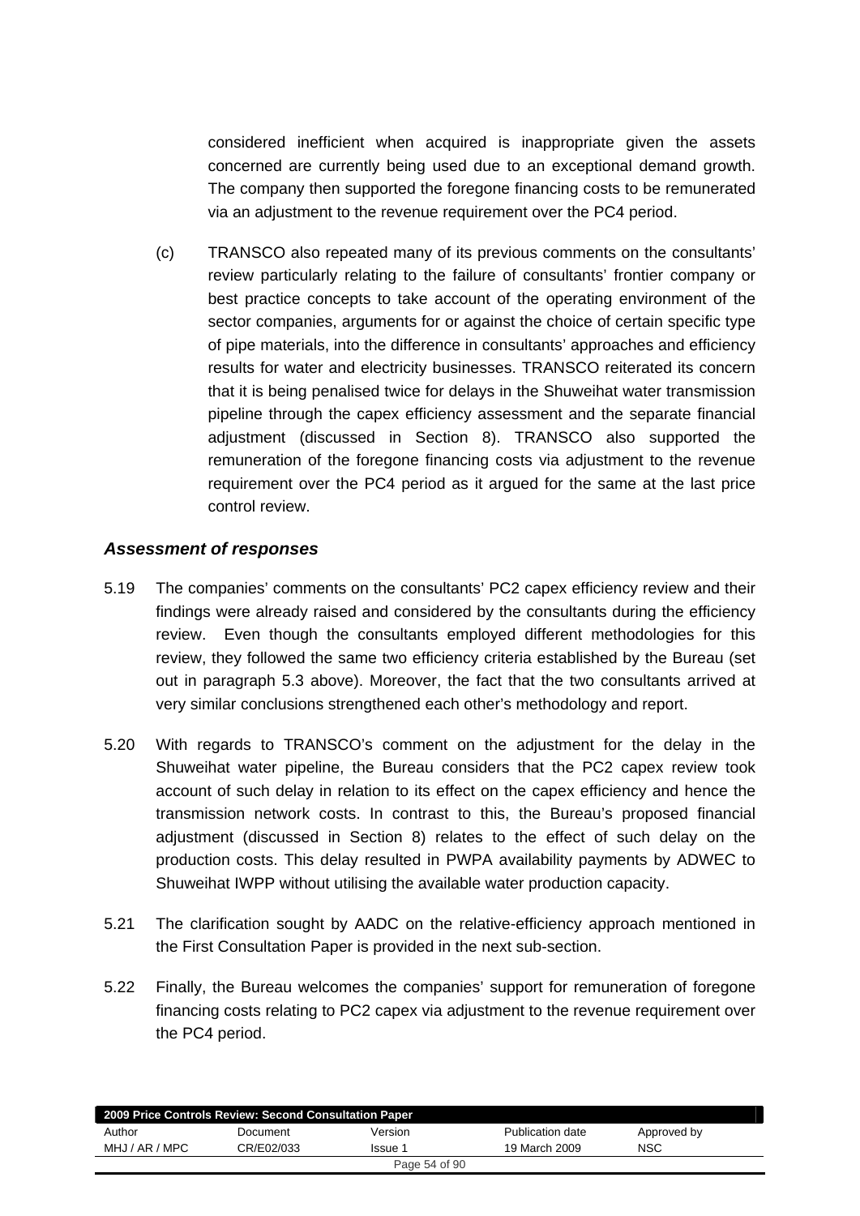considered inefficient when acquired is inappropriate given the assets concerned are currently being used due to an exceptional demand growth. The company then supported the foregone financing costs to be remunerated via an adjustment to the revenue requirement over the PC4 period.

(c) TRANSCO also repeated many of its previous comments on the consultants' review particularly relating to the failure of consultants' frontier company or best practice concepts to take account of the operating environment of the sector companies, arguments for or against the choice of certain specific type of pipe materials, into the difference in consultants' approaches and efficiency results for water and electricity businesses. TRANSCO reiterated its concern that it is being penalised twice for delays in the Shuweihat water transmission pipeline through the capex efficiency assessment and the separate financial adjustment (discussed in Section 8). TRANSCO also supported the remuneration of the foregone financing costs via adjustment to the revenue requirement over the PC4 period as it argued for the same at the last price control review.

### *Assessment of responses*

5.19 The companies' comments on the consultants' PC2 capex efficiency review and their findings were already raised and considered by the consultants during the efficiency review. Even though the consultants employed different methodologies for this review, they followed the same two efficiency criteria established by the Bureau (set out in paragraph 5.3 above). Moreover, the fact that the two consultants arrived at very similar conclusions strengthened each other's methodology and report.

5.20 With regards to TRANSCO's comment on the adjustment for the delay in the Shuweihat water pipeline, the Bureau considers that the PC2 capex review took account of such delay in relation to its effect on the capex efficiency and hence the transmission network costs. In contrast to this, the Bureau's proposed financial adjustment (discussed in Section 8) relates to the effect of such delay on the production costs. This delay resulted in PWPA availability payments by ADWEC to Shuweihat IWPP without utilising the available water production capacity.

5.21 The clarification sought by AADC on the relative-efficiency approach mentioned in the First Consultation Paper is provided in the next sub-section.

5.22 Finally, the Bureau welcomes the companies' support for remuneration of foregone financing costs relating to PC2 capex via adjustment to the revenue requirement over the PC4 period.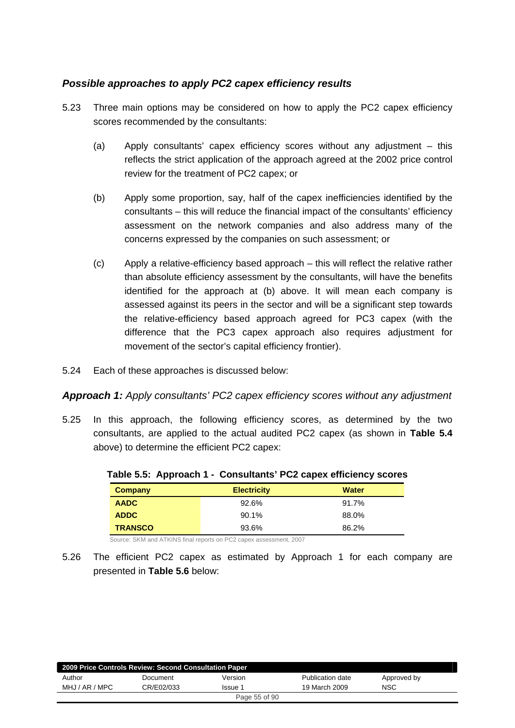### *Possible approaches to apply PC2 capex efficiency results*

5.23 Three main options may be considered on how to apply the PC2 capex efficiency scores recommended by the consultants:

(a) Apply consultants' capex efficiency scores without any adjustment – this reflects the strict application of the approach agreed at the 2002 price control review for the treatment of PC2 capex; or

(b) Apply some proportion, say, half of the capex inefficiencies identified by the consultants – this will reduce the financial impact of the consultants' efficiency assessment on the network companies and also address many of the concerns expressed by the companies on such assessment; or

(c) Apply a relative-efficiency based approach – this will reflect the relative rather than absolute efficiency assessment by the consultants, will have the benefits identified for the approach at (b) above. It will mean each company is assessed against its peers in the sector and will be a significant step towards the relative-efficiency based approach agreed for PC3 capex (with the difference that the PC3 capex approach also requires adjustment for movement of the sector's capital efficiency frontier).

5.24 Each of these approaches is discussed below:

### ***Approach 1:*** *Apply consultants' PC2 capex efficiency scores without any adjustment*

5.25 In this approach, the following efficiency scores, as determined by the two consultants, are applied to the actual audited PC2 capex (as shown in **Table 5.4** above) to determine the efficient PC2 capex:

**Table 5.5: Approach 1 - Consultants' PC2 capex efficiency scores**

| Company | Electricity | Water |
|---|---|---|
| **AADC** | 92.6% | 91.7% |
| **ADDC** | 90.1% | 88.0% |
| **TRANSCO** | 93.6% | 86.2% |

Source: SKM and ATKINS final reports on PC2 capex assessment, 2007

5.26 The efficient PC2 capex as estimated by Approach 1 for each company are presented in **Table 5.6** below: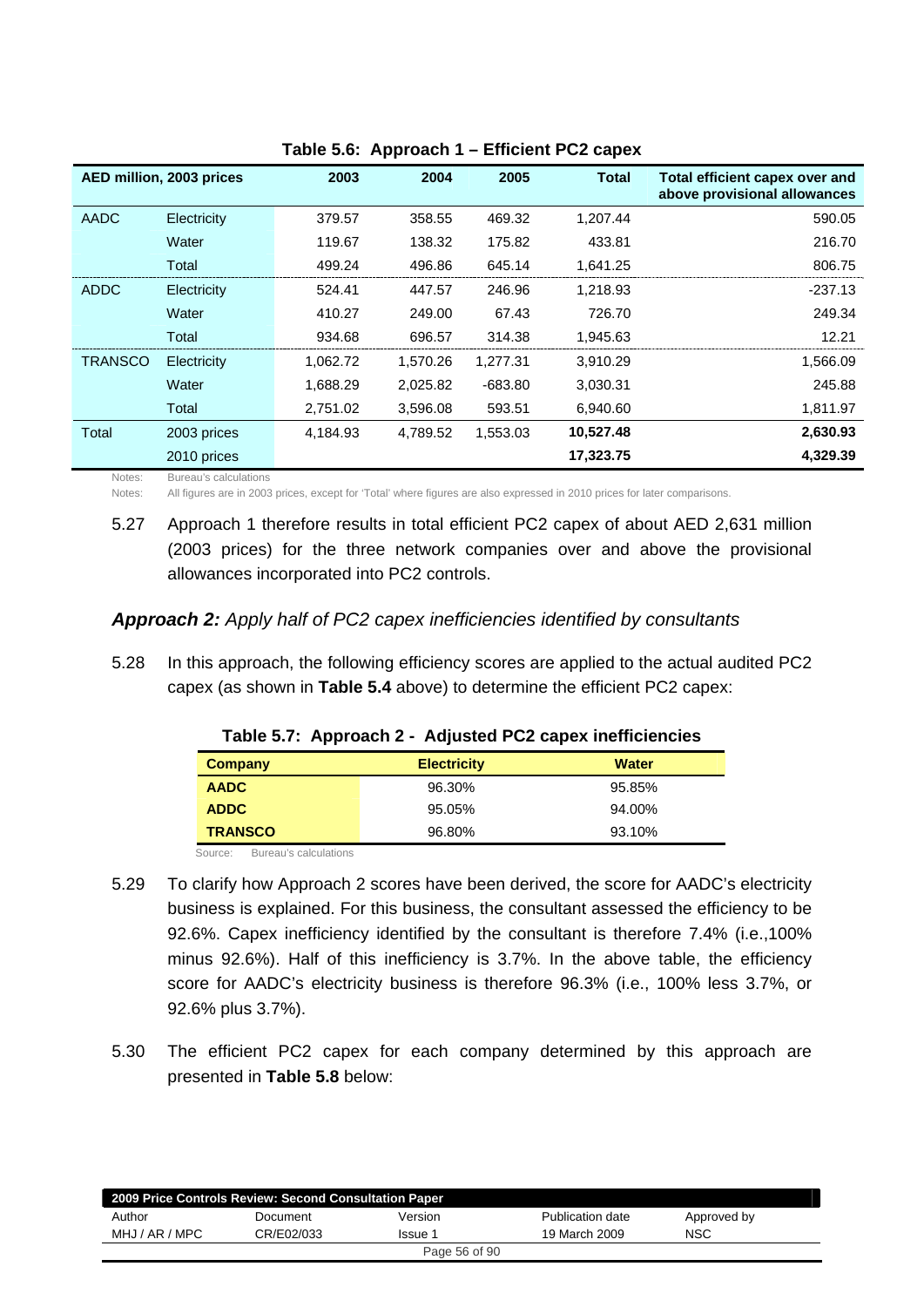**Table 5.6: Approach 1 – Efficient PC2 capex**

| AED million, 2003 prices | | 2003 | 2004 | 2005 | Total | Total efficient capex over and above provisional allowances |
|---|---|---|---|---|---|---|
| AADC | Electricity | 379.57 | 358.55 | 469.32 | 1,207.44 | 590.05 |
| | Water | 119.67 | 138.32 | 175.82 | 433.81 | 216.70 |
| | Total | 499.24 | 496.86 | 645.14 | 1,641.25 | 806.75 |
| ADDC | Electricity | 524.41 | 447.57 | 246.96 | 1,218.93 | -237.13 |
| | Water | 410.27 | 249.00 | 67.43 | 726.70 | 249.34 |
| | Total | 934.68 | 696.57 | 314.38 | 1,945.63 | 12.21 |
| TRANSCO | Electricity | 1,062.72 | 1,570.26 | 1,277.31 | 3,910.29 | 1,566.09 |
| | Water | 1,688.29 | 2,025.82 | -683.80 | 3,030.31 | 245.88 |
| | Total | 2,751.02 | 3,596.08 | 593.51 | 6,940.60 | 1,811.97 |
| Total | 2003 prices | 4,184.93 | 4,789.52 | 1,553.03 | **10,527.48** | **2,630.93** |
| | 2010 prices | | | | **17,323.75** | **4,329.39** |

Notes: Bureau's calculations

Notes: All figures are in 2003 prices, except for 'Total' where figures are also expressed in 2010 prices for later comparisons.

5.27 Approach 1 therefore results in total efficient PC2 capex of about AED 2,631 million (2003 prices) for the three network companies over and above the provisional allowances incorporated into PC2 controls.

### ***Approach 2:*** *Apply half of PC2 capex inefficiencies identified by consultants*

5.28 In this approach, the following efficiency scores are applied to the actual audited PC2 capex (as shown in **Table 5.4** above) to determine the efficient PC2 capex:

**Table 5.7: Approach 2 - Adjusted PC2 capex inefficiencies**

| Company | Electricity | Water |
|---|---|---|
| **AADC** | 96.30% | 95.85% |
| **ADDC** | 95.05% | 94.00% |
| **TRANSCO** | 96.80% | 93.10% |

Source: Bureau's calculations

5.29 To clarify how Approach 2 scores have been derived, the score for AADC's electricity business is explained. For this business, the consultant assessed the efficiency to be 92.6%. Capex inefficiency identified by the consultant is therefore 7.4% (i.e.,100% minus 92.6%). Half of this inefficiency is 3.7%. In the above table, the efficiency score for AADC's electricity business is therefore 96.3% (i.e., 100% less 3.7%, or 92.6% plus 3.7%).

5.30 The efficient PC2 capex for each company determined by this approach are presented in **Table 5.8** below: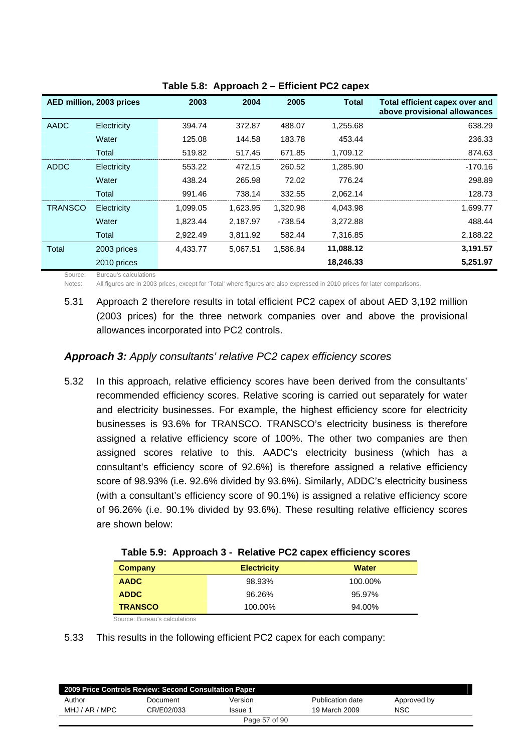**Table 5.8: Approach 2 – Efficient PC2 capex**

| AED million, 2003 prices | | 2003 | 2004 | 2005 | Total | Total efficient capex over and above provisional allowances |
|---|---|---|---|---|---|---|
| AADC | Electricity | 394.74 | 372.87 | 488.07 | 1,255.68 | 638.29 |
| | Water | 125.08 | 144.58 | 183.78 | 453.44 | 236.33 |
| | Total | 519.82 | 517.45 | 671.85 | 1,709.12 | 874.63 |
| ADDC | Electricity | 553.22 | 472.15 | 260.52 | 1,285.90 | -170.16 |
| | Water | 438.24 | 265.98 | 72.02 | 776.24 | 298.89 |
| | Total | 991.46 | 738.14 | 332.55 | 2,062.14 | 128.73 |
| TRANSCO | Electricity | 1,099.05 | 1,623.95 | 1,320.98 | 4,043.98 | 1,699.77 |
| | Water | 1,823.44 | 2,187.97 | -738.54 | 3,272.88 | 488.44 |
| | Total | 2,922.49 | 3,811.92 | 582.44 | 7,316.85 | 2,188.22 |
| Total | 2003 prices | 4,433.77 | 5,067.51 | 1,586.84 | **11,088.12** | **3,191.57** |
| | 2010 prices | | | | **18,246.33** | **5,251.97** |

Source: Bureau's calculations

Notes: All figures are in 2003 prices, except for 'Total' where figures are also expressed in 2010 prices for later comparisons.

5.31 Approach 2 therefore results in total efficient PC2 capex of about AED 3,192 million (2003 prices) for the three network companies over and above the provisional allowances incorporated into PC2 controls.

### ***Approach 3:*** *Apply consultants' relative PC2 capex efficiency scores*

5.32 In this approach, relative efficiency scores have been derived from the consultants' recommended efficiency scores. Relative scoring is carried out separately for water and electricity businesses. For example, the highest efficiency score for electricity businesses is 93.6% for TRANSCO. TRANSCO's electricity business is therefore assigned a relative efficiency score of 100%. The other two companies are then assigned scores relative to this. AADC's electricity business (which has a consultant's efficiency score of 92.6%) is therefore assigned a relative efficiency score of 98.93% (i.e. 92.6% divided by 93.6%). Similarly, ADDC's electricity business (with a consultant's efficiency score of 90.1%) is assigned a relative efficiency score of 96.26% (i.e. 90.1% divided by 93.6%). These resulting relative efficiency scores are shown below:

**Table 5.9: Approach 3 - Relative PC2 capex efficiency scores**

| Company | Electricity | Water |
|---|---|---|
| **AADC** | 98.93% | 100.00% |
| **ADDC** | 96.26% | 95.97% |
| **TRANSCO** | 100.00% | 94.00% |

Source: Bureau's calculations

5.33 This results in the following efficient PC2 capex for each company: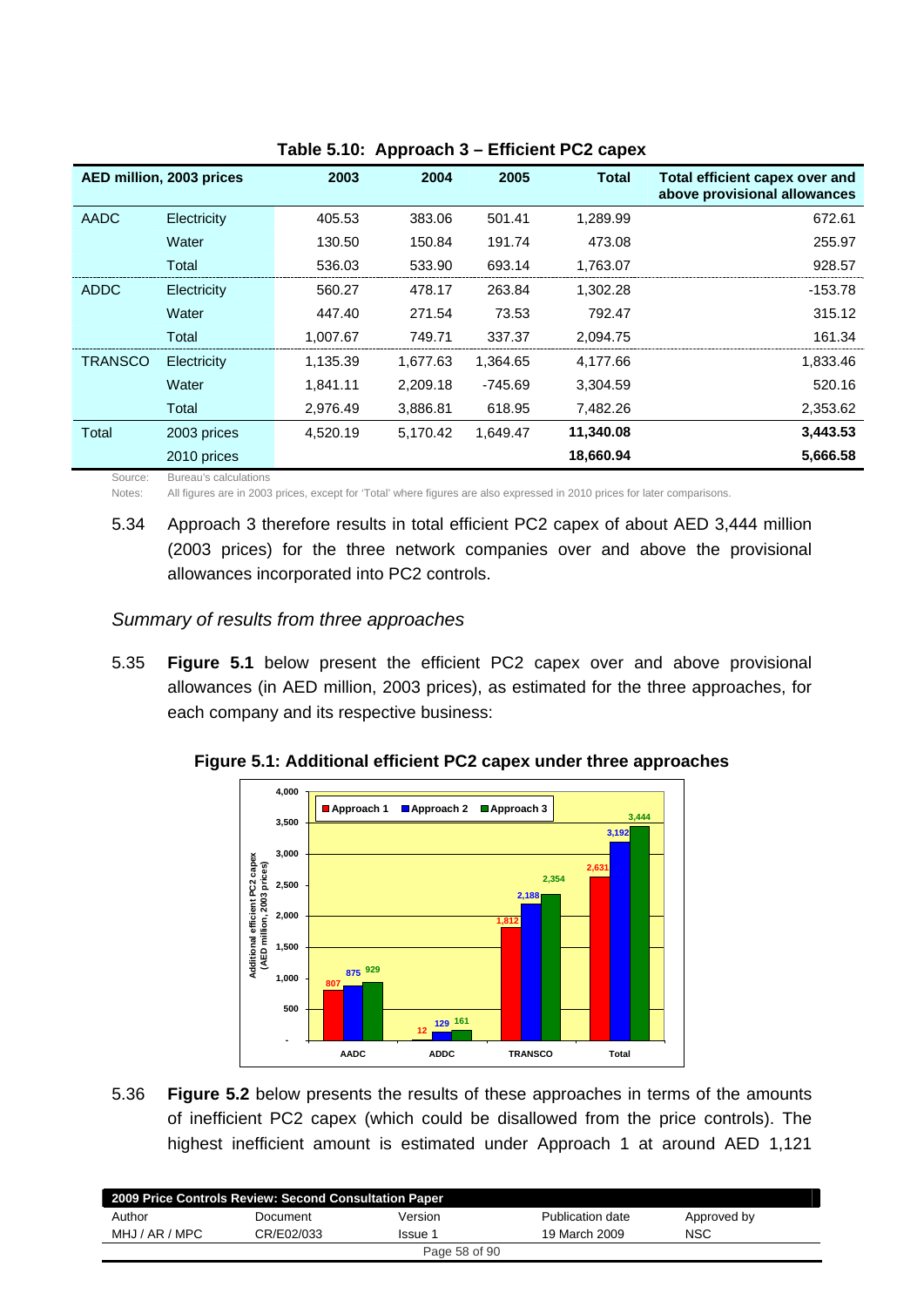**Table 5.10: Approach 3 – Efficient PC2 capex**

| AED million, 2003 prices | | 2003 | 2004 | 2005 | Total | Total efficient capex over and above provisional allowances |
|---|---|---|---|---|---|---|
| AADC | Electricity | 405.53 | 383.06 | 501.41 | 1,289.99 | 672.61 |
| | Water | 130.50 | 150.84 | 191.74 | 473.08 | 255.97 |
| | Total | 536.03 | 533.90 | 693.14 | 1,763.07 | 928.57 |
| ADDC | Electricity | 560.27 | 478.17 | 263.84 | 1,302.28 | -153.78 |
| | Water | 447.40 | 271.54 | 73.53 | 792.47 | 315.12 |
| | Total | 1,007.67 | 749.71 | 337.37 | 2,094.75 | 161.34 |
| TRANSCO | Electricity | 1,135.39 | 1,677.63 | 1,364.65 | 4,177.66 | 1,833.46 |
| | Water | 1,841.11 | 2,209.18 | -745.69 | 3,304.59 | 520.16 |
| | Total | 2,976.49 | 3,886.81 | 618.95 | 7,482.26 | 2,353.62 |
| Total | 2003 prices | 4,520.19 | 5,170.42 | 1,649.47 | **11,340.08** | **3,443.53** |
| | 2010 prices | | | | **18,660.94** | **5,666.58** |

Source: Bureau's calculations

Notes: All figures are in 2003 prices, except for 'Total' where figures are also expressed in 2010 prices for later comparisons.

5.34 Approach 3 therefore results in total efficient PC2 capex of about AED 3,444 million (2003 prices) for the three network companies over and above the provisional allowances incorporated into PC2 controls.

*Summary of results from three approaches*

5.35 **Figure 5.1** below present the efficient PC2 capex over and above provisional allowances (in AED million, 2003 prices), as estimated for the three approaches, for each company and its respective business:

**Figure 5.1: Additional efficient PC2 capex under three approaches**

| Additional efficient PC2 capex (AED million, 2003 prices) | Approach 1 | Approach 2 | Approach 3 |
|---|---|---|---|
| AADC | 807 | 875 | 929 |
| ADDC | 12 | 129 | 161 |
| TRANSCO | 1,812 | 2,188 | 2,354 |
| Total | 2,631 | 3,192 | 3,444 |

5.36 **Figure 5.2** below presents the results of these approaches in terms of the amounts of inefficient PC2 capex (which could be disallowed from the price controls). The highest inefficient amount is estimated under Approach 1 at around AED 1,121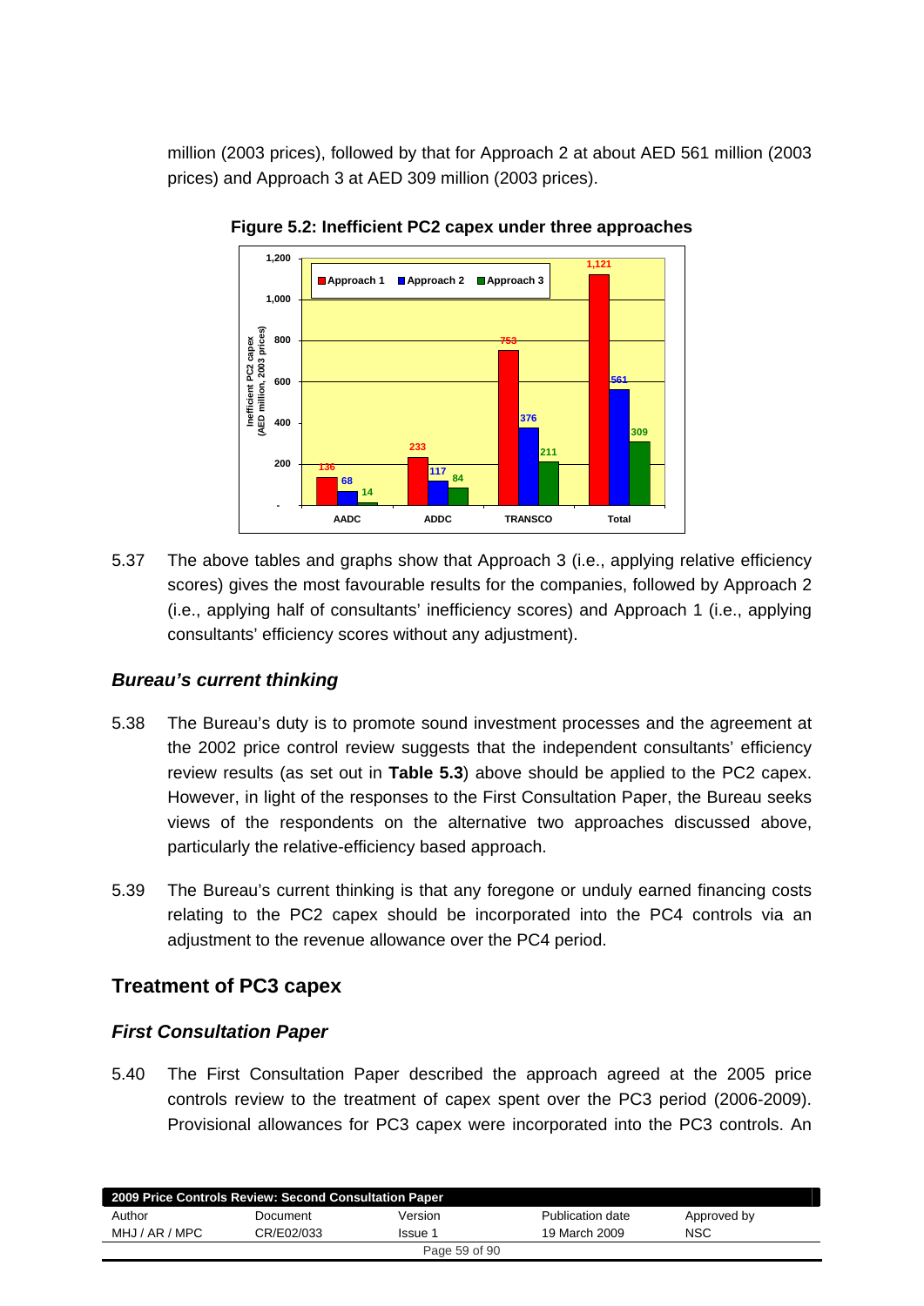million (2003 prices), followed by that for Approach 2 at about AED 561 million (2003 prices) and Approach 3 at AED 309 million (2003 prices).

**Figure 5.2: Inefficient PC2 capex under three approaches**

| | Approach 1 | Approach 2 | Approach 3 |
|---|---|---|---|
| AADC | 136 | 68 | 14 |
| ADDC | 233 | 117 | 84 |
| TRANSCO | 753 | 376 | 211 |
| Total | 1,121 | 561 | 309 |

Inefficient PC2 capex (AED million, 2003 prices)

5.37 The above tables and graphs show that Approach 3 (i.e., applying relative efficiency scores) gives the most favourable results for the companies, followed by Approach 2 (i.e., applying half of consultants' inefficiency scores) and Approach 1 (i.e., applying consultants' efficiency scores without any adjustment).

### *Bureau's current thinking*

5.38 The Bureau's duty is to promote sound investment processes and the agreement at the 2002 price control review suggests that the independent consultants' efficiency review results (as set out in **Table 5.3**) above should be applied to the PC2 capex. However, in light of the responses to the First Consultation Paper, the Bureau seeks views of the respondents on the alternative two approaches discussed above, particularly the relative-efficiency based approach.

5.39 The Bureau's current thinking is that any foregone or unduly earned financing costs relating to the PC2 capex should be incorporated into the PC4 controls via an adjustment to the revenue allowance over the PC4 period.

## Treatment of PC3 capex

### *First Consultation Paper*

5.40 The First Consultation Paper described the approach agreed at the 2005 price controls review to the treatment of capex spent over the PC3 period (2006-2009). Provisional allowances for PC3 capex were incorporated into the PC3 controls. An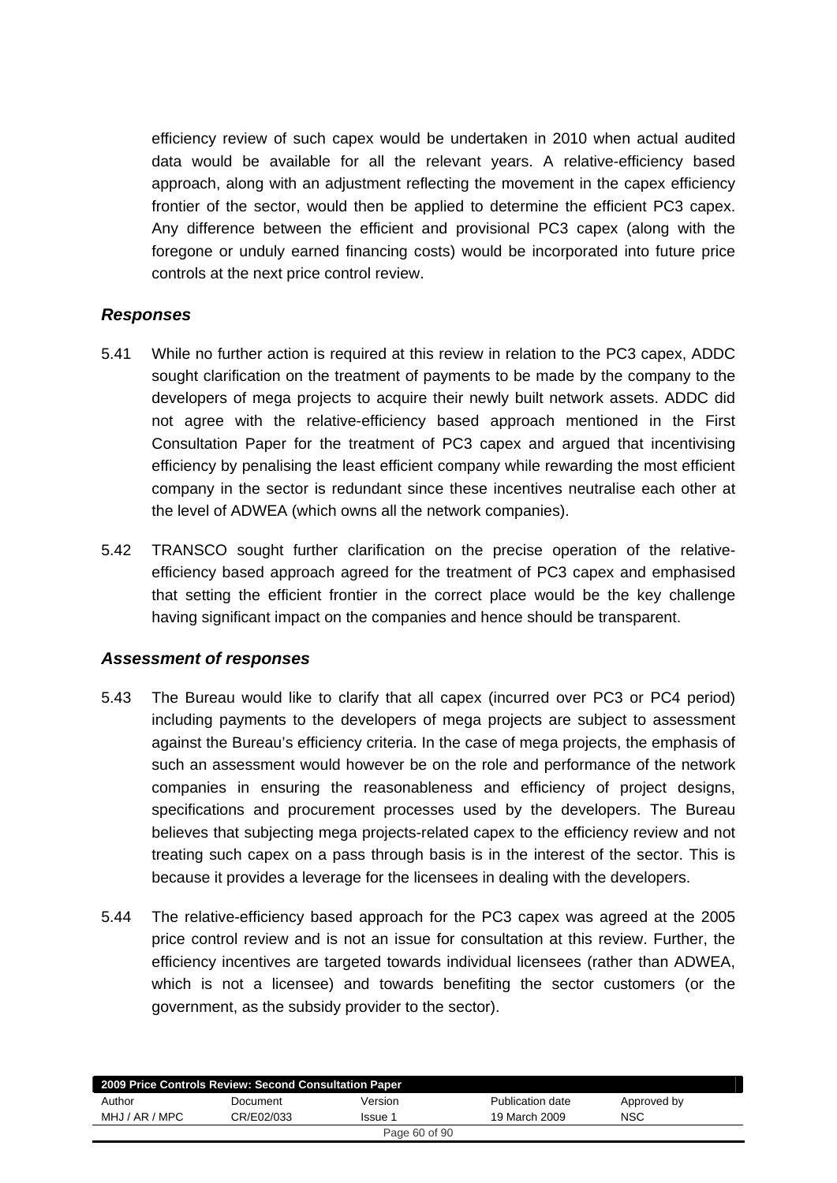efficiency review of such capex would be undertaken in 2010 when actual audited data would be available for all the relevant years. A relative-efficiency based approach, along with an adjustment reflecting the movement in the capex efficiency frontier of the sector, would then be applied to determine the efficient PC3 capex. Any difference between the efficient and provisional PC3 capex (along with the foregone or unduly earned financing costs) would be incorporated into future price controls at the next price control review.

### *Responses*

5.41 While no further action is required at this review in relation to the PC3 capex, ADDC sought clarification on the treatment of payments to be made by the company to the developers of mega projects to acquire their newly built network assets. ADDC did not agree with the relative-efficiency based approach mentioned in the First Consultation Paper for the treatment of PC3 capex and argued that incentivising efficiency by penalising the least efficient company while rewarding the most efficient company in the sector is redundant since these incentives neutralise each other at the level of ADWEA (which owns all the network companies).

5.42 TRANSCO sought further clarification on the precise operation of the relative-efficiency based approach agreed for the treatment of PC3 capex and emphasised that setting the efficient frontier in the correct place would be the key challenge having significant impact on the companies and hence should be transparent.

### *Assessment of responses*

5.43 The Bureau would like to clarify that all capex (incurred over PC3 or PC4 period) including payments to the developers of mega projects are subject to assessment against the Bureau's efficiency criteria. In the case of mega projects, the emphasis of such an assessment would however be on the role and performance of the network companies in ensuring the reasonableness and efficiency of project designs, specifications and procurement processes used by the developers. The Bureau believes that subjecting mega projects-related capex to the efficiency review and not treating such capex on a pass through basis is in the interest of the sector. This is because it provides a leverage for the licensees in dealing with the developers.

5.44 The relative-efficiency based approach for the PC3 capex was agreed at the 2005 price control review and is not an issue for consultation at this review. Further, the efficiency incentives are targeted towards individual licensees (rather than ADWEA, which is not a licensee) and towards benefiting the sector customers (or the government, as the subsidy provider to the sector).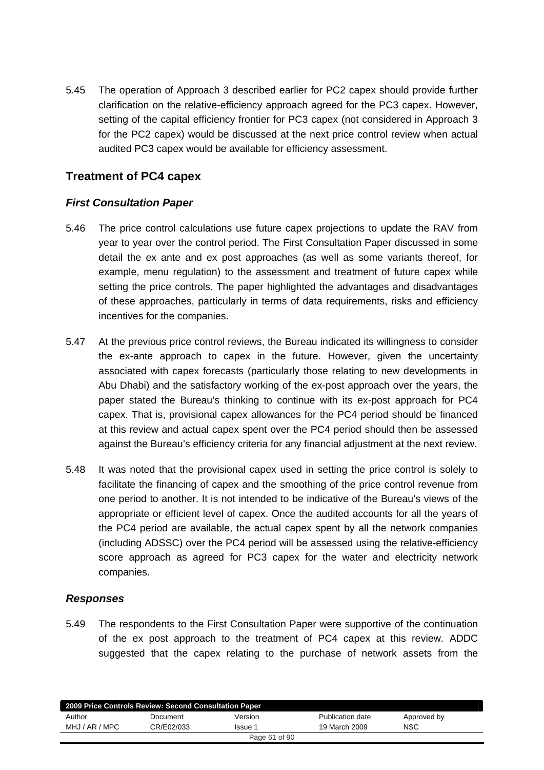5.45 The operation of Approach 3 described earlier for PC2 capex should provide further clarification on the relative-efficiency approach agreed for the PC3 capex. However, setting of the capital efficiency frontier for PC3 capex (not considered in Approach 3 for the PC2 capex) would be discussed at the next price control review when actual audited PC3 capex would be available for efficiency assessment.

## Treatment of PC4 capex

### *First Consultation Paper*

5.46 The price control calculations use future capex projections to update the RAV from year to year over the control period. The First Consultation Paper discussed in some detail the ex ante and ex post approaches (as well as some variants thereof, for example, menu regulation) to the assessment and treatment of future capex while setting the price controls. The paper highlighted the advantages and disadvantages of these approaches, particularly in terms of data requirements, risks and efficiency incentives for the companies.

5.47 At the previous price control reviews, the Bureau indicated its willingness to consider the ex-ante approach to capex in the future. However, given the uncertainty associated with capex forecasts (particularly those relating to new developments in Abu Dhabi) and the satisfactory working of the ex-post approach over the years, the paper stated the Bureau's thinking to continue with its ex-post approach for PC4 capex. That is, provisional capex allowances for the PC4 period should be financed at this review and actual capex spent over the PC4 period should then be assessed against the Bureau's efficiency criteria for any financial adjustment at the next review.

5.48 It was noted that the provisional capex used in setting the price control is solely to facilitate the financing of capex and the smoothing of the price control revenue from one period to another. It is not intended to be indicative of the Bureau's views of the appropriate or efficient level of capex. Once the audited accounts for all the years of the PC4 period are available, the actual capex spent by all the network companies (including ADSSC) over the PC4 period will be assessed using the relative-efficiency score approach as agreed for PC3 capex for the water and electricity network companies.

### *Responses*

5.49 The respondents to the First Consultation Paper were supportive of the continuation of the ex post approach to the treatment of PC4 capex at this review. ADDC suggested that the capex relating to the purchase of network assets from the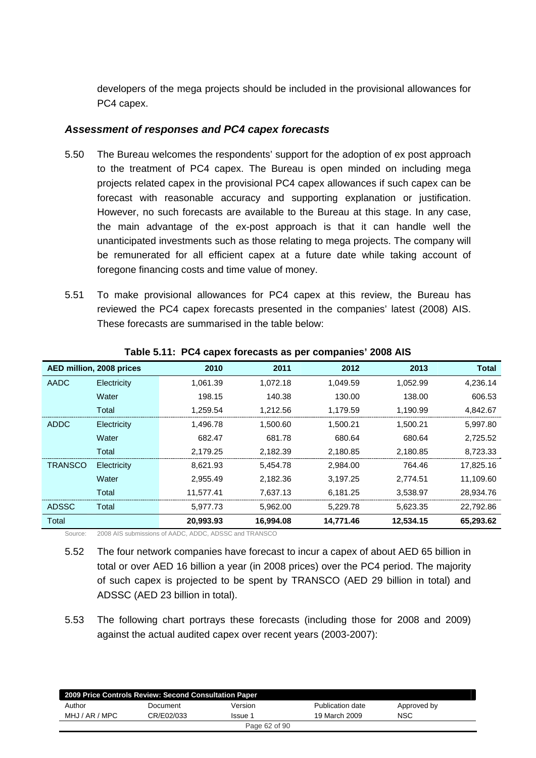developers of the mega projects should be included in the provisional allowances for PC4 capex.

### *Assessment of responses and PC4 capex forecasts*

5.50 The Bureau welcomes the respondents' support for the adoption of ex post approach to the treatment of PC4 capex. The Bureau is open minded on including mega projects related capex in the provisional PC4 capex allowances if such capex can be forecast with reasonable accuracy and supporting explanation or justification. However, no such forecasts are available to the Bureau at this stage. In any case, the main advantage of the ex-post approach is that it can handle well the unanticipated investments such as those relating to mega projects. The company will be remunerated for all efficient capex at a future date while taking account of foregone financing costs and time value of money.

5.51 To make provisional allowances for PC4 capex at this review, the Bureau has reviewed the PC4 capex forecasts presented in the companies' latest (2008) AIS. These forecasts are summarised in the table below:

**Table 5.11: PC4 capex forecasts as per companies' 2008 AIS**

| AED million, 2008 prices | | 2010 | 2011 | 2012 | 2013 | Total |
|---|---|---|---|---|---|---|
| AADC | Electricity | 1,061.39 | 1,072.18 | 1,049.59 | 1,052.99 | 4,236.14 |
| | Water | 198.15 | 140.38 | 130.00 | 138.00 | 606.53 |
| | Total | 1,259.54 | 1,212.56 | 1,179.59 | 1,190.99 | 4,842.67 |
| ADDC | Electricity | 1,496.78 | 1,500.60 | 1,500.21 | 1,500.21 | 5,997.80 |
| | Water | 682.47 | 681.78 | 680.64 | 680.64 | 2,725.52 |
| | Total | 2,179.25 | 2,182.39 | 2,180.85 | 2,180.85 | 8,723.33 |
| TRANSCO | Electricity | 8,621.93 | 5,454.78 | 2,984.00 | 764.46 | 17,825.16 |
| | Water | 2,955.49 | 2,182.36 | 3,197.25 | 2,774.51 | 11,109.60 |
| | Total | 11,577.41 | 7,637.13 | 6,181.25 | 3,538.97 | 28,934.76 |
| ADSSC | Total | 5,977.73 | 5,962.00 | 5,229.78 | 5,623.35 | 22,792.86 |
| Total | | **20,993.93** | **16,994.08** | **14,771.46** | **12,534.15** | **65,293.62** |

Source: 2008 AIS submissions of AADC, ADDC, ADSSC and TRANSCO

5.52 The four network companies have forecast to incur a capex of about AED 65 billion in total or over AED 16 billion a year (in 2008 prices) over the PC4 period. The majority of such capex is projected to be spent by TRANSCO (AED 29 billion in total) and ADSSC (AED 23 billion in total).

5.53 The following chart portrays these forecasts (including those for 2008 and 2009) against the actual audited capex over recent years (2003-2007):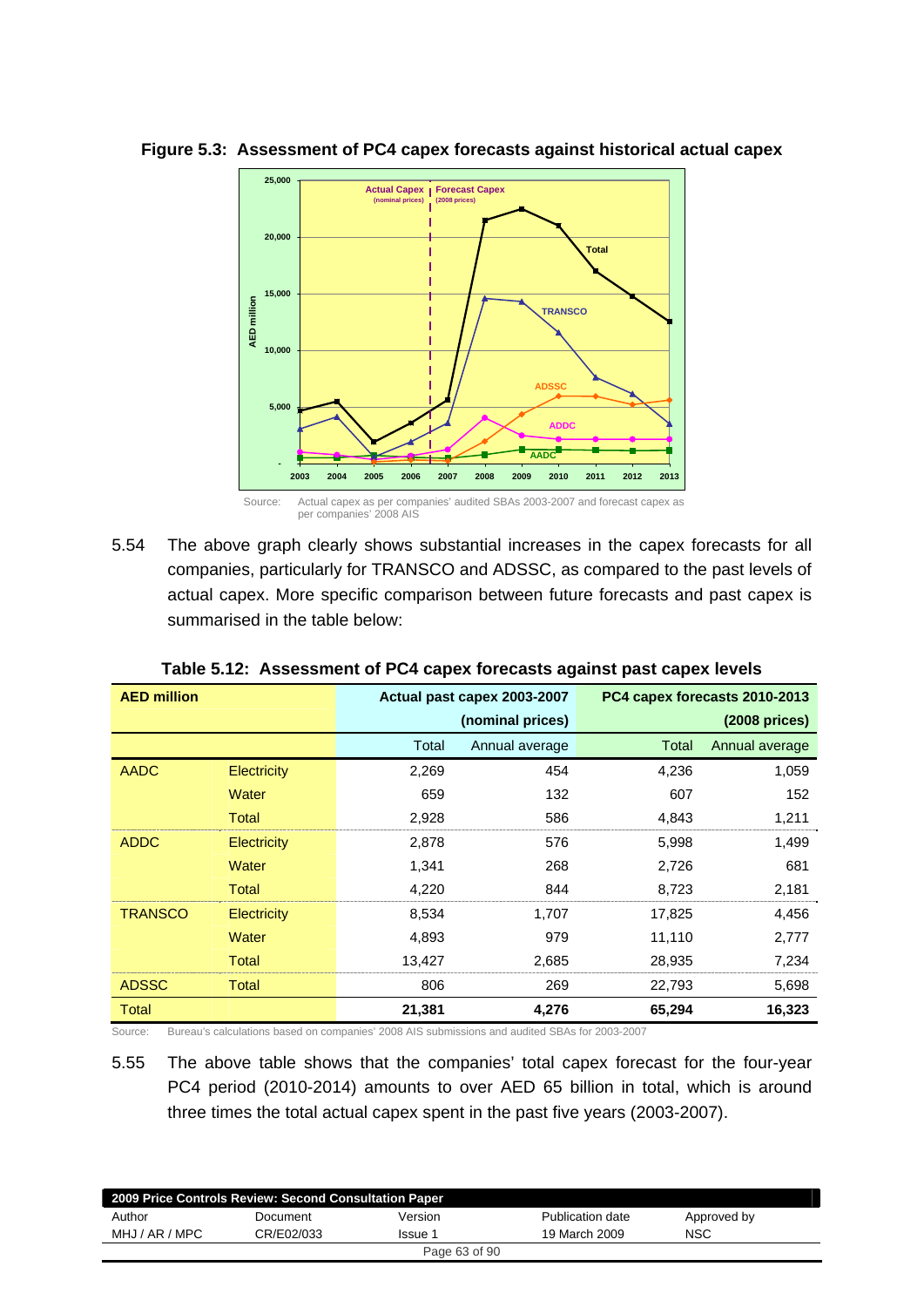**Figure 5.3: Assessment of PC4 capex forecasts against historical actual capex**

Source: Actual capex as per companies' audited SBAs 2003-2007 and forecast capex as per companies' 2008 AIS

5.54 The above graph clearly shows substantial increases in the capex forecasts for all companies, particularly for TRANSCO and ADSSC, as compared to the past levels of actual capex. More specific comparison between future forecasts and past capex is summarised in the table below:

**Table 5.12: Assessment of PC4 capex forecasts against past capex levels**

| AED million | | Actual past capex 2003-2007 (nominal prices) | | PC4 capex forecasts 2010-2013 (2008 prices) | |
|---|---|---|---|---|---|
| | | Total | Annual average | Total | Annual average |
| AADC | Electricity | 2,269 | 454 | 4,236 | 1,059 |
| | Water | 659 | 132 | 607 | 152 |
| | Total | 2,928 | 586 | 4,843 | 1,211 |
| ADDC | Electricity | 2,878 | 576 | 5,998 | 1,499 |
| | Water | 1,341 | 268 | 2,726 | 681 |
| | Total | 4,220 | 844 | 8,723 | 2,181 |
| TRANSCO | Electricity | 8,534 | 1,707 | 17,825 | 4,456 |
| | Water | 4,893 | 979 | 11,110 | 2,777 |
| | Total | 13,427 | 2,685 | 28,935 | 7,234 |
| ADSSC | Total | 806 | 269 | 22,793 | 5,698 |
| Total | | **21,381** | **4,276** | **65,294** | **16,323** |

Source: Bureau's calculations based on companies' 2008 AIS submissions and audited SBAs for 2003-2007

5.55 The above table shows that the companies' total capex forecast for the four-year PC4 period (2010-2014) amounts to over AED 65 billion in total, which is around three times the total actual capex spent in the past five years (2003-2007).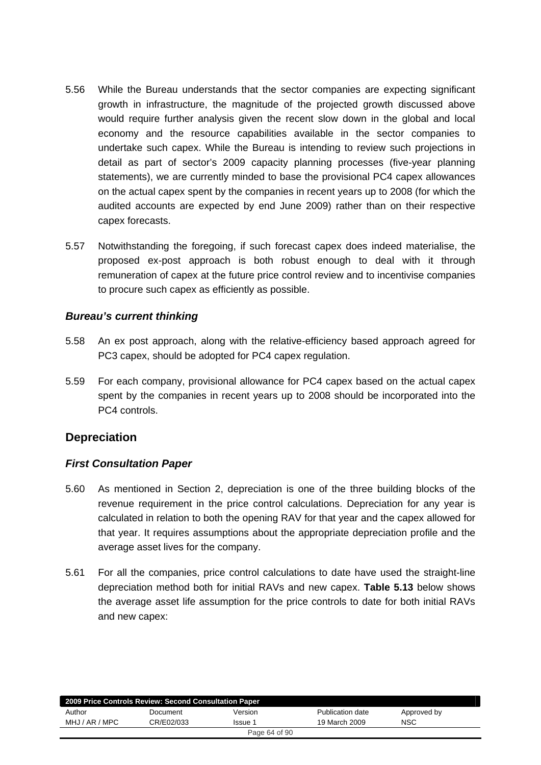5.56 While the Bureau understands that the sector companies are expecting significant growth in infrastructure, the magnitude of the projected growth discussed above would require further analysis given the recent slow down in the global and local economy and the resource capabilities available in the sector companies to undertake such capex. While the Bureau is intending to review such projections in detail as part of sector's 2009 capacity planning processes (five-year planning statements), we are currently minded to base the provisional PC4 capex allowances on the actual capex spent by the companies in recent years up to 2008 (for which the audited accounts are expected by end June 2009) rather than on their respective capex forecasts.

5.57 Notwithstanding the foregoing, if such forecast capex does indeed materialise, the proposed ex-post approach is both robust enough to deal with it through remuneration of capex at the future price control review and to incentivise companies to procure such capex as efficiently as possible.

### *Bureau's current thinking*

5.58 An ex post approach, along with the relative-efficiency based approach agreed for PC3 capex, should be adopted for PC4 capex regulation.

5.59 For each company, provisional allowance for PC4 capex based on the actual capex spent by the companies in recent years up to 2008 should be incorporated into the PC4 controls.

## Depreciation

### *First Consultation Paper*

5.60 As mentioned in Section 2, depreciation is one of the three building blocks of the revenue requirement in the price control calculations. Depreciation for any year is calculated in relation to both the opening RAV for that year and the capex allowed for that year. It requires assumptions about the appropriate depreciation profile and the average asset lives for the company.

5.61 For all the companies, price control calculations to date have used the straight-line depreciation method both for initial RAVs and new capex. **Table 5.13** below shows the average asset life assumption for the price controls to date for both initial RAVs and new capex: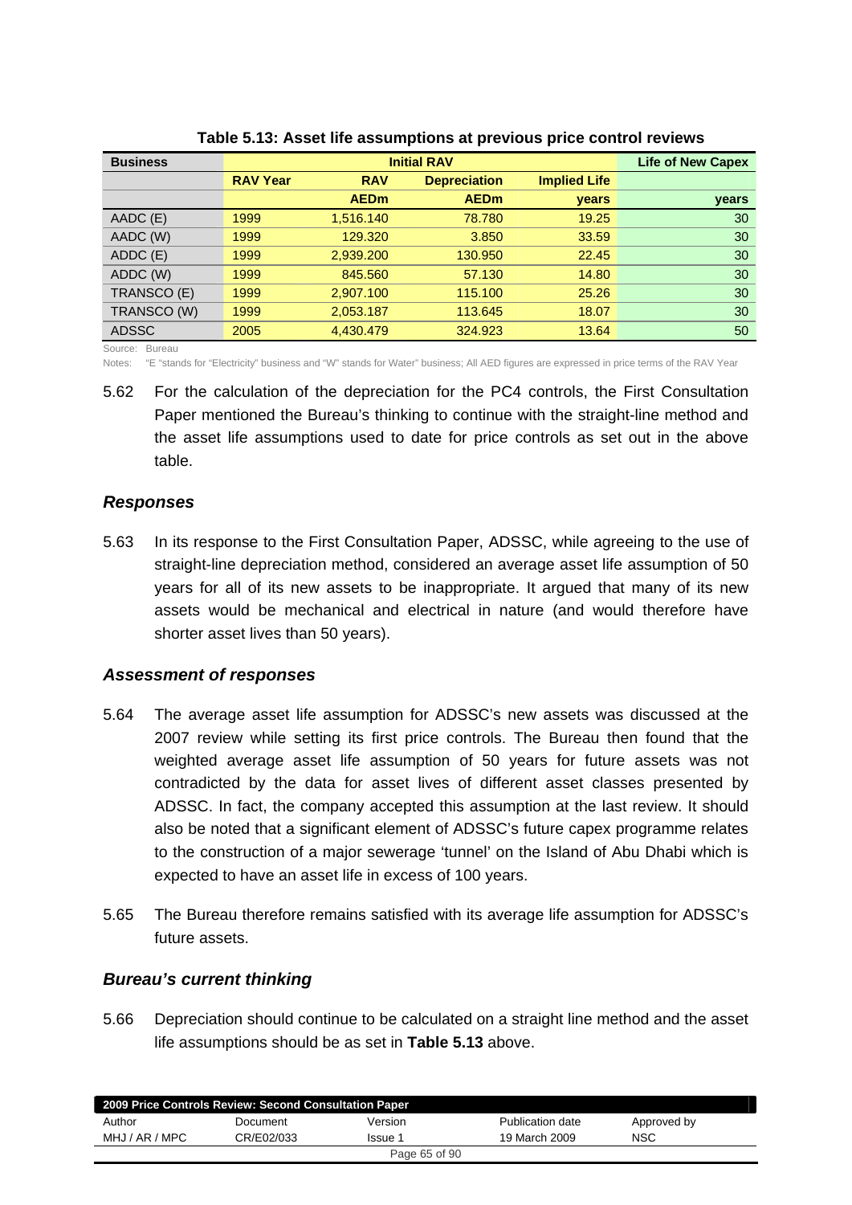**Table 5.13: Asset life assumptions at previous price control reviews**

| Business | Initial RAV | | | | Life of New Capex |
|---|---|---|---|---|---|
| | RAV Year | RAV | Depreciation | Implied Life | |
| | | AEDm | AEDm | years | years |
| AADC (E) | 1999 | 1,516.140 | 78.780 | 19.25 | 30 |
| AADC (W) | 1999 | 129.320 | 3.850 | 33.59 | 30 |
| ADDC (E) | 1999 | 2,939.200 | 130.950 | 22.45 | 30 |
| ADDC (W) | 1999 | 845.560 | 57.130 | 14.80 | 30 |
| TRANSCO (E) | 1999 | 2,907.100 | 115.100 | 25.26 | 30 |
| TRANSCO (W) | 1999 | 2,053.187 | 113.645 | 18.07 | 30 |
| ADSSC | 2005 | 4,430.479 | 324.923 | 13.64 | 50 |

Source: Bureau

Notes: "E "stands for "Electricity" business and "W" stands for Water" business; All AED figures are expressed in price terms of the RAV Year

5.62 For the calculation of the depreciation for the PC4 controls, the First Consultation Paper mentioned the Bureau's thinking to continue with the straight-line method and the asset life assumptions used to date for price controls as set out in the above table.

### *Responses*

5.63 In its response to the First Consultation Paper, ADSSC, while agreeing to the use of straight-line depreciation method, considered an average asset life assumption of 50 years for all of its new assets to be inappropriate. It argued that many of its new assets would be mechanical and electrical in nature (and would therefore have shorter asset lives than 50 years).

### *Assessment of responses*

5.64 The average asset life assumption for ADSSC's new assets was discussed at the 2007 review while setting its first price controls. The Bureau then found that the weighted average asset life assumption of 50 years for future assets was not contradicted by the data for asset lives of different asset classes presented by ADSSC. In fact, the company accepted this assumption at the last review. It should also be noted that a significant element of ADSSC's future capex programme relates to the construction of a major sewerage 'tunnel' on the Island of Abu Dhabi which is expected to have an asset life in excess of 100 years.

5.65 The Bureau therefore remains satisfied with its average life assumption for ADSSC's future assets.

### *Bureau's current thinking*

5.66 Depreciation should continue to be calculated on a straight line method and the asset life assumptions should be as set in **Table 5.13** above.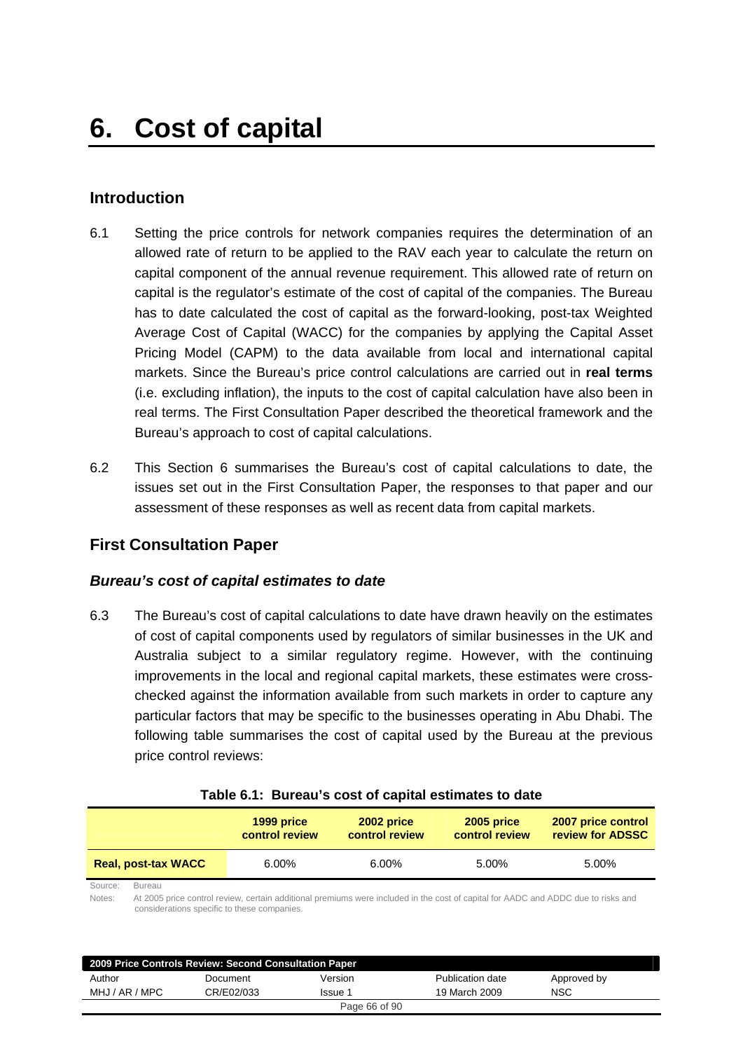# 6. Cost of capital

## Introduction

6.1 Setting the price controls for network companies requires the determination of an allowed rate of return to be applied to the RAV each year to calculate the return on capital component of the annual revenue requirement. This allowed rate of return on capital is the regulator's estimate of the cost of capital of the companies. The Bureau has to date calculated the cost of capital as the forward-looking, post-tax Weighted Average Cost of Capital (WACC) for the companies by applying the Capital Asset Pricing Model (CAPM) to the data available from local and international capital markets. Since the Bureau's price control calculations are carried out in **real terms** (i.e. excluding inflation), the inputs to the cost of capital calculation have also been in real terms. The First Consultation Paper described the theoretical framework and the Bureau's approach to cost of capital calculations.

6.2 This Section 6 summarises the Bureau's cost of capital calculations to date, the issues set out in the First Consultation Paper, the responses to that paper and our assessment of these responses as well as recent data from capital markets.

## First Consultation Paper

### *Bureau's cost of capital estimates to date*

6.3 The Bureau's cost of capital calculations to date have drawn heavily on the estimates of cost of capital components used by regulators of similar businesses in the UK and Australia subject to a similar regulatory regime. However, with the continuing improvements in the local and regional capital markets, these estimates were cross-checked against the information available from such markets in order to capture any particular factors that may be specific to the businesses operating in Abu Dhabi. The following table summarises the cost of capital used by the Bureau at the previous price control reviews:

**Table 6.1: Bureau's cost of capital estimates to date**

| | 1999 price control review | 2002 price control review | 2005 price control review | 2007 price control review for ADSSC |
|---|---|---|---|---|
| **Real, post-tax WACC** | 6.00% | 6.00% | 5.00% | 5.00% |

Source: Bureau

Notes: At 2005 price control review, certain additional premiums were included in the cost of capital for AADC and ADDC due to risks and considerations specific to these companies.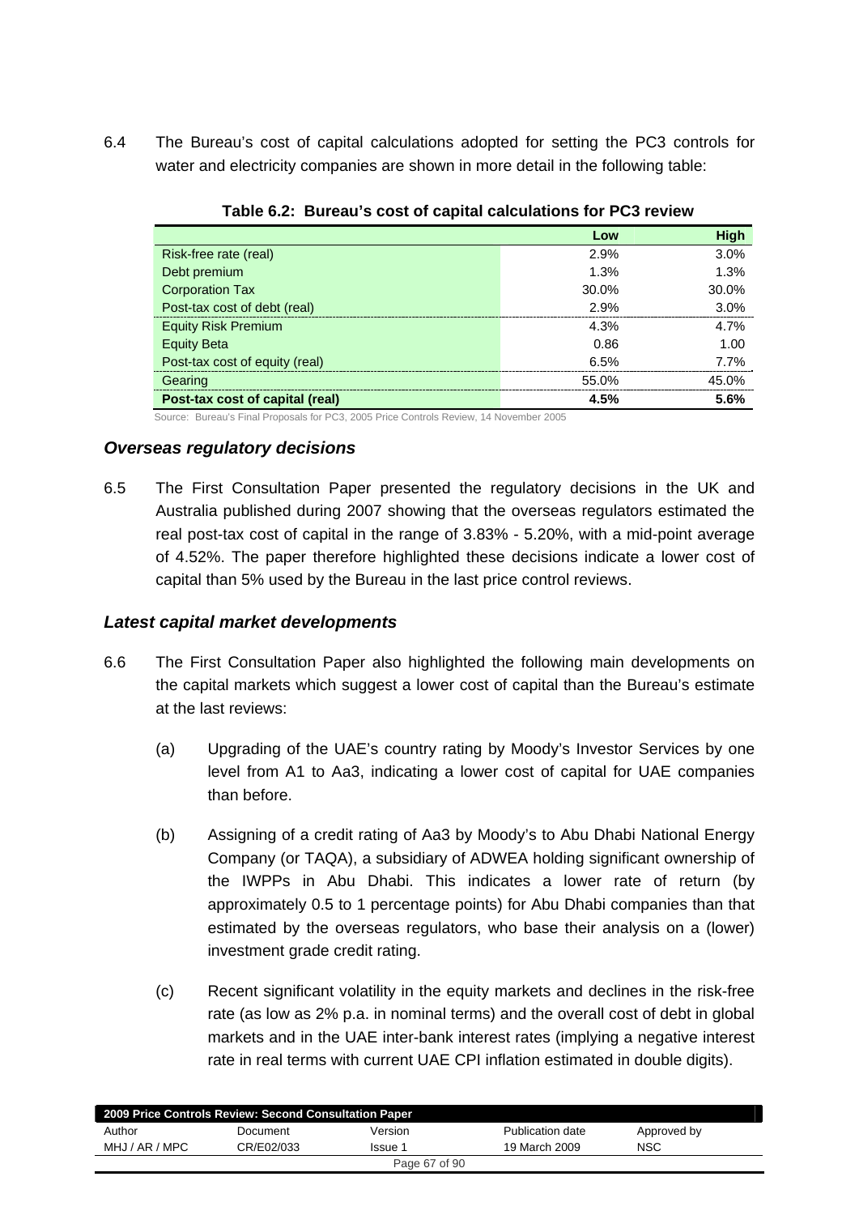6.4 The Bureau's cost of capital calculations adopted for setting the PC3 controls for water and electricity companies are shown in more detail in the following table:

**Table 6.2: Bureau's cost of capital calculations for PC3 review**

| | Low | High |
|---|---|---|
| Risk-free rate (real) | 2.9% | 3.0% |
| Debt premium | 1.3% | 1.3% |
| Corporation Tax | 30.0% | 30.0% |
| Post-tax cost of debt (real) | 2.9% | 3.0% |
| Equity Risk Premium | 4.3% | 4.7% |
| Equity Beta | 0.86 | 1.00 |
| Post-tax cost of equity (real) | 6.5% | 7.7% |
| Gearing | 55.0% | 45.0% |
| **Post-tax cost of capital (real)** | **4.5%** | **5.6%** |

Source: Bureau's Final Proposals for PC3, 2005 Price Controls Review, 14 November 2005

### *Overseas regulatory decisions*

6.5 The First Consultation Paper presented the regulatory decisions in the UK and Australia published during 2007 showing that the overseas regulators estimated the real post-tax cost of capital in the range of 3.83% - 5.20%, with a mid-point average of 4.52%. The paper therefore highlighted these decisions indicate a lower cost of capital than 5% used by the Bureau in the last price control reviews.

### *Latest capital market developments*

6.6 The First Consultation Paper also highlighted the following main developments on the capital markets which suggest a lower cost of capital than the Bureau's estimate at the last reviews:

(a) Upgrading of the UAE's country rating by Moody's Investor Services by one level from A1 to Aa3, indicating a lower cost of capital for UAE companies than before.

(b) Assigning of a credit rating of Aa3 by Moody's to Abu Dhabi National Energy Company (or TAQA), a subsidiary of ADWEA holding significant ownership of the IWPPs in Abu Dhabi. This indicates a lower rate of return (by approximately 0.5 to 1 percentage points) for Abu Dhabi companies than that estimated by the overseas regulators, who base their analysis on a (lower) investment grade credit rating.

(c) Recent significant volatility in the equity markets and declines in the risk-free rate (as low as 2% p.a. in nominal terms) and the overall cost of debt in global markets and in the UAE inter-bank interest rates (implying a negative interest rate in real terms with current UAE CPI inflation estimated in double digits).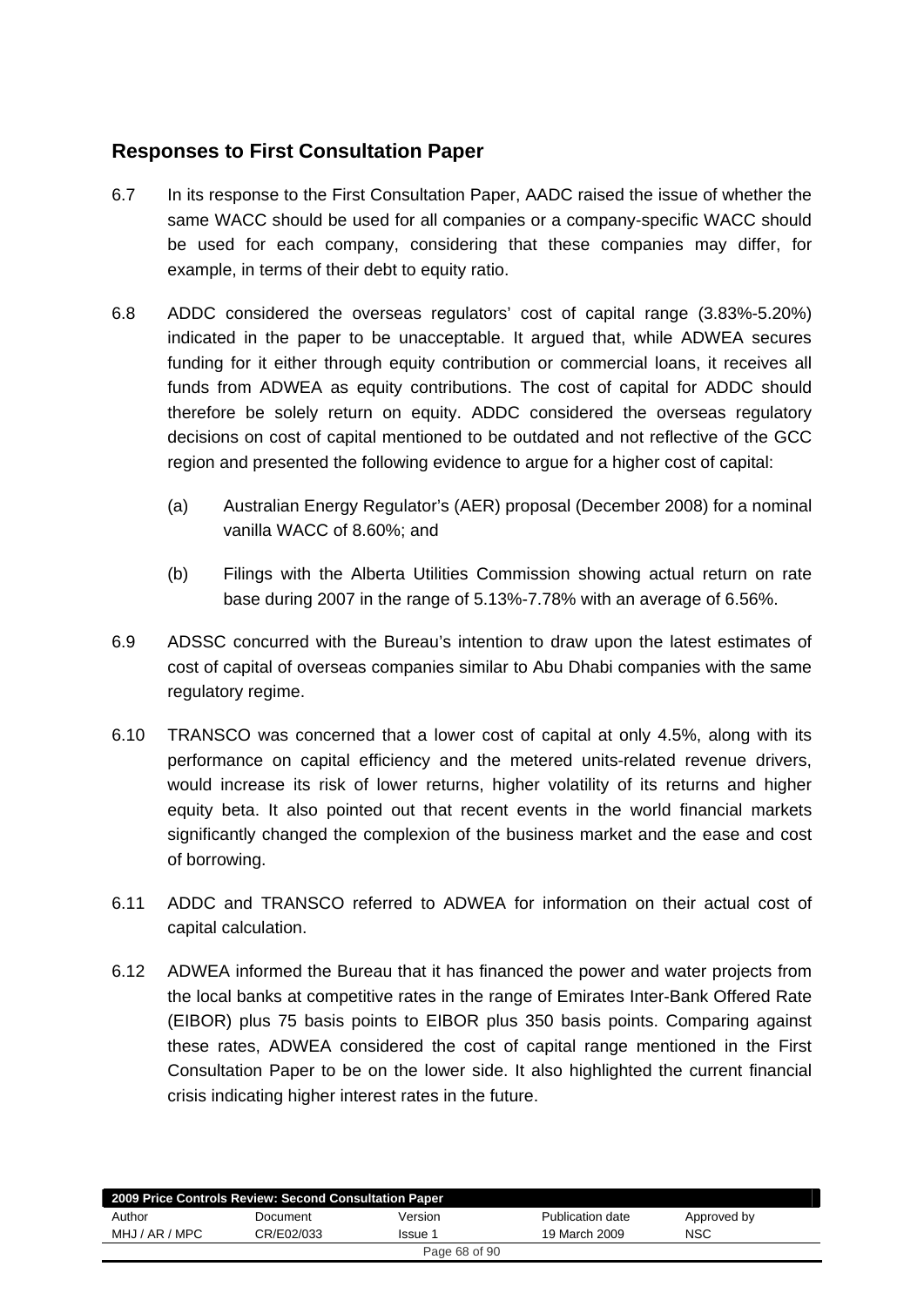## Responses to First Consultation Paper

6.7 In its response to the First Consultation Paper, AADC raised the issue of whether the same WACC should be used for all companies or a company-specific WACC should be used for each company, considering that these companies may differ, for example, in terms of their debt to equity ratio.

6.8 ADDC considered the overseas regulators' cost of capital range (3.83%-5.20%) indicated in the paper to be unacceptable. It argued that, while ADWEA secures funding for it either through equity contribution or commercial loans, it receives all funds from ADWEA as equity contributions. The cost of capital for ADDC should therefore be solely return on equity. ADDC considered the overseas regulatory decisions on cost of capital mentioned to be outdated and not reflective of the GCC region and presented the following evidence to argue for a higher cost of capital:

(a) Australian Energy Regulator's (AER) proposal (December 2008) for a nominal vanilla WACC of 8.60%; and

(b) Filings with the Alberta Utilities Commission showing actual return on rate base during 2007 in the range of 5.13%-7.78% with an average of 6.56%.

6.9 ADSSC concurred with the Bureau's intention to draw upon the latest estimates of cost of capital of overseas companies similar to Abu Dhabi companies with the same regulatory regime.

6.10 TRANSCO was concerned that a lower cost of capital at only 4.5%, along with its performance on capital efficiency and the metered units-related revenue drivers, would increase its risk of lower returns, higher volatility of its returns and higher equity beta. It also pointed out that recent events in the world financial markets significantly changed the complexion of the business market and the ease and cost of borrowing.

6.11 ADDC and TRANSCO referred to ADWEA for information on their actual cost of capital calculation.

6.12 ADWEA informed the Bureau that it has financed the power and water projects from the local banks at competitive rates in the range of Emirates Inter-Bank Offered Rate (EIBOR) plus 75 basis points to EIBOR plus 350 basis points. Comparing against these rates, ADWEA considered the cost of capital range mentioned in the First Consultation Paper to be on the lower side. It also highlighted the current financial crisis indicating higher interest rates in the future.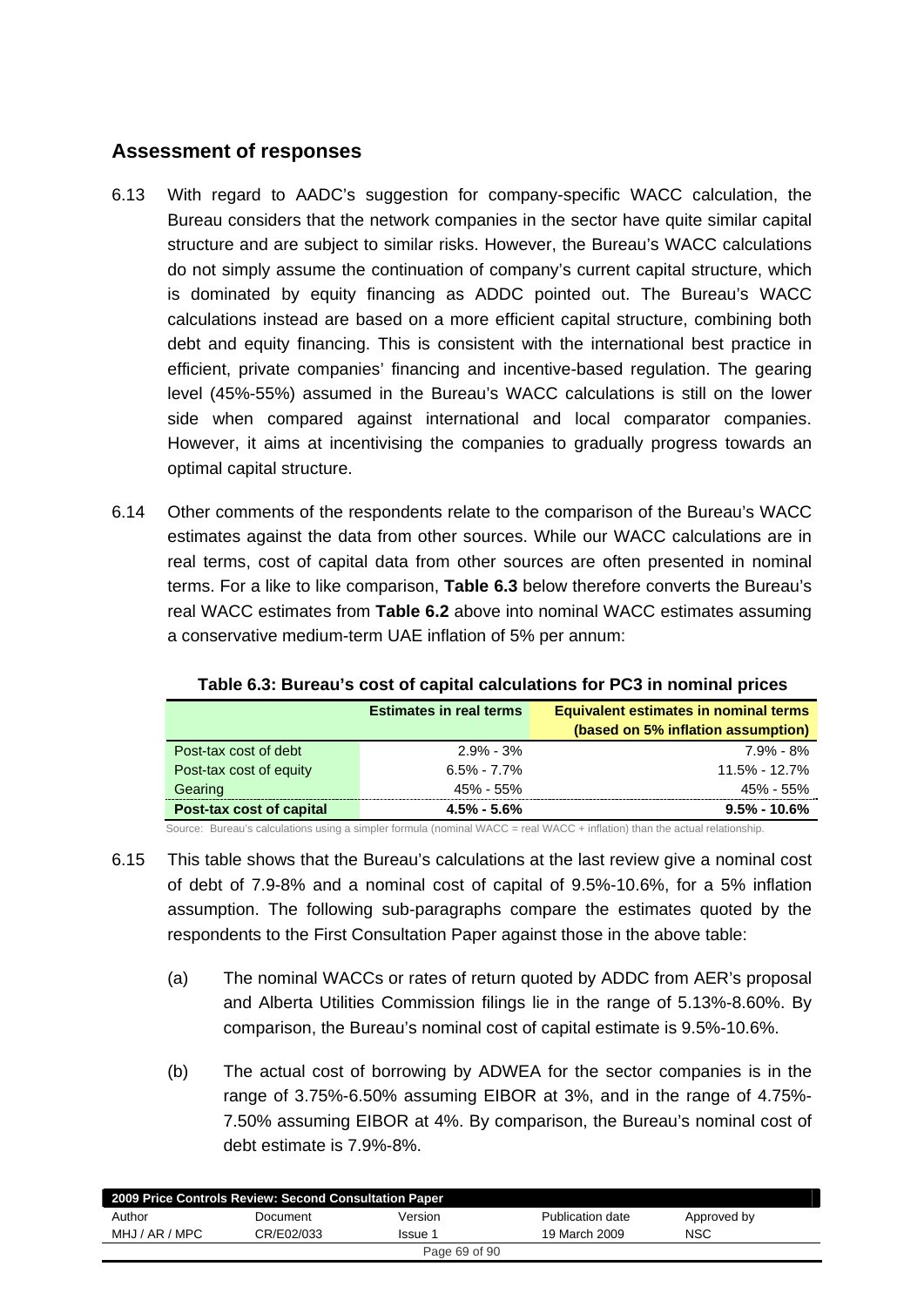## Assessment of responses

6.13 With regard to AADC's suggestion for company-specific WACC calculation, the Bureau considers that the network companies in the sector have quite similar capital structure and are subject to similar risks. However, the Bureau's WACC calculations do not simply assume the continuation of company's current capital structure, which is dominated by equity financing as ADDC pointed out. The Bureau's WACC calculations instead are based on a more efficient capital structure, combining both debt and equity financing. This is consistent with the international best practice in efficient, private companies' financing and incentive-based regulation. The gearing level (45%-55%) assumed in the Bureau's WACC calculations is still on the lower side when compared against international and local comparator companies. However, it aims at incentivising the companies to gradually progress towards an optimal capital structure.

6.14 Other comments of the respondents relate to the comparison of the Bureau's WACC estimates against the data from other sources. While our WACC calculations are in real terms, cost of capital data from other sources are often presented in nominal terms. For a like to like comparison, **Table 6.3** below therefore converts the Bureau's real WACC estimates from **Table 6.2** above into nominal WACC estimates assuming a conservative medium-term UAE inflation of 5% per annum:

**Table 6.3: Bureau's cost of capital calculations for PC3 in nominal prices**

| | Estimates in real terms | Equivalent estimates in nominal terms (based on 5% inflation assumption) |
|---|---|---|
| Post-tax cost of debt | 2.9% - 3% | 7.9% - 8% |
| Post-tax cost of equity | 6.5% - 7.7% | 11.5% - 12.7% |
| Gearing | 45% - 55% | 45% - 55% |
| **Post-tax cost of capital** | **4.5% - 5.6%** | **9.5% - 10.6%** |

Source: Bureau's calculations using a simpler formula (nominal WACC = real WACC + inflation) than the actual relationship.

6.15 This table shows that the Bureau's calculations at the last review give a nominal cost of debt of 7.9-8% and a nominal cost of capital of 9.5%-10.6%, for a 5% inflation assumption. The following sub-paragraphs compare the estimates quoted by the respondents to the First Consultation Paper against those in the above table:

(a) The nominal WACCs or rates of return quoted by ADDC from AER's proposal and Alberta Utilities Commission filings lie in the range of 5.13%-8.60%. By comparison, the Bureau's nominal cost of capital estimate is 9.5%-10.6%.

(b) The actual cost of borrowing by ADWEA for the sector companies is in the range of 3.75%-6.50% assuming EIBOR at 3%, and in the range of 4.75%-7.50% assuming EIBOR at 4%. By comparison, the Bureau's nominal cost of debt estimate is 7.9%-8%.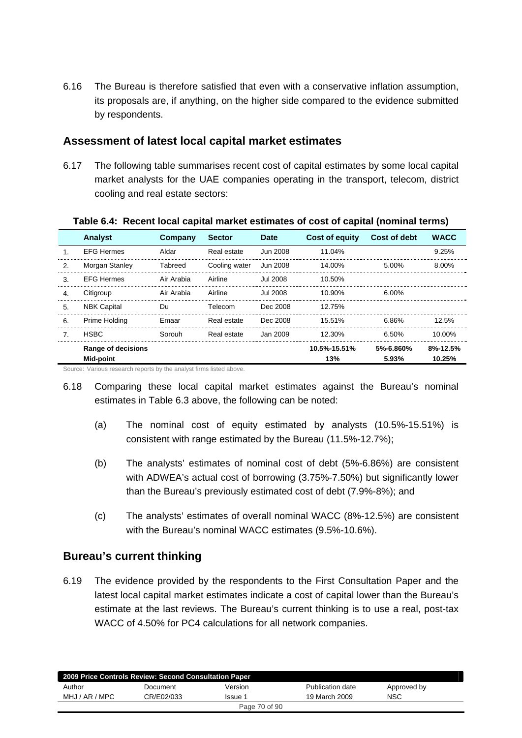6.16 The Bureau is therefore satisfied that even with a conservative inflation assumption, its proposals are, if anything, on the higher side compared to the evidence submitted by respondents.

## Assessment of latest local capital market estimates

6.17 The following table summarises recent cost of capital estimates by some local capital market analysts for the UAE companies operating in the transport, telecom, district cooling and real estate sectors:

**Table 6.4: Recent local capital market estimates of cost of capital (nominal terms)**

| | Analyst | Company | Sector | Date | Cost of equity | Cost of debt | WACC |
|---|---|---|---|---|---|---|---|
| 1. | EFG Hermes | Aldar | Real estate | Jun 2008 | 11.04% | | 9.25% |
| 2. | Morgan Stanley | Tabreed | Cooling water | Jun 2008 | 14.00% | 5.00% | 8.00% |
| 3. | EFG Hermes | Air Arabia | Airline | Jul 2008 | 10.50% | | |
| 4. | Citigroup | Air Arabia | Airline | Jul 2008 | 10.90% | 6.00% | |
| 5. | NBK Capital | Du | Telecom | Dec 2008 | 12.75% | | |
| 6. | Prime Holding | Emaar | Real estate | Dec 2008 | 15.51% | 6.86% | 12.5% |
| 7. | HSBC | Sorouh | Real estate | Jan 2009 | 12.30% | 6.50% | 10.00% |
| | **Range of decisions** | | | | **10.5%-15.51%** | **5%-6.860%** | **8%-12.5%** |
| | **Mid-point** | | | | **13%** | **5.93%** | **10.25%** |

Source: Various research reports by the analyst firms listed above.

6.18 Comparing these local capital market estimates against the Bureau's nominal estimates in Table 6.3 above, the following can be noted:

(a) The nominal cost of equity estimated by analysts (10.5%-15.51%) is consistent with range estimated by the Bureau (11.5%-12.7%);

(b) The analysts' estimates of nominal cost of debt (5%-6.86%) are consistent with ADWEA's actual cost of borrowing (3.75%-7.50%) but significantly lower than the Bureau's previously estimated cost of debt (7.9%-8%); and

(c) The analysts' estimates of overall nominal WACC (8%-12.5%) are consistent with the Bureau's nominal WACC estimates (9.5%-10.6%).

## Bureau's current thinking

6.19 The evidence provided by the respondents to the First Consultation Paper and the latest local capital market estimates indicate a cost of capital lower than the Bureau's estimate at the last reviews. The Bureau's current thinking is to use a real, post-tax WACC of 4.50% for PC4 calculations for all network companies.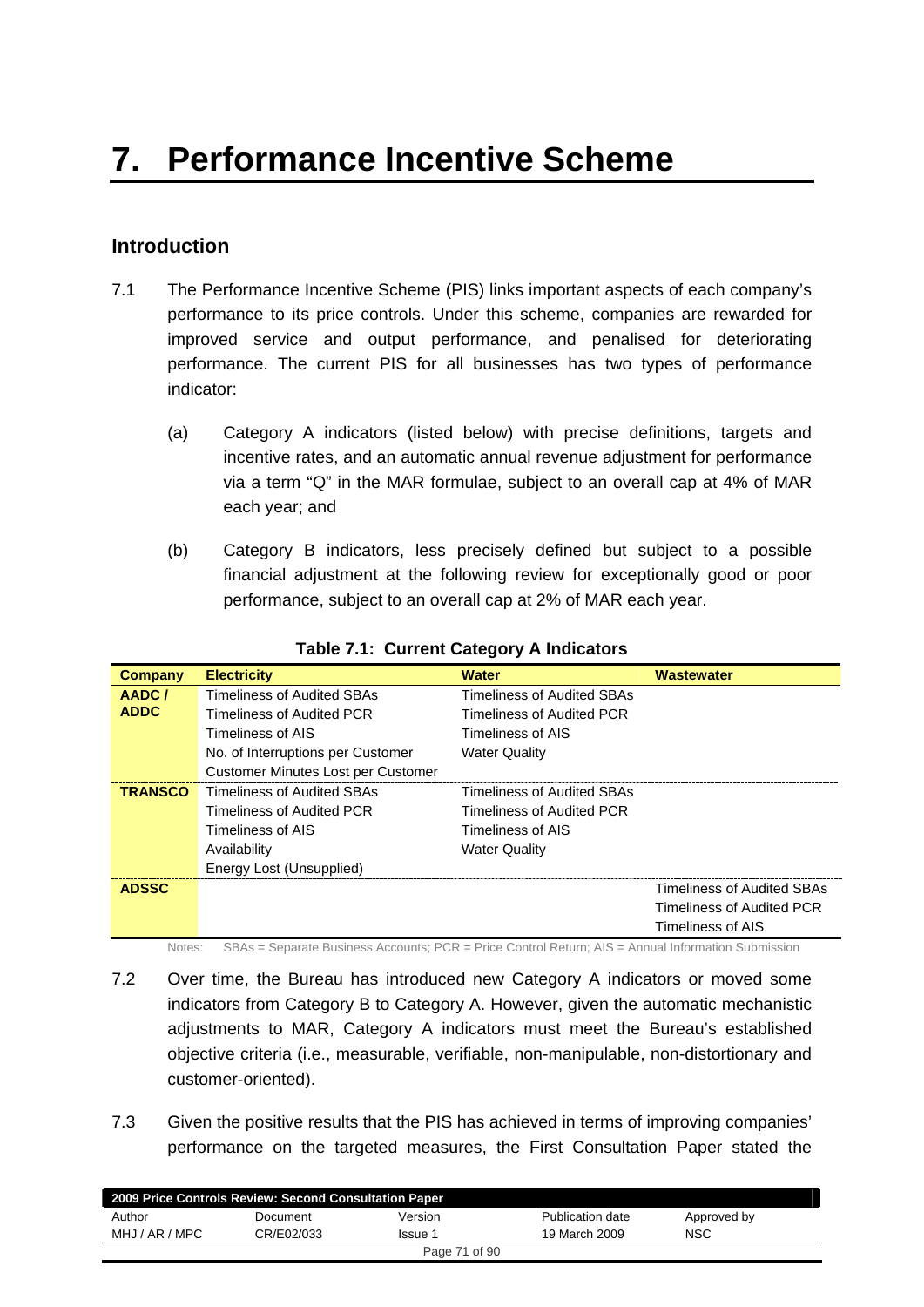# 7. Performance Incentive Scheme

## Introduction

7.1 The Performance Incentive Scheme (PIS) links important aspects of each company's performance to its price controls. Under this scheme, companies are rewarded for improved service and output performance, and penalised for deteriorating performance. The current PIS for all businesses has two types of performance indicator:

(a) Category A indicators (listed below) with precise definitions, targets and incentive rates, and an automatic annual revenue adjustment for performance via a term "Q" in the MAR formulae, subject to an overall cap at 4% of MAR each year; and

(b) Category B indicators, less precisely defined but subject to a possible financial adjustment at the following review for exceptionally good or poor performance, subject to an overall cap at 2% of MAR each year.

**Table 7.1: Current Category A Indicators**

| Company | Electricity | Water | Wastewater |
|---|---|---|---|
| **AADC / ADDC** | Timeliness of Audited SBAs | Timeliness of Audited SBAs | |
| | Timeliness of Audited PCR | Timeliness of Audited PCR | |
| | Timeliness of AIS | Timeliness of AIS | |
| | No. of Interruptions per Customer | Water Quality | |
| | Customer Minutes Lost per Customer | | |
| **TRANSCO** | Timeliness of Audited SBAs | Timeliness of Audited SBAs | |
| | Timeliness of Audited PCR | Timeliness of Audited PCR | |
| | Timeliness of AIS | Timeliness of AIS | |
| | Availability | Water Quality | |
| | Energy Lost (Unsupplied) | | |
| **ADSSC** | | | Timeliness of Audited SBAs |
| | | | Timeliness of Audited PCR |
| | | | Timeliness of AIS |

Notes: SBAs = Separate Business Accounts; PCR = Price Control Return; AIS = Annual Information Submission

7.2 Over time, the Bureau has introduced new Category A indicators or moved some indicators from Category B to Category A. However, given the automatic mechanistic adjustments to MAR, Category A indicators must meet the Bureau's established objective criteria (i.e., measurable, verifiable, non-manipulable, non-distortionary and customer-oriented).

7.3 Given the positive results that the PIS has achieved in terms of improving companies' performance on the targeted measures, the First Consultation Paper stated the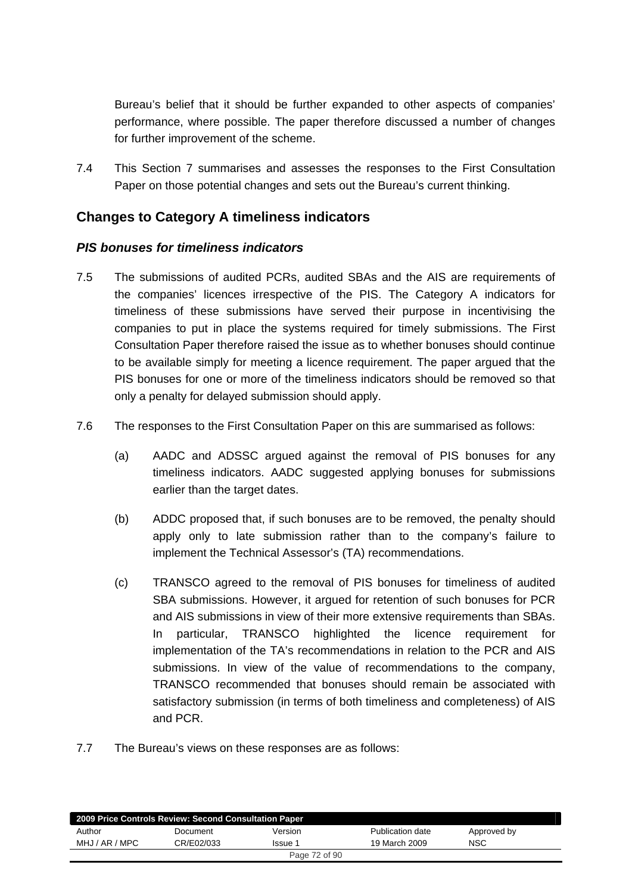Bureau's belief that it should be further expanded to other aspects of companies' performance, where possible. The paper therefore discussed a number of changes for further improvement of the scheme.

7.4 This Section 7 summarises and assesses the responses to the First Consultation Paper on those potential changes and sets out the Bureau's current thinking.

## Changes to Category A timeliness indicators

### *PIS bonuses for timeliness indicators*

7.5 The submissions of audited PCRs, audited SBAs and the AIS are requirements of the companies' licences irrespective of the PIS. The Category A indicators for timeliness of these submissions have served their purpose in incentivising the companies to put in place the systems required for timely submissions. The First Consultation Paper therefore raised the issue as to whether bonuses should continue to be available simply for meeting a licence requirement. The paper argued that the PIS bonuses for one or more of the timeliness indicators should be removed so that only a penalty for delayed submission should apply.

7.6 The responses to the First Consultation Paper on this are summarised as follows:

(a) AADC and ADSSC argued against the removal of PIS bonuses for any timeliness indicators. AADC suggested applying bonuses for submissions earlier than the target dates.

(b) ADDC proposed that, if such bonuses are to be removed, the penalty should apply only to late submission rather than to the company's failure to implement the Technical Assessor's (TA) recommendations.

(c) TRANSCO agreed to the removal of PIS bonuses for timeliness of audited SBA submissions. However, it argued for retention of such bonuses for PCR and AIS submissions in view of their more extensive requirements than SBAs. In particular, TRANSCO highlighted the licence requirement for implementation of the TA's recommendations in relation to the PCR and AIS submissions. In view of the value of recommendations to the company, TRANSCO recommended that bonuses should remain be associated with satisfactory submission (in terms of both timeliness and completeness) of AIS and PCR.

7.7 The Bureau's views on these responses are as follows: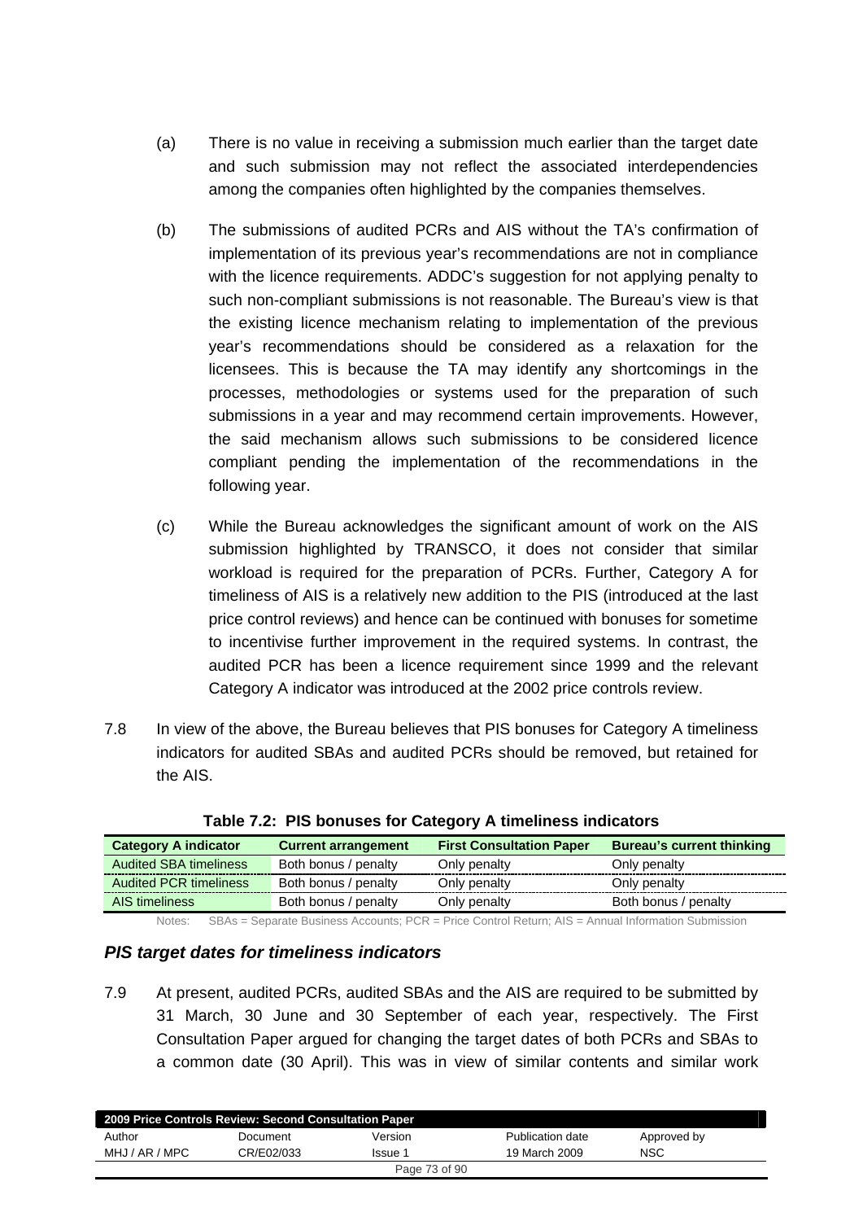(a) There is no value in receiving a submission much earlier than the target date and such submission may not reflect the associated interdependencies among the companies often highlighted by the companies themselves.

(b) The submissions of audited PCRs and AIS without the TA's confirmation of implementation of its previous year's recommendations are not in compliance with the licence requirements. ADDC's suggestion for not applying penalty to such non-compliant submissions is not reasonable. The Bureau's view is that the existing licence mechanism relating to implementation of the previous year's recommendations should be considered as a relaxation for the licensees. This is because the TA may identify any shortcomings in the processes, methodologies or systems used for the preparation of such submissions in a year and may recommend certain improvements. However, the said mechanism allows such submissions to be considered licence compliant pending the implementation of the recommendations in the following year.

(c) While the Bureau acknowledges the significant amount of work on the AIS submission highlighted by TRANSCO, it does not consider that similar workload is required for the preparation of PCRs. Further, Category A for timeliness of AIS is a relatively new addition to the PIS (introduced at the last price control reviews) and hence can be continued with bonuses for sometime to incentivise further improvement in the required systems. In contrast, the audited PCR has been a licence requirement since 1999 and the relevant Category A indicator was introduced at the 2002 price controls review.

7.8 In view of the above, the Bureau believes that PIS bonuses for Category A timeliness indicators for audited SBAs and audited PCRs should be removed, but retained for the AIS.

**Table 7.2: PIS bonuses for Category A timeliness indicators**

| Category A indicator | Current arrangement | First Consultation Paper | Bureau's current thinking |
|---|---|---|---|
| Audited SBA timeliness | Both bonus / penalty | Only penalty | Only penalty |
| Audited PCR timeliness | Both bonus / penalty | Only penalty | Only penalty |
| AIS timeliness | Both bonus / penalty | Only penalty | Both bonus / penalty |

Notes: SBAs = Separate Business Accounts; PCR = Price Control Return; AIS = Annual Information Submission

### *PIS target dates for timeliness indicators*

7.9 At present, audited PCRs, audited SBAs and the AIS are required to be submitted by 31 March, 30 June and 30 September of each year, respectively. The First Consultation Paper argued for changing the target dates of both PCRs and SBAs to a common date (30 April). This was in view of similar contents and similar work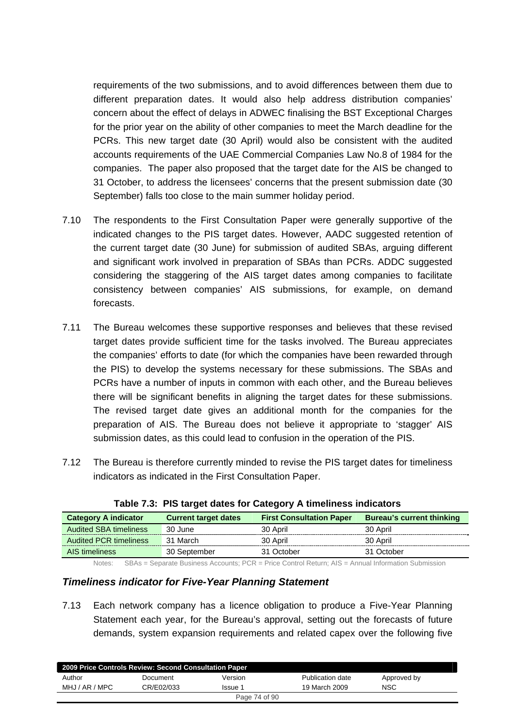requirements of the two submissions, and to avoid differences between them due to different preparation dates. It would also help address distribution companies' concern about the effect of delays in ADWEC finalising the BST Exceptional Charges for the prior year on the ability of other companies to meet the March deadline for the PCRs. This new target date (30 April) would also be consistent with the audited accounts requirements of the UAE Commercial Companies Law No.8 of 1984 for the companies. The paper also proposed that the target date for the AIS be changed to 31 October, to address the licensees' concerns that the present submission date (30 September) falls too close to the main summer holiday period.

7.10 The respondents to the First Consultation Paper were generally supportive of the indicated changes to the PIS target dates. However, AADC suggested retention of the current target date (30 June) for submission of audited SBAs, arguing different and significant work involved in preparation of SBAs than PCRs. ADDC suggested considering the staggering of the AIS target dates among companies to facilitate consistency between companies' AIS submissions, for example, on demand forecasts.

7.11 The Bureau welcomes these supportive responses and believes that these revised target dates provide sufficient time for the tasks involved. The Bureau appreciates the companies' efforts to date (for which the companies have been rewarded through the PIS) to develop the systems necessary for these submissions. The SBAs and PCRs have a number of inputs in common with each other, and the Bureau believes there will be significant benefits in aligning the target dates for these submissions. The revised target date gives an additional month for the companies for the preparation of AIS. The Bureau does not believe it appropriate to 'stagger' AIS submission dates, as this could lead to confusion in the operation of the PIS.

7.12 The Bureau is therefore currently minded to revise the PIS target dates for timeliness indicators as indicated in the First Consultation Paper.

**Table 7.3: PIS target dates for Category A timeliness indicators**

| Category A indicator | Current target dates | First Consultation Paper | Bureau's current thinking |
|---|---|---|---|
| Audited SBA timeliness | 30 June | 30 April | 30 April |
| Audited PCR timeliness | 31 March | 30 April | 30 April |
| AIS timeliness | 30 September | 31 October | 31 October |

Notes: SBAs = Separate Business Accounts; PCR = Price Control Return; AIS = Annual Information Submission

### *Timeliness indicator for Five-Year Planning Statement*

7.13 Each network company has a licence obligation to produce a Five-Year Planning Statement each year, for the Bureau's approval, setting out the forecasts of future demands, system expansion requirements and related capex over the following five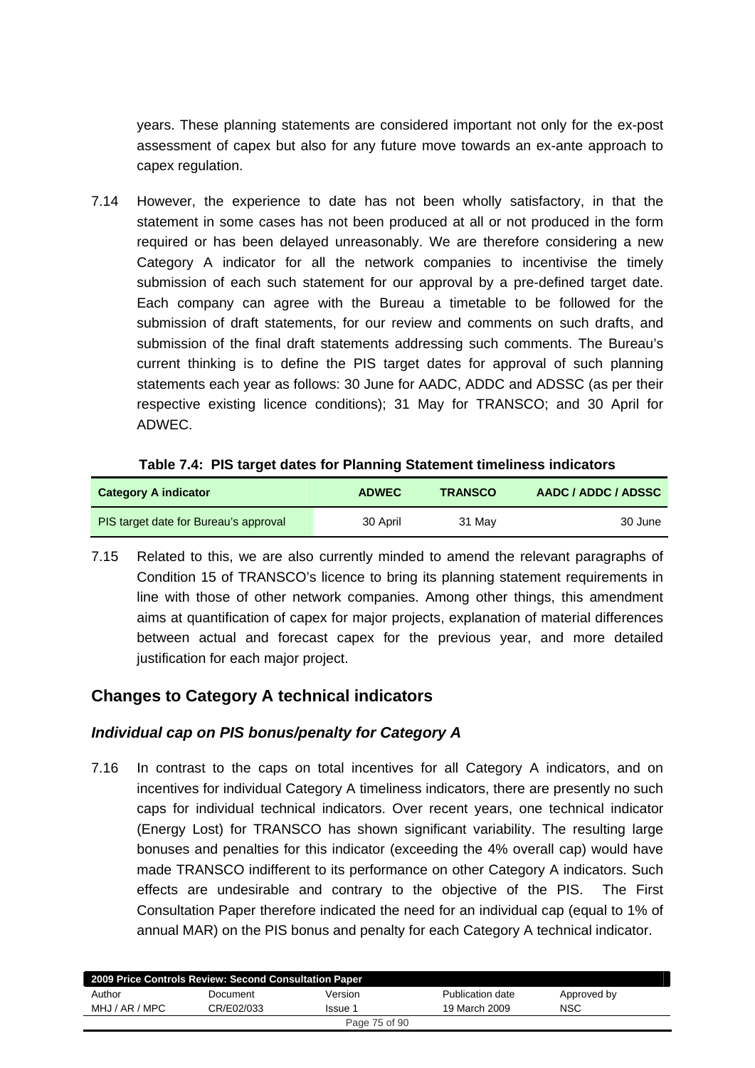years. These planning statements are considered important not only for the ex-post assessment of capex but also for any future move towards an ex-ante approach to capex regulation.

7.14 However, the experience to date has not been wholly satisfactory, in that the statement in some cases has not been produced at all or not produced in the form required or has been delayed unreasonably. We are therefore considering a new Category A indicator for all the network companies to incentivise the timely submission of each such statement for our approval by a pre-defined target date. Each company can agree with the Bureau a timetable to be followed for the submission of draft statements, for our review and comments on such drafts, and submission of the final draft statements addressing such comments. The Bureau's current thinking is to define the PIS target dates for approval of such planning statements each year as follows: 30 June for AADC, ADDC and ADSSC (as per their respective existing licence conditions); 31 May for TRANSCO; and 30 April for ADWEC.

**Table 7.4: PIS target dates for Planning Statement timeliness indicators**

| Category A indicator | ADWEC | TRANSCO | AADC / ADDC / ADSSC |
|---|---|---|---|
| PIS target date for Bureau's approval | 30 April | 31 May | 30 June |

7.15 Related to this, we are also currently minded to amend the relevant paragraphs of Condition 15 of TRANSCO's licence to bring its planning statement requirements in line with those of other network companies. Among other things, this amendment aims at quantification of capex for major projects, explanation of material differences between actual and forecast capex for the previous year, and more detailed justification for each major project.

## Changes to Category A technical indicators

### *Individual cap on PIS bonus/penalty for Category A*

7.16 In contrast to the caps on total incentives for all Category A indicators, and on incentives for individual Category A timeliness indicators, there are presently no such caps for individual technical indicators. Over recent years, one technical indicator (Energy Lost) for TRANSCO has shown significant variability. The resulting large bonuses and penalties for this indicator (exceeding the 4% overall cap) would have made TRANSCO indifferent to its performance on other Category A indicators. Such effects are undesirable and contrary to the objective of the PIS. The First Consultation Paper therefore indicated the need for an individual cap (equal to 1% of annual MAR) on the PIS bonus and penalty for each Category A technical indicator.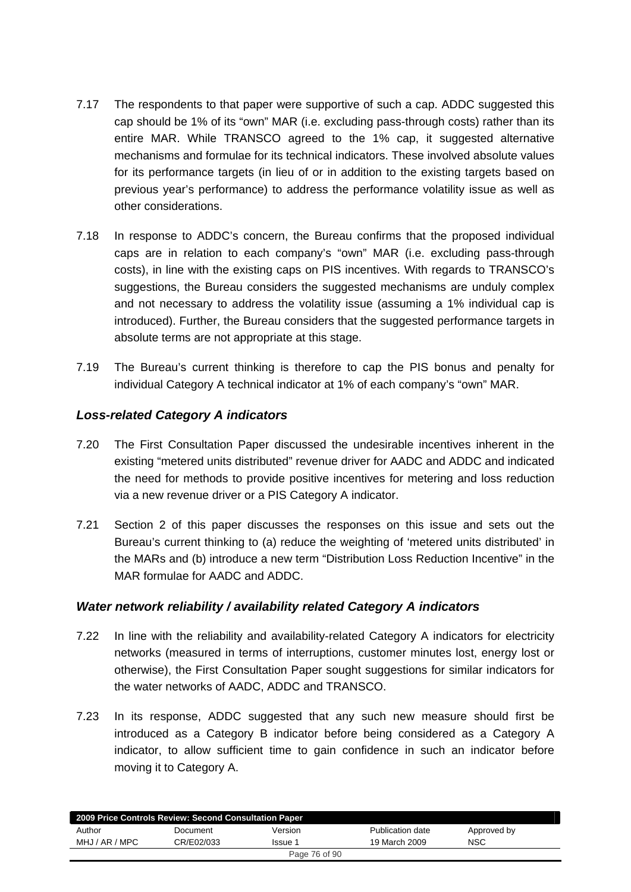7.17 The respondents to that paper were supportive of such a cap. ADDC suggested this cap should be 1% of its “own” MAR (i.e. excluding pass-through costs) rather than its entire MAR. While TRANSCO agreed to the 1% cap, it suggested alternative mechanisms and formulae for its technical indicators. These involved absolute values for its performance targets (in lieu of or in addition to the existing targets based on previous year’s performance) to address the performance volatility issue as well as other considerations.

7.18 In response to ADDC’s concern, the Bureau confirms that the proposed individual caps are in relation to each company’s “own” MAR (i.e. excluding pass-through costs), in line with the existing caps on PIS incentives. With regards to TRANSCO’s suggestions, the Bureau considers the suggested mechanisms are unduly complex and not necessary to address the volatility issue (assuming a 1% individual cap is introduced). Further, the Bureau considers that the suggested performance targets in absolute terms are not appropriate at this stage.

7.19 The Bureau’s current thinking is therefore to cap the PIS bonus and penalty for individual Category A technical indicator at 1% of each company’s “own” MAR.

### *Loss-related Category A indicators*

7.20 The First Consultation Paper discussed the undesirable incentives inherent in the existing “metered units distributed” revenue driver for AADC and ADDC and indicated the need for methods to provide positive incentives for metering and loss reduction via a new revenue driver or a PIS Category A indicator.

7.21 Section 2 of this paper discusses the responses on this issue and sets out the Bureau’s current thinking to (a) reduce the weighting of ‘metered units distributed’ in the MARs and (b) introduce a new term “Distribution Loss Reduction Incentive” in the MAR formulae for AADC and ADDC.

### *Water network reliability / availability related Category A indicators*

7.22 In line with the reliability and availability-related Category A indicators for electricity networks (measured in terms of interruptions, customer minutes lost, energy lost or otherwise), the First Consultation Paper sought suggestions for similar indicators for the water networks of AADC, ADDC and TRANSCO.

7.23 In its response, ADDC suggested that any such new measure should first be introduced as a Category B indicator before being considered as a Category A indicator, to allow sufficient time to gain confidence in such an indicator before moving it to Category A.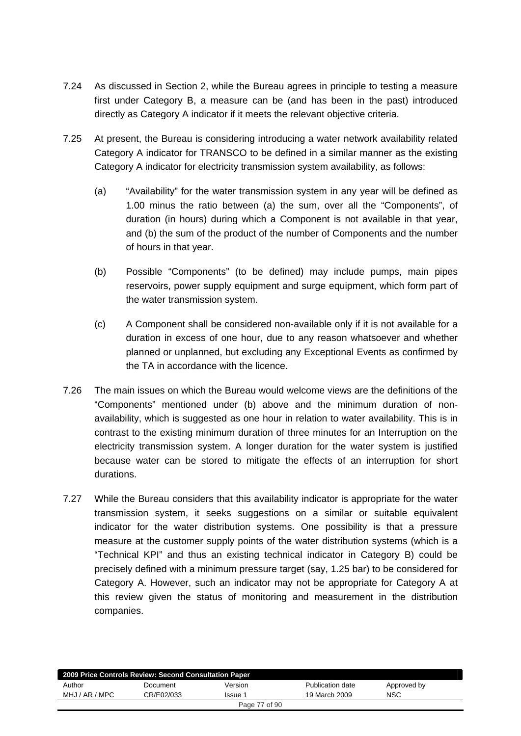7.24 As discussed in Section 2, while the Bureau agrees in principle to testing a measure first under Category B, a measure can be (and has been in the past) introduced directly as Category A indicator if it meets the relevant objective criteria.

7.25 At present, the Bureau is considering introducing a water network availability related Category A indicator for TRANSCO to be defined in a similar manner as the existing Category A indicator for electricity transmission system availability, as follows:

(a) "Availability" for the water transmission system in any year will be defined as 1.00 minus the ratio between (a) the sum, over all the "Components", of duration (in hours) during which a Component is not available in that year, and (b) the sum of the product of the number of Components and the number of hours in that year.

(b) Possible "Components" (to be defined) may include pumps, main pipes reservoirs, power supply equipment and surge equipment, which form part of the water transmission system.

(c) A Component shall be considered non-available only if it is not available for a duration in excess of one hour, due to any reason whatsoever and whether planned or unplanned, but excluding any Exceptional Events as confirmed by the TA in accordance with the licence.

7.26 The main issues on which the Bureau would welcome views are the definitions of the "Components" mentioned under (b) above and the minimum duration of non-availability, which is suggested as one hour in relation to water availability. This is in contrast to the existing minimum duration of three minutes for an Interruption on the electricity transmission system. A longer duration for the water system is justified because water can be stored to mitigate the effects of an interruption for short durations.

7.27 While the Bureau considers that this availability indicator is appropriate for the water transmission system, it seeks suggestions on a similar or suitable equivalent indicator for the water distribution systems. One possibility is that a pressure measure at the customer supply points of the water distribution systems (which is a "Technical KPI" and thus an existing technical indicator in Category B) could be precisely defined with a minimum pressure target (say, 1.25 bar) to be considered for Category A. However, such an indicator may not be appropriate for Category A at this review given the status of monitoring and measurement in the distribution companies.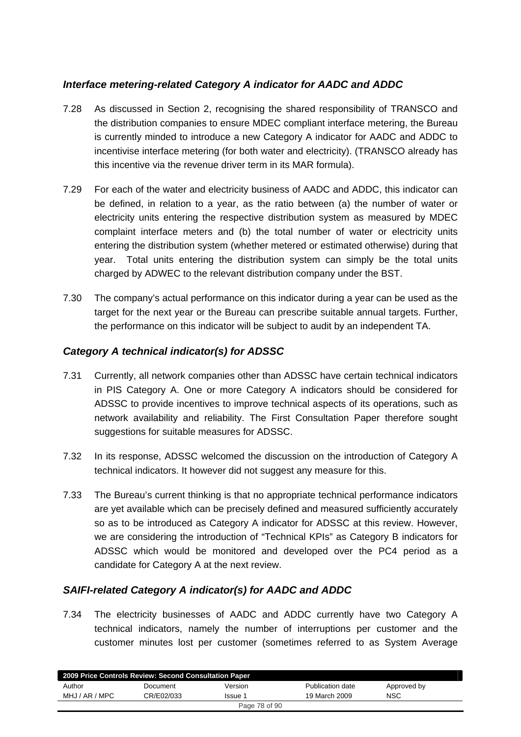### *Interface metering-related Category A indicator for AADC and ADDC*

7.28 As discussed in Section 2, recognising the shared responsibility of TRANSCO and the distribution companies to ensure MDEC compliant interface metering, the Bureau is currently minded to introduce a new Category A indicator for AADC and ADDC to incentivise interface metering (for both water and electricity). (TRANSCO already has this incentive via the revenue driver term in its MAR formula).

7.29 For each of the water and electricity business of AADC and ADDC, this indicator can be defined, in relation to a year, as the ratio between (a) the number of water or electricity units entering the respective distribution system as measured by MDEC complaint interface meters and (b) the total number of water or electricity units entering the distribution system (whether metered or estimated otherwise) during that year. Total units entering the distribution system can simply be the total units charged by ADWEC to the relevant distribution company under the BST.

7.30 The company's actual performance on this indicator during a year can be used as the target for the next year or the Bureau can prescribe suitable annual targets. Further, the performance on this indicator will be subject to audit by an independent TA.

### *Category A technical indicator(s) for ADSSC*

7.31 Currently, all network companies other than ADSSC have certain technical indicators in PIS Category A. One or more Category A indicators should be considered for ADSSC to provide incentives to improve technical aspects of its operations, such as network availability and reliability. The First Consultation Paper therefore sought suggestions for suitable measures for ADSSC.

7.32 In its response, ADSSC welcomed the discussion on the introduction of Category A technical indicators. It however did not suggest any measure for this.

7.33 The Bureau's current thinking is that no appropriate technical performance indicators are yet available which can be precisely defined and measured sufficiently accurately so as to be introduced as Category A indicator for ADSSC at this review. However, we are considering the introduction of "Technical KPIs" as Category B indicators for ADSSC which would be monitored and developed over the PC4 period as a candidate for Category A at the next review.

### *SAIFI-related Category A indicator(s) for AADC and ADDC*

7.34 The electricity businesses of AADC and ADDC currently have two Category A technical indicators, namely the number of interruptions per customer and the customer minutes lost per customer (sometimes referred to as System Average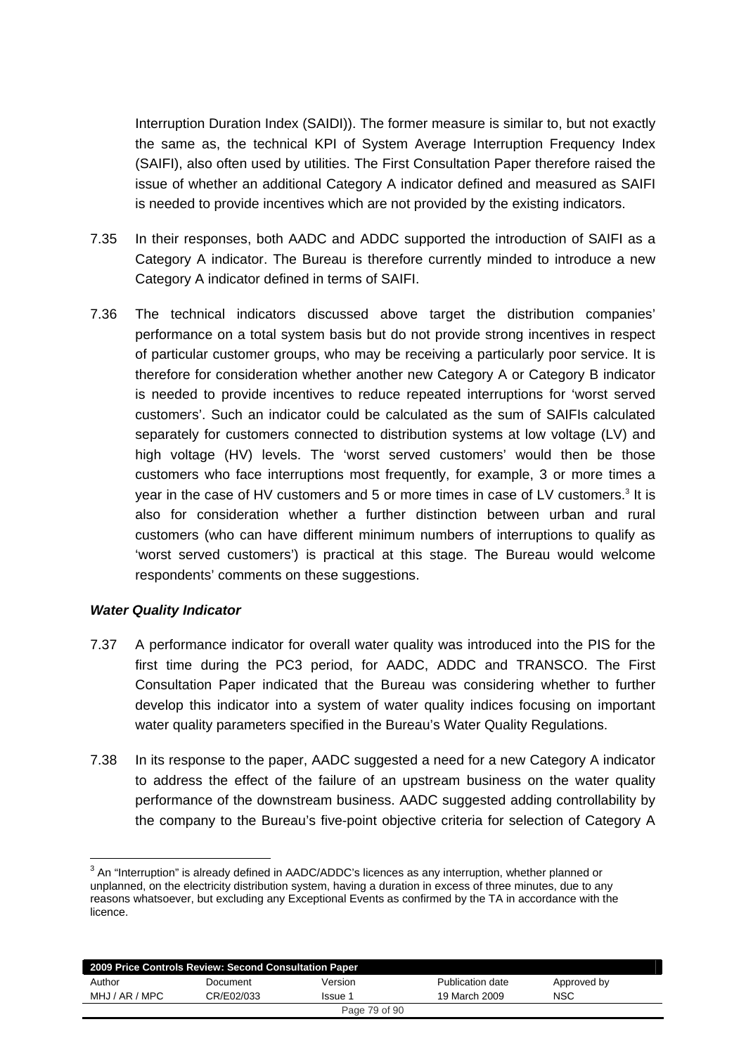Interruption Duration Index (SAIDI)). The former measure is similar to, but not exactly the same as, the technical KPI of System Average Interruption Frequency Index (SAIFI), also often used by utilities. The First Consultation Paper therefore raised the issue of whether an additional Category A indicator defined and measured as SAIFI is needed to provide incentives which are not provided by the existing indicators.

7.35 In their responses, both AADC and ADDC supported the introduction of SAIFI as a Category A indicator. The Bureau is therefore currently minded to introduce a new Category A indicator defined in terms of SAIFI.

7.36 The technical indicators discussed above target the distribution companies' performance on a total system basis but do not provide strong incentives in respect of particular customer groups, who may be receiving a particularly poor service. It is therefore for consideration whether another new Category A or Category B indicator is needed to provide incentives to reduce repeated interruptions for 'worst served customers'. Such an indicator could be calculated as the sum of SAIFIs calculated separately for customers connected to distribution systems at low voltage (LV) and high voltage (HV) levels. The 'worst served customers' would then be those customers who face interruptions most frequently, for example, 3 or more times a year in the case of HV customers and 5 or more times in case of LV customers.[3] It is also for consideration whether a further distinction between urban and rural customers (who can have different minimum numbers of interruptions to qualify as 'worst served customers') is practical at this stage. The Bureau would welcome respondents' comments on these suggestions.

***Water Quality Indicator***

7.37 A performance indicator for overall water quality was introduced into the PIS for the first time during the PC3 period, for AADC, ADDC and TRANSCO. The First Consultation Paper indicated that the Bureau was considering whether to further develop this indicator into a system of water quality indices focusing on important water quality parameters specified in the Bureau's Water Quality Regulations.

7.38 In its response to the paper, AADC suggested a need for a new Category A indicator to address the effect of the failure of an upstream business on the water quality performance of the downstream business. AADC suggested adding controllability by the company to the Bureau's five-point objective criteria for selection of Category A

---

[3] An "Interruption" is already defined in AADC/ADDC's licences as any interruption, whether planned or unplanned, on the electricity distribution system, having a duration in excess of three minutes, due to any reasons whatsoever, but excluding any Exceptional Events as confirmed by the TA in accordance with the licence.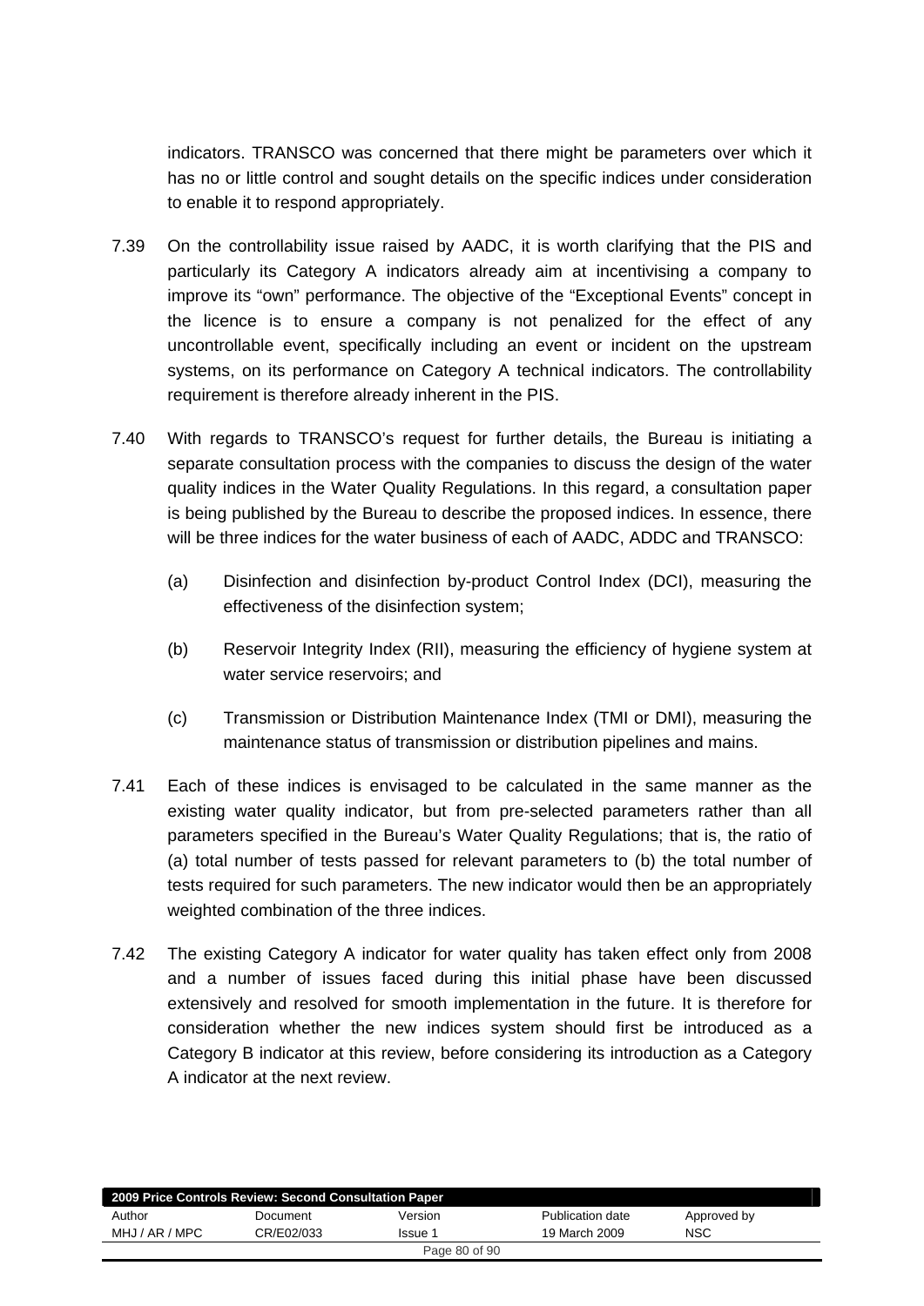indicators. TRANSCO was concerned that there might be parameters over which it has no or little control and sought details on the specific indices under consideration to enable it to respond appropriately.

7.39 On the controllability issue raised by AADC, it is worth clarifying that the PIS and particularly its Category A indicators already aim at incentivising a company to improve its "own" performance. The objective of the "Exceptional Events" concept in the licence is to ensure a company is not penalized for the effect of any uncontrollable event, specifically including an event or incident on the upstream systems, on its performance on Category A technical indicators. The controllability requirement is therefore already inherent in the PIS.

7.40 With regards to TRANSCO's request for further details, the Bureau is initiating a separate consultation process with the companies to discuss the design of the water quality indices in the Water Quality Regulations. In this regard, a consultation paper is being published by the Bureau to describe the proposed indices. In essence, there will be three indices for the water business of each of AADC, ADDC and TRANSCO:

(a) Disinfection and disinfection by-product Control Index (DCI), measuring the effectiveness of the disinfection system;

(b) Reservoir Integrity Index (RII), measuring the efficiency of hygiene system at water service reservoirs; and

(c) Transmission or Distribution Maintenance Index (TMI or DMI), measuring the maintenance status of transmission or distribution pipelines and mains.

7.41 Each of these indices is envisaged to be calculated in the same manner as the existing water quality indicator, but from pre-selected parameters rather than all parameters specified in the Bureau's Water Quality Regulations; that is, the ratio of (a) total number of tests passed for relevant parameters to (b) the total number of tests required for such parameters. The new indicator would then be an appropriately weighted combination of the three indices.

7.42 The existing Category A indicator for water quality has taken effect only from 2008 and a number of issues faced during this initial phase have been discussed extensively and resolved for smooth implementation in the future. It is therefore for consideration whether the new indices system should first be introduced as a Category B indicator at this review, before considering its introduction as a Category A indicator at the next review.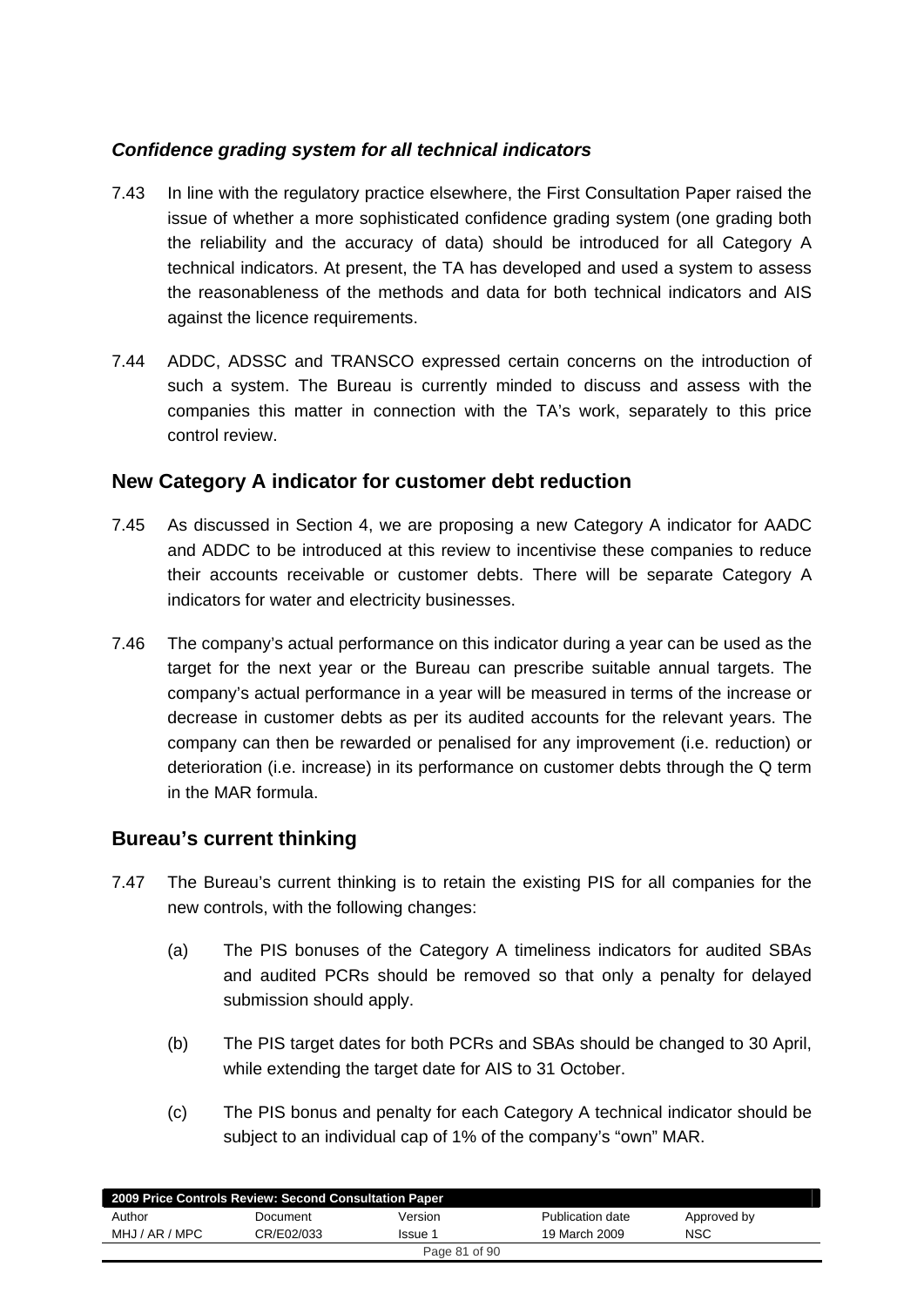### *Confidence grading system for all technical indicators*

7.43 In line with the regulatory practice elsewhere, the First Consultation Paper raised the issue of whether a more sophisticated confidence grading system (one grading both the reliability and the accuracy of data) should be introduced for all Category A technical indicators. At present, the TA has developed and used a system to assess the reasonableness of the methods and data for both technical indicators and AIS against the licence requirements.

7.44 ADDC, ADSSC and TRANSCO expressed certain concerns on the introduction of such a system. The Bureau is currently minded to discuss and assess with the companies this matter in connection with the TA's work, separately to this price control review.

## New Category A indicator for customer debt reduction

7.45 As discussed in Section 4, we are proposing a new Category A indicator for AADC and ADDC to be introduced at this review to incentivise these companies to reduce their accounts receivable or customer debts. There will be separate Category A indicators for water and electricity businesses.

7.46 The company's actual performance on this indicator during a year can be used as the target for the next year or the Bureau can prescribe suitable annual targets. The company's actual performance in a year will be measured in terms of the increase or decrease in customer debts as per its audited accounts for the relevant years. The company can then be rewarded or penalised for any improvement (i.e. reduction) or deterioration (i.e. increase) in its performance on customer debts through the Q term in the MAR formula.

## Bureau's current thinking

7.47 The Bureau's current thinking is to retain the existing PIS for all companies for the new controls, with the following changes:

(a) The PIS bonuses of the Category A timeliness indicators for audited SBAs and audited PCRs should be removed so that only a penalty for delayed submission should apply.

(b) The PIS target dates for both PCRs and SBAs should be changed to 30 April, while extending the target date for AIS to 31 October.

(c) The PIS bonus and penalty for each Category A technical indicator should be subject to an individual cap of 1% of the company's "own" MAR.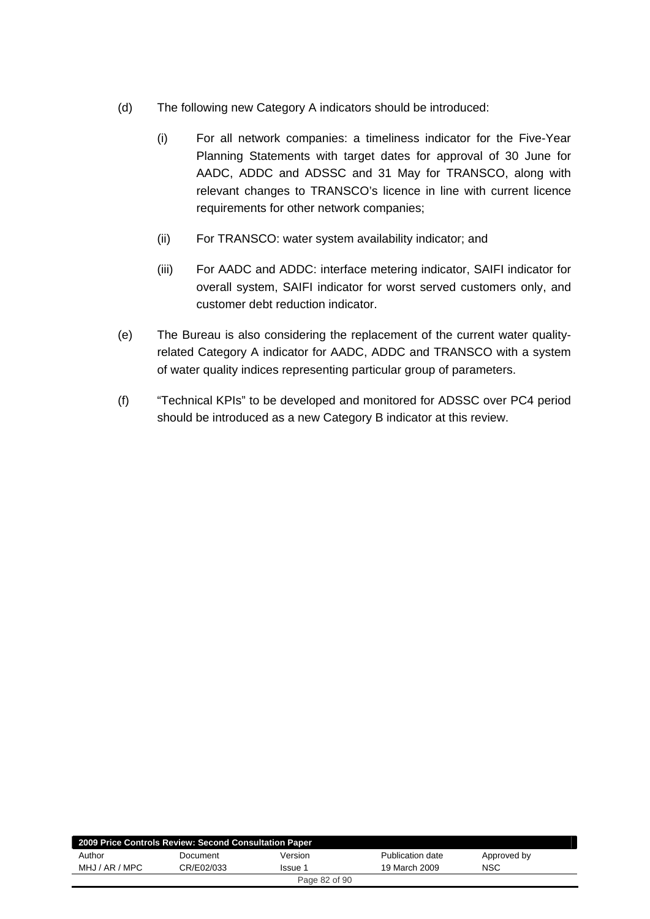(d) The following new Category A indicators should be introduced:

   (i) For all network companies: a timeliness indicator for the Five-Year Planning Statements with target dates for approval of 30 June for AADC, ADDC and ADSSC and 31 May for TRANSCO, along with relevant changes to TRANSCO's licence in line with current licence requirements for other network companies;

   (ii) For TRANSCO: water system availability indicator; and

   (iii) For AADC and ADDC: interface metering indicator, SAIFI indicator for overall system, SAIFI indicator for worst served customers only, and customer debt reduction indicator.

(e) The Bureau is also considering the replacement of the current water quality-related Category A indicator for AADC, ADDC and TRANSCO with a system of water quality indices representing particular group of parameters.

(f) "Technical KPIs" to be developed and monitored for ADSSC over PC4 period should be introduced as a new Category B indicator at this review.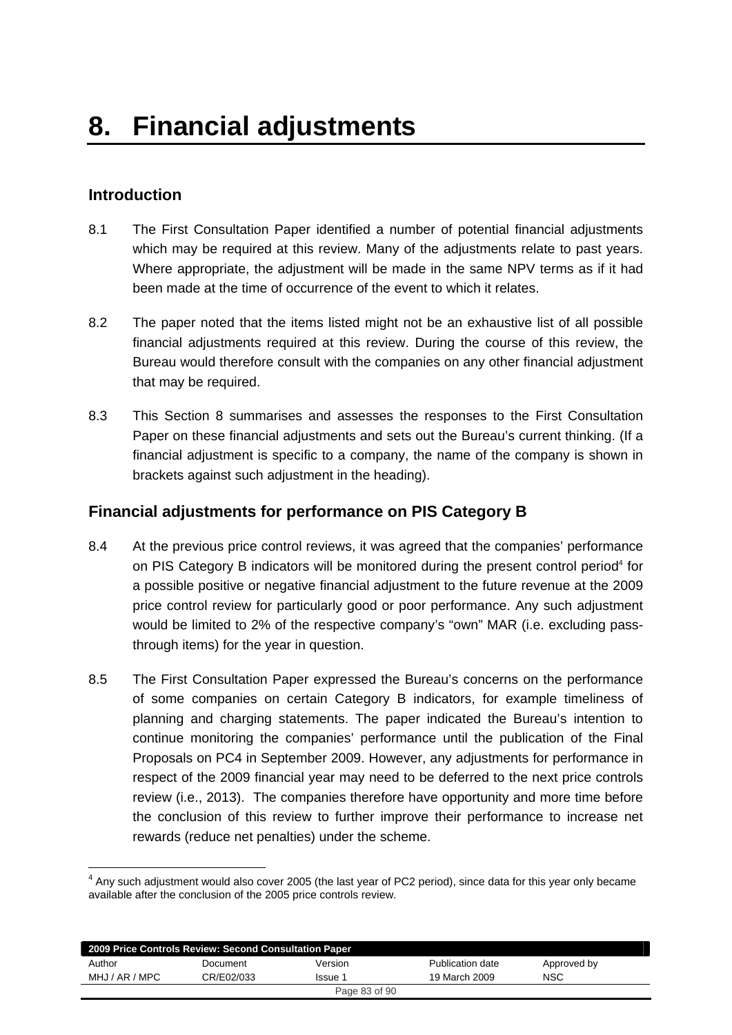# 8. Financial adjustments

## Introduction

8.1 The First Consultation Paper identified a number of potential financial adjustments which may be required at this review. Many of the adjustments relate to past years. Where appropriate, the adjustment will be made in the same NPV terms as if it had been made at the time of occurrence of the event to which it relates.

8.2 The paper noted that the items listed might not be an exhaustive list of all possible financial adjustments required at this review. During the course of this review, the Bureau would therefore consult with the companies on any other financial adjustment that may be required.

8.3 This Section 8 summarises and assesses the responses to the First Consultation Paper on these financial adjustments and sets out the Bureau's current thinking. (If a financial adjustment is specific to a company, the name of the company is shown in brackets against such adjustment in the heading).

## Financial adjustments for performance on PIS Category B

8.4 At the previous price control reviews, it was agreed that the companies' performance on PIS Category B indicators will be monitored during the present control period[4] for a possible positive or negative financial adjustment to the future revenue at the 2009 price control review for particularly good or poor performance. Any such adjustment would be limited to 2% of the respective company's "own" MAR (i.e. excluding pass-through items) for the year in question.

8.5 The First Consultation Paper expressed the Bureau's concerns on the performance of some companies on certain Category B indicators, for example timeliness of planning and charging statements. The paper indicated the Bureau's intention to continue monitoring the companies' performance until the publication of the Final Proposals on PC4 in September 2009. However, any adjustments for performance in respect of the 2009 financial year may need to be deferred to the next price controls review (i.e., 2013). The companies therefore have opportunity and more time before the conclusion of this review to further improve their performance to increase net rewards (reduce net penalties) under the scheme.

[4] Any such adjustment would also cover 2005 (the last year of PC2 period), since data for this year only became available after the conclusion of the 2005 price controls review.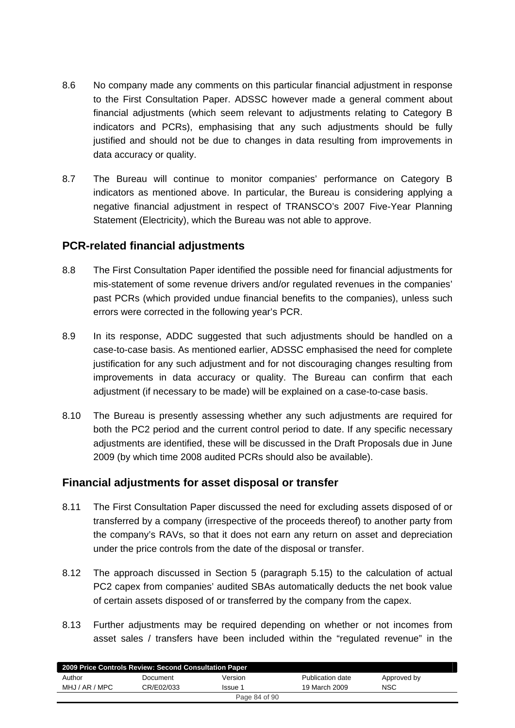8.6 No company made any comments on this particular financial adjustment in response to the First Consultation Paper. ADSSC however made a general comment about financial adjustments (which seem relevant to adjustments relating to Category B indicators and PCRs), emphasising that any such adjustments should be fully justified and should not be due to changes in data resulting from improvements in data accuracy or quality.

8.7 The Bureau will continue to monitor companies' performance on Category B indicators as mentioned above. In particular, the Bureau is considering applying a negative financial adjustment in respect of TRANSCO's 2007 Five-Year Planning Statement (Electricity), which the Bureau was not able to approve.

## PCR-related financial adjustments

8.8 The First Consultation Paper identified the possible need for financial adjustments for mis-statement of some revenue drivers and/or regulated revenues in the companies' past PCRs (which provided undue financial benefits to the companies), unless such errors were corrected in the following year's PCR.

8.9 In its response, ADDC suggested that such adjustments should be handled on a case-to-case basis. As mentioned earlier, ADSSC emphasised the need for complete justification for any such adjustment and for not discouraging changes resulting from improvements in data accuracy or quality. The Bureau can confirm that each adjustment (if necessary to be made) will be explained on a case-to-case basis.

8.10 The Bureau is presently assessing whether any such adjustments are required for both the PC2 period and the current control period to date. If any specific necessary adjustments are identified, these will be discussed in the Draft Proposals due in June 2009 (by which time 2008 audited PCRs should also be available).

## Financial adjustments for asset disposal or transfer

8.11 The First Consultation Paper discussed the need for excluding assets disposed of or transferred by a company (irrespective of the proceeds thereof) to another party from the company's RAVs, so that it does not earn any return on asset and depreciation under the price controls from the date of the disposal or transfer.

8.12 The approach discussed in Section 5 (paragraph 5.15) to the calculation of actual PC2 capex from companies' audited SBAs automatically deducts the net book value of certain assets disposed of or transferred by the company from the capex.

8.13 Further adjustments may be required depending on whether or not incomes from asset sales / transfers have been included within the "regulated revenue" in the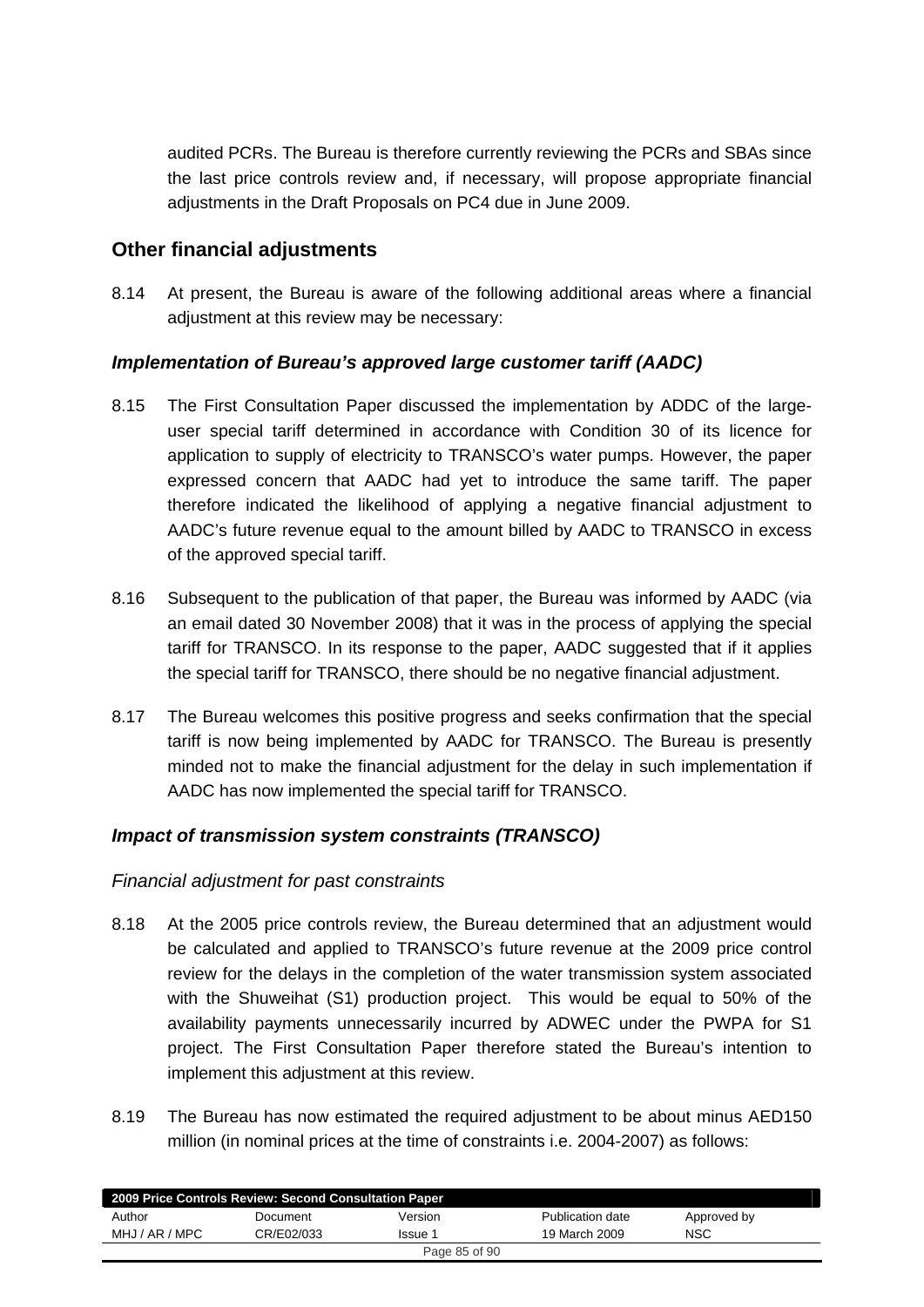audited PCRs. The Bureau is therefore currently reviewing the PCRs and SBAs since the last price controls review and, if necessary, will propose appropriate financial adjustments in the Draft Proposals on PC4 due in June 2009.

## Other financial adjustments

8.14 At present, the Bureau is aware of the following additional areas where a financial adjustment at this review may be necessary:

### *Implementation of Bureau's approved large customer tariff (AADC)*

8.15 The First Consultation Paper discussed the implementation by ADDC of the large-user special tariff determined in accordance with Condition 30 of its licence for application to supply of electricity to TRANSCO's water pumps. However, the paper expressed concern that AADC had yet to introduce the same tariff. The paper therefore indicated the likelihood of applying a negative financial adjustment to AADC's future revenue equal to the amount billed by AADC to TRANSCO in excess of the approved special tariff.

8.16 Subsequent to the publication of that paper, the Bureau was informed by AADC (via an email dated 30 November 2008) that it was in the process of applying the special tariff for TRANSCO. In its response to the paper, AADC suggested that if it applies the special tariff for TRANSCO, there should be no negative financial adjustment.

8.17 The Bureau welcomes this positive progress and seeks confirmation that the special tariff is now being implemented by AADC for TRANSCO. The Bureau is presently minded not to make the financial adjustment for the delay in such implementation if AADC has now implemented the special tariff for TRANSCO.

### *Impact of transmission system constraints (TRANSCO)*

#### *Financial adjustment for past constraints*

8.18 At the 2005 price controls review, the Bureau determined that an adjustment would be calculated and applied to TRANSCO's future revenue at the 2009 price control review for the delays in the completion of the water transmission system associated with the Shuweihat (S1) production project. This would be equal to 50% of the availability payments unnecessarily incurred by ADWEC under the PWPA for S1 project. The First Consultation Paper therefore stated the Bureau's intention to implement this adjustment at this review.

8.19 The Bureau has now estimated the required adjustment to be about minus AED150 million (in nominal prices at the time of constraints i.e. 2004-2007) as follows: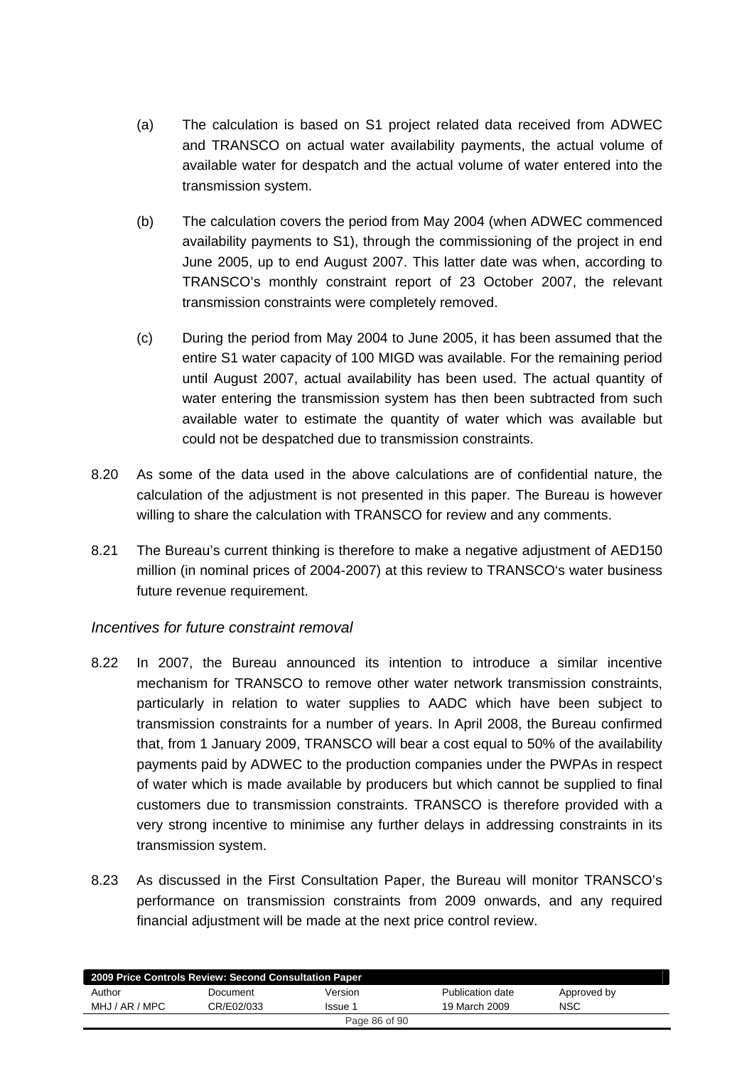(a) The calculation is based on S1 project related data received from ADWEC and TRANSCO on actual water availability payments, the actual volume of available water for despatch and the actual volume of water entered into the transmission system.

(b) The calculation covers the period from May 2004 (when ADWEC commenced availability payments to S1), through the commissioning of the project in end June 2005, up to end August 2007. This latter date was when, according to TRANSCO's monthly constraint report of 23 October 2007, the relevant transmission constraints were completely removed.

(c) During the period from May 2004 to June 2005, it has been assumed that the entire S1 water capacity of 100 MIGD was available. For the remaining period until August 2007, actual availability has been used. The actual quantity of water entering the transmission system has then been subtracted from such available water to estimate the quantity of water which was available but could not be despatched due to transmission constraints.

8.20 As some of the data used in the above calculations are of confidential nature, the calculation of the adjustment is not presented in this paper. The Bureau is however willing to share the calculation with TRANSCO for review and any comments.

8.21 The Bureau's current thinking is therefore to make a negative adjustment of AED150 million (in nominal prices of 2004-2007) at this review to TRANSCO's water business future revenue requirement.

*Incentives for future constraint removal*

8.22 In 2007, the Bureau announced its intention to introduce a similar incentive mechanism for TRANSCO to remove other water network transmission constraints, particularly in relation to water supplies to AADC which have been subject to transmission constraints for a number of years. In April 2008, the Bureau confirmed that, from 1 January 2009, TRANSCO will bear a cost equal to 50% of the availability payments paid by ADWEC to the production companies under the PWPAs in respect of water which is made available by producers but which cannot be supplied to final customers due to transmission constraints. TRANSCO is therefore provided with a very strong incentive to minimise any further delays in addressing constraints in its transmission system.

8.23 As discussed in the First Consultation Paper, the Bureau will monitor TRANSCO's performance on transmission constraints from 2009 onwards, and any required financial adjustment will be made at the next price control review.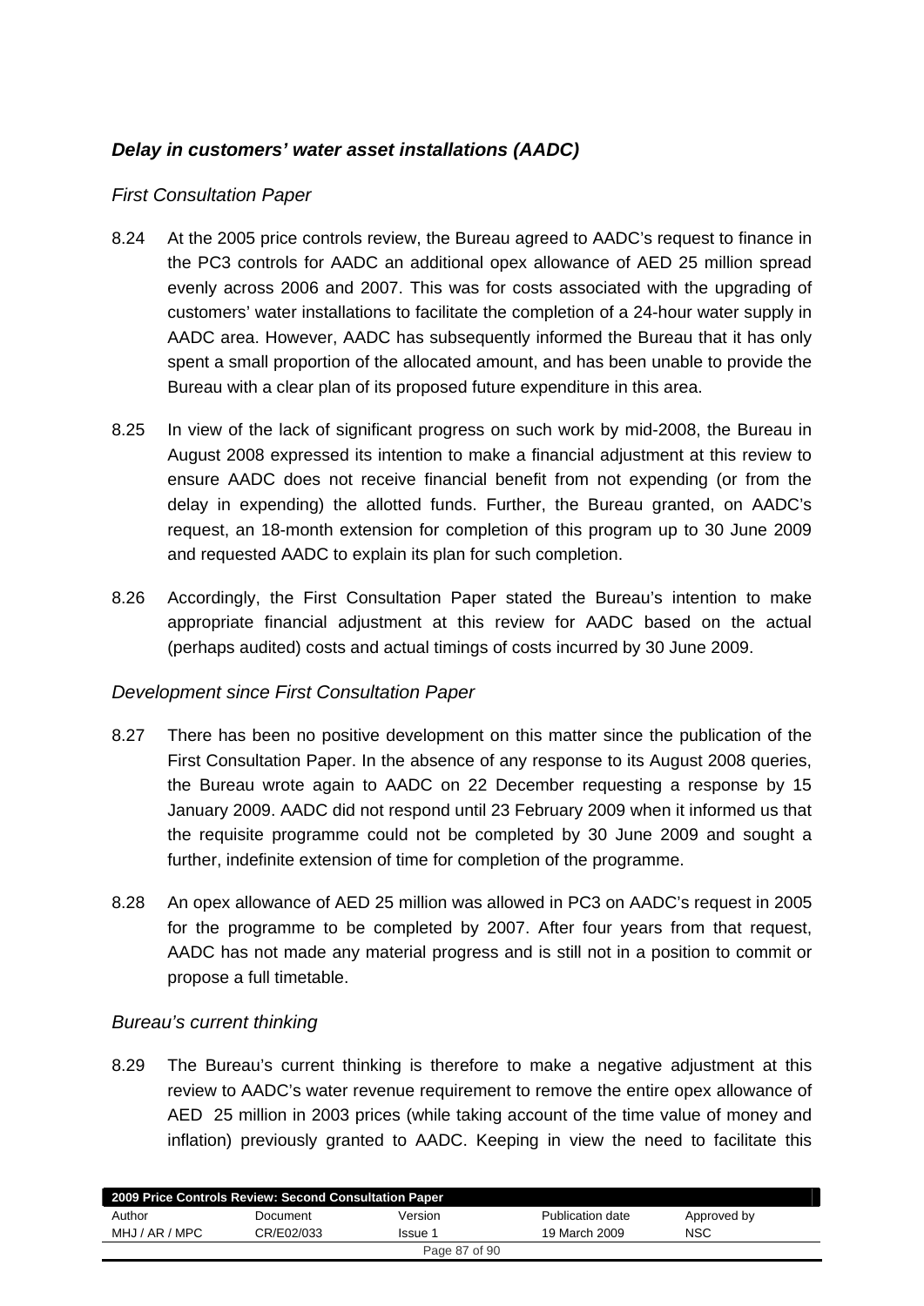### *Delay in customers' water asset installations (AADC)*

*First Consultation Paper*

8.24 At the 2005 price controls review, the Bureau agreed to AADC's request to finance in the PC3 controls for AADC an additional opex allowance of AED 25 million spread evenly across 2006 and 2007. This was for costs associated with the upgrading of customers' water installations to facilitate the completion of a 24-hour water supply in AADC area. However, AADC has subsequently informed the Bureau that it has only spent a small proportion of the allocated amount, and has been unable to provide the Bureau with a clear plan of its proposed future expenditure in this area.

8.25 In view of the lack of significant progress on such work by mid-2008, the Bureau in August 2008 expressed its intention to make a financial adjustment at this review to ensure AADC does not receive financial benefit from not expending (or from the delay in expending) the allotted funds. Further, the Bureau granted, on AADC's request, an 18-month extension for completion of this program up to 30 June 2009 and requested AADC to explain its plan for such completion.

8.26 Accordingly, the First Consultation Paper stated the Bureau's intention to make appropriate financial adjustment at this review for AADC based on the actual (perhaps audited) costs and actual timings of costs incurred by 30 June 2009.

*Development since First Consultation Paper*

8.27 There has been no positive development on this matter since the publication of the First Consultation Paper. In the absence of any response to its August 2008 queries, the Bureau wrote again to AADC on 22 December requesting a response by 15 January 2009. AADC did not respond until 23 February 2009 when it informed us that the requisite programme could not be completed by 30 June 2009 and sought a further, indefinite extension of time for completion of the programme.

8.28 An opex allowance of AED 25 million was allowed in PC3 on AADC's request in 2005 for the programme to be completed by 2007. After four years from that request, AADC has not made any material progress and is still not in a position to commit or propose a full timetable.

*Bureau's current thinking*

8.29 The Bureau's current thinking is therefore to make a negative adjustment at this review to AADC's water revenue requirement to remove the entire opex allowance of AED 25 million in 2003 prices (while taking account of the time value of money and inflation) previously granted to AADC. Keeping in view the need to facilitate this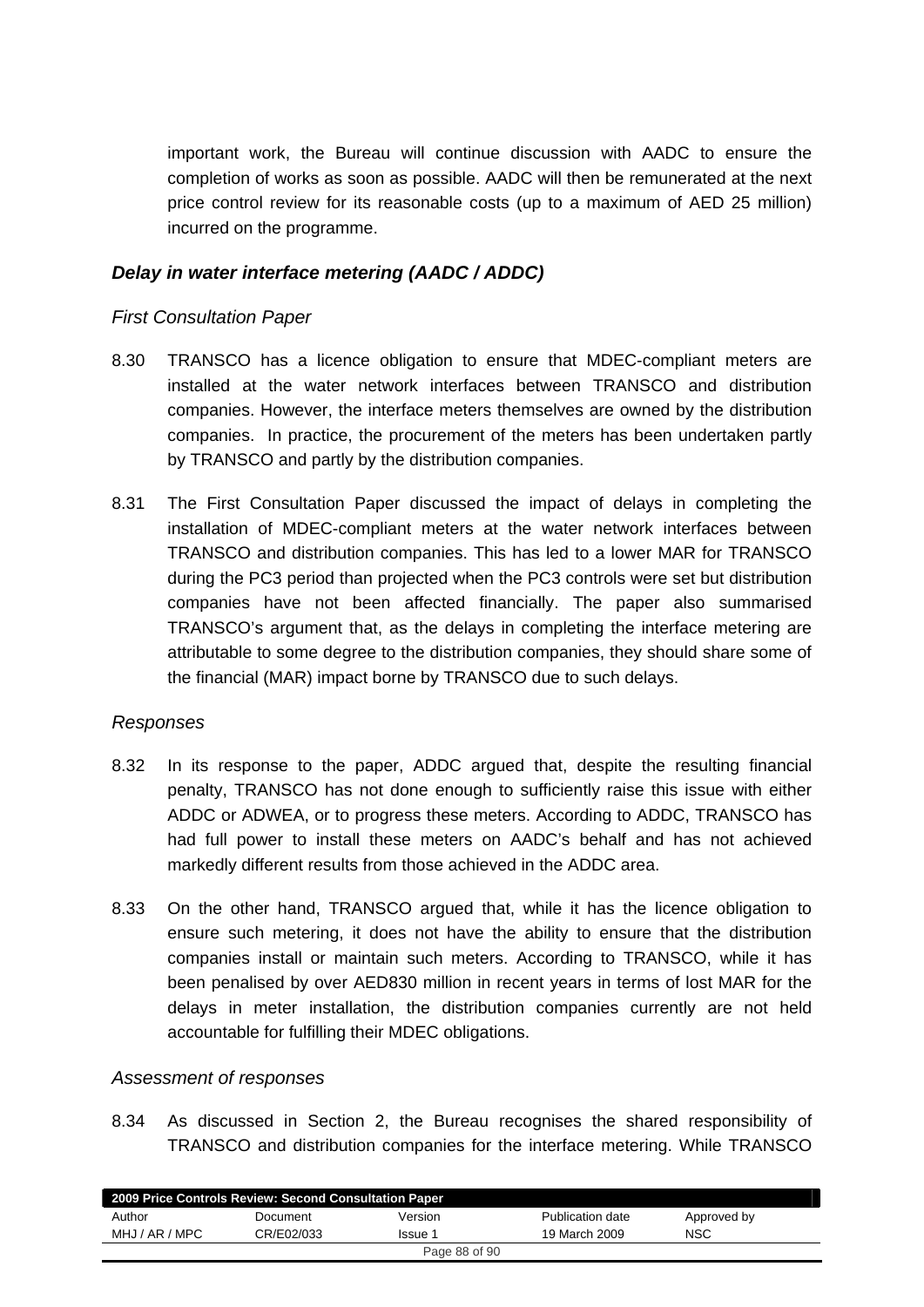important work, the Bureau will continue discussion with AADC to ensure the completion of works as soon as possible. AADC will then be remunerated at the next price control review for its reasonable costs (up to a maximum of AED 25 million) incurred on the programme.

### *Delay in water interface metering (AADC / ADDC)*

*First Consultation Paper*

8.30 TRANSCO has a licence obligation to ensure that MDEC-compliant meters are installed at the water network interfaces between TRANSCO and distribution companies. However, the interface meters themselves are owned by the distribution companies. In practice, the procurement of the meters has been undertaken partly by TRANSCO and partly by the distribution companies.

8.31 The First Consultation Paper discussed the impact of delays in completing the installation of MDEC-compliant meters at the water network interfaces between TRANSCO and distribution companies. This has led to a lower MAR for TRANSCO during the PC3 period than projected when the PC3 controls were set but distribution companies have not been affected financially. The paper also summarised TRANSCO's argument that, as the delays in completing the interface metering are attributable to some degree to the distribution companies, they should share some of the financial (MAR) impact borne by TRANSCO due to such delays.

*Responses*

8.32 In its response to the paper, ADDC argued that, despite the resulting financial penalty, TRANSCO has not done enough to sufficiently raise this issue with either ADDC or ADWEA, or to progress these meters. According to ADDC, TRANSCO has had full power to install these meters on AADC's behalf and has not achieved markedly different results from those achieved in the ADDC area.

8.33 On the other hand, TRANSCO argued that, while it has the licence obligation to ensure such metering, it does not have the ability to ensure that the distribution companies install or maintain such meters. According to TRANSCO, while it has been penalised by over AED830 million in recent years in terms of lost MAR for the delays in meter installation, the distribution companies currently are not held accountable for fulfilling their MDEC obligations.

*Assessment of responses*

8.34 As discussed in Section 2, the Bureau recognises the shared responsibility of TRANSCO and distribution companies for the interface metering. While TRANSCO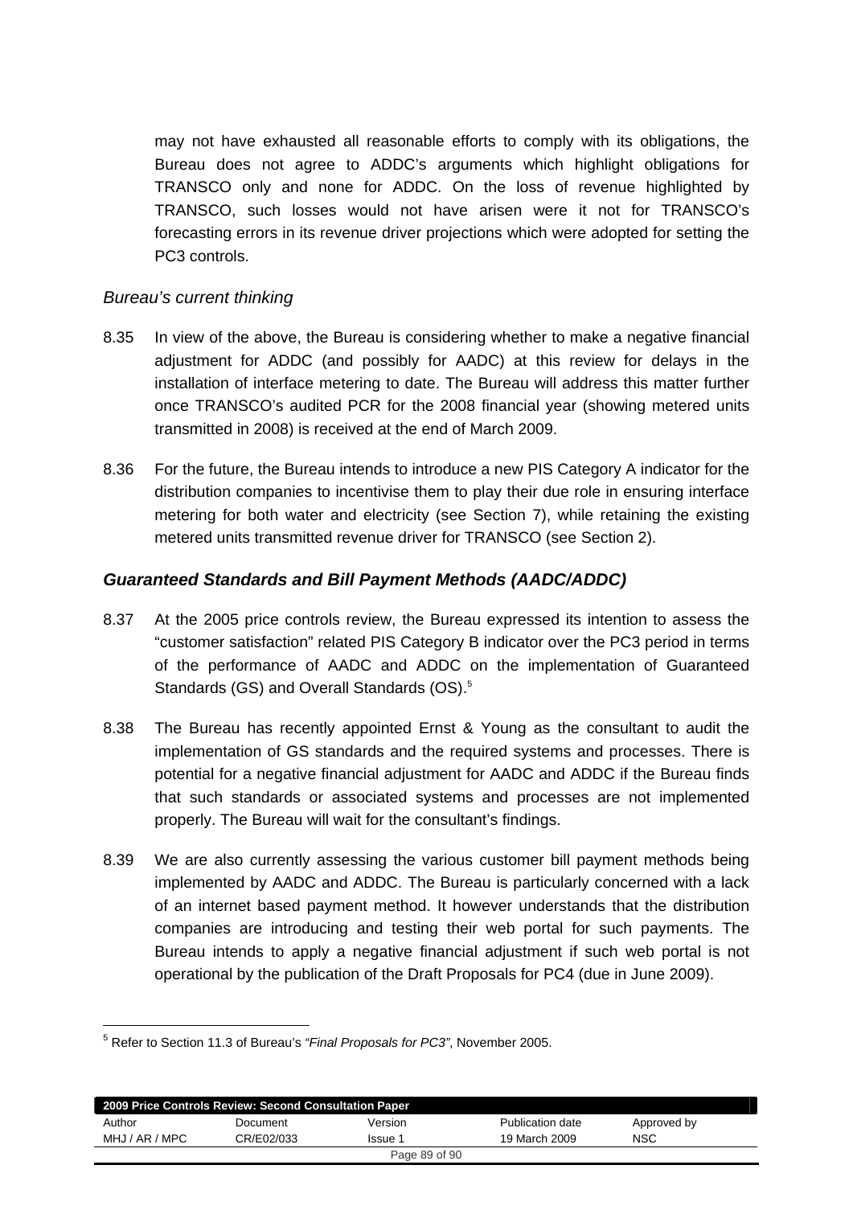may not have exhausted all reasonable efforts to comply with its obligations, the Bureau does not agree to ADDC's arguments which highlight obligations for TRANSCO only and none for ADDC. On the loss of revenue highlighted by TRANSCO, such losses would not have arisen were it not for TRANSCO's forecasting errors in its revenue driver projections which were adopted for setting the PC3 controls.

*Bureau's current thinking*

8.35 In view of the above, the Bureau is considering whether to make a negative financial adjustment for ADDC (and possibly for AADC) at this review for delays in the installation of interface metering to date. The Bureau will address this matter further once TRANSCO's audited PCR for the 2008 financial year (showing metered units transmitted in 2008) is received at the end of March 2009.

8.36 For the future, the Bureau intends to introduce a new PIS Category A indicator for the distribution companies to incentivise them to play their due role in ensuring interface metering for both water and electricity (see Section 7), while retaining the existing metered units transmitted revenue driver for TRANSCO (see Section 2).

### *Guaranteed Standards and Bill Payment Methods (AADC/ADDC)*

8.37 At the 2005 price controls review, the Bureau expressed its intention to assess the "customer satisfaction" related PIS Category B indicator over the PC3 period in terms of the performance of AADC and ADDC on the implementation of Guaranteed Standards (GS) and Overall Standards (OS).[5]

8.38 The Bureau has recently appointed Ernst & Young as the consultant to audit the implementation of GS standards and the required systems and processes. There is potential for a negative financial adjustment for AADC and ADDC if the Bureau finds that such standards or associated systems and processes are not implemented properly. The Bureau will wait for the consultant's findings.

8.39 We are also currently assessing the various customer bill payment methods being implemented by AADC and ADDC. The Bureau is particularly concerned with a lack of an internet based payment method. It however understands that the distribution companies are introducing and testing their web portal for such payments. The Bureau intends to apply a negative financial adjustment if such web portal is not operational by the publication of the Draft Proposals for PC4 (due in June 2009).

---

[5] Refer to Section 11.3 of Bureau's *"Final Proposals for PC3"*, November 2005.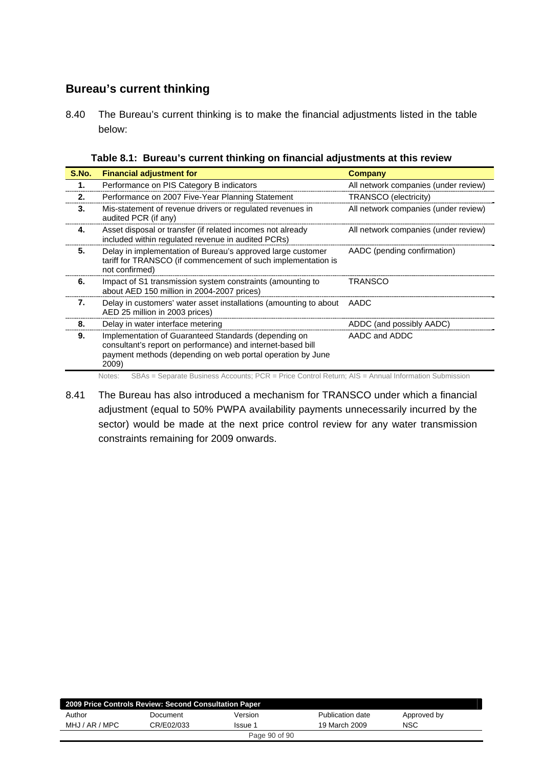## Bureau's current thinking

8.40 The Bureau's current thinking is to make the financial adjustments listed in the table below:

**Table 8.1: Bureau's current thinking on financial adjustments at this review**

| S.No. | Financial adjustment for | Company |
|---|---|---|
| 1. | Performance on PIS Category B indicators | All network companies (under review) |
| 2. | Performance on 2007 Five-Year Planning Statement | TRANSCO (electricity) |
| 3. | Mis-statement of revenue drivers or regulated revenues in audited PCR (if any) | All network companies (under review) |
| 4. | Asset disposal or transfer (if related incomes not already included within regulated revenue in audited PCRs) | All network companies (under review) |
| 5. | Delay in implementation of Bureau's approved large customer tariff for TRANSCO (if commencement of such implementation is not confirmed) | AADC (pending confirmation) |
| 6. | Impact of S1 transmission system constraints (amounting to about AED 150 million in 2004-2007 prices) | TRANSCO |
| 7. | Delay in customers' water asset installations (amounting to about AED 25 million in 2003 prices) | AADC |
| 8. | Delay in water interface metering | ADDC (and possibly AADC) |
| 9. | Implementation of Guaranteed Standards (depending on consultant's report on performance) and internet-based bill payment methods (depending on web portal operation by June 2009) | AADC and ADDC |

Notes: SBAs = Separate Business Accounts; PCR = Price Control Return; AIS = Annual Information Submission

8.41 The Bureau has also introduced a mechanism for TRANSCO under which a financial adjustment (equal to 50% PWPA availability payments unnecessarily incurred by the sector) would be made at the next price control review for any water transmission constraints remaining for 2009 onwards.